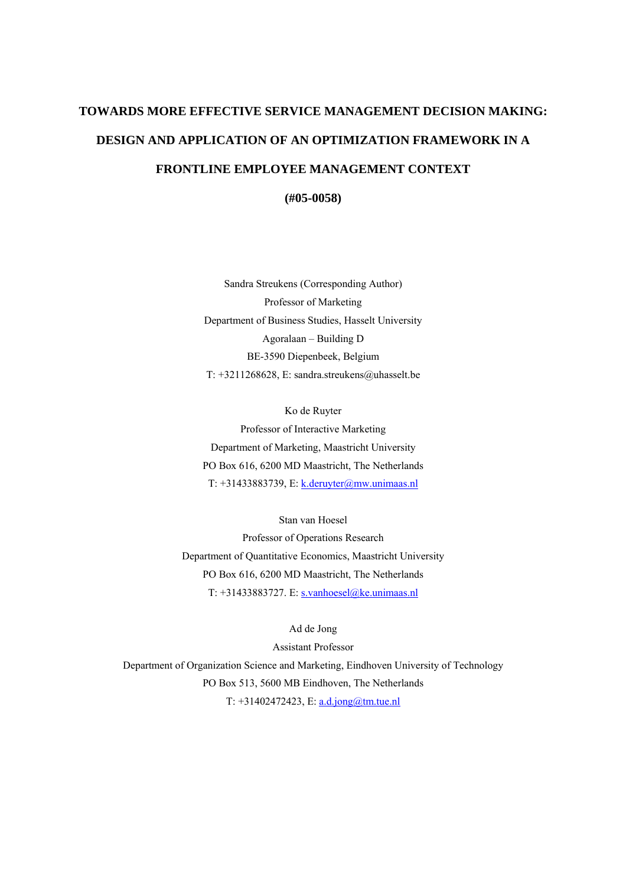# TOWARDS MORE EFFECTIVE SERVICE MANAGEMENT DECISION MAKING: DESIGN AND APPLICATION OF AN OPTIMIZATION FRAMEWORK IN A FRONTLINE EMPLOYEE MANAGEMENT CONTEXT

**(#05-0058)**

Sandra Streukens (Corresponding Author)
Professor of Marketing
Department of Business Studies, Hasselt University
Agoralaan – Building D
BE-3590 Diepenbeek, Belgium
T: +3211268628, E: sandra.streukens@uhasselt.be

Ko de Ruyter
Professor of Interactive Marketing
Department of Marketing, Maastricht University
PO Box 616, 6200 MD Maastricht, The Netherlands
T: +31433883739, E: k.deruyter@mw.unimaas.nl

Stan van Hoesel
Professor of Operations Research
Department of Quantitative Economics, Maastricht University
PO Box 616, 6200 MD Maastricht, The Netherlands
T: +31433883727. E: s.vanhoesel@ke.unimaas.nl

Ad de Jong
Assistant Professor
Department of Organization Science and Marketing, Eindhoven University of Technology
PO Box 513, 5600 MB Eindhoven, The Netherlands
T: +31402472423, E: a.d.jong@tm.tue.nl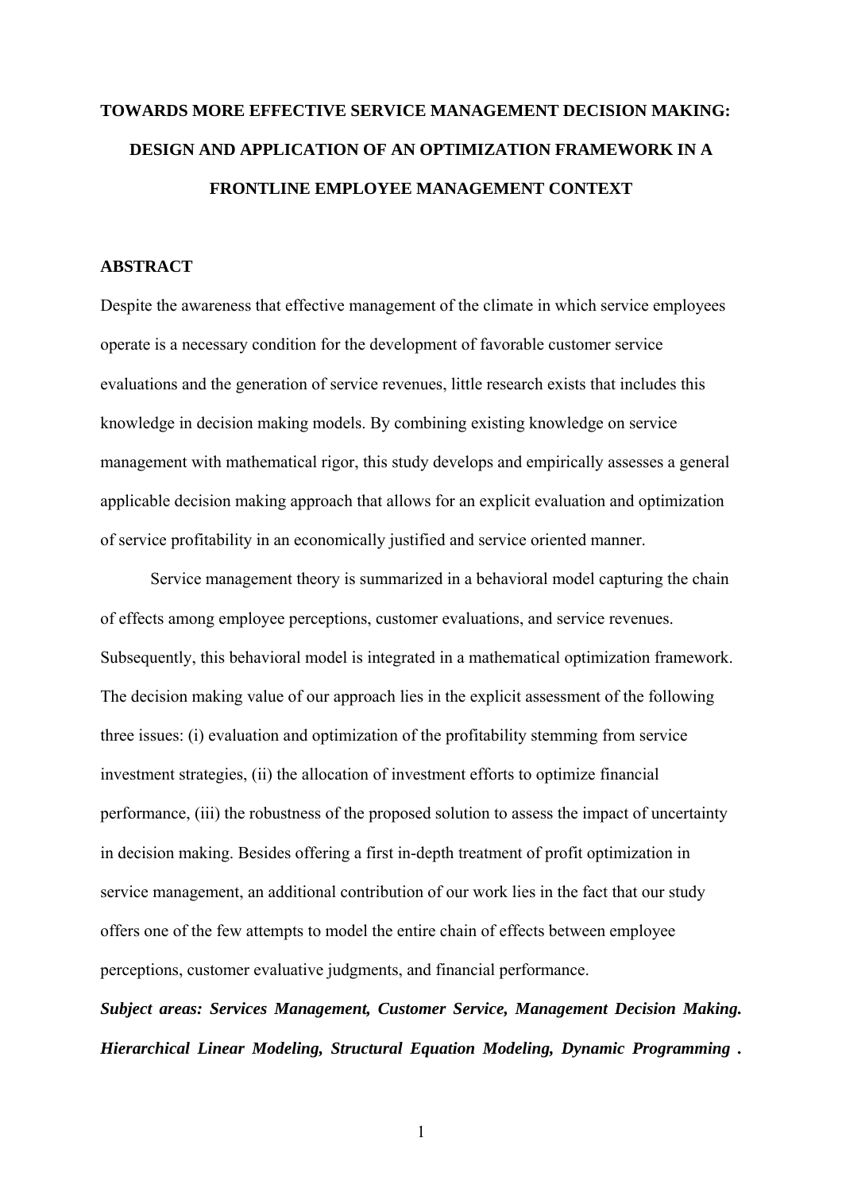# TOWARDS MORE EFFECTIVE SERVICE MANAGEMENT DECISION MAKING: DESIGN AND APPLICATION OF AN OPTIMIZATION FRAMEWORK IN A FRONTLINE EMPLOYEE MANAGEMENT CONTEXT

## ABSTRACT

Despite the awareness that effective management of the climate in which service employees operate is a necessary condition for the development of favorable customer service evaluations and the generation of service revenues, little research exists that includes this knowledge in decision making models. By combining existing knowledge on service management with mathematical rigor, this study develops and empirically assesses a general applicable decision making approach that allows for an explicit evaluation and optimization of service profitability in an economically justified and service oriented manner.

Service management theory is summarized in a behavioral model capturing the chain of effects among employee perceptions, customer evaluations, and service revenues. Subsequently, this behavioral model is integrated in a mathematical optimization framework. The decision making value of our approach lies in the explicit assessment of the following three issues: (i) evaluation and optimization of the profitability stemming from service investment strategies, (ii) the allocation of investment efforts to optimize financial performance, (iii) the robustness of the proposed solution to assess the impact of uncertainty in decision making. Besides offering a first in-depth treatment of profit optimization in service management, an additional contribution of our work lies in the fact that our study offers one of the few attempts to model the entire chain of effects between employee perceptions, customer evaluative judgments, and financial performance.

***Subject areas: Services Management, Customer Service, Management Decision Making. Hierarchical Linear Modeling, Structural Equation Modeling, Dynamic Programming .***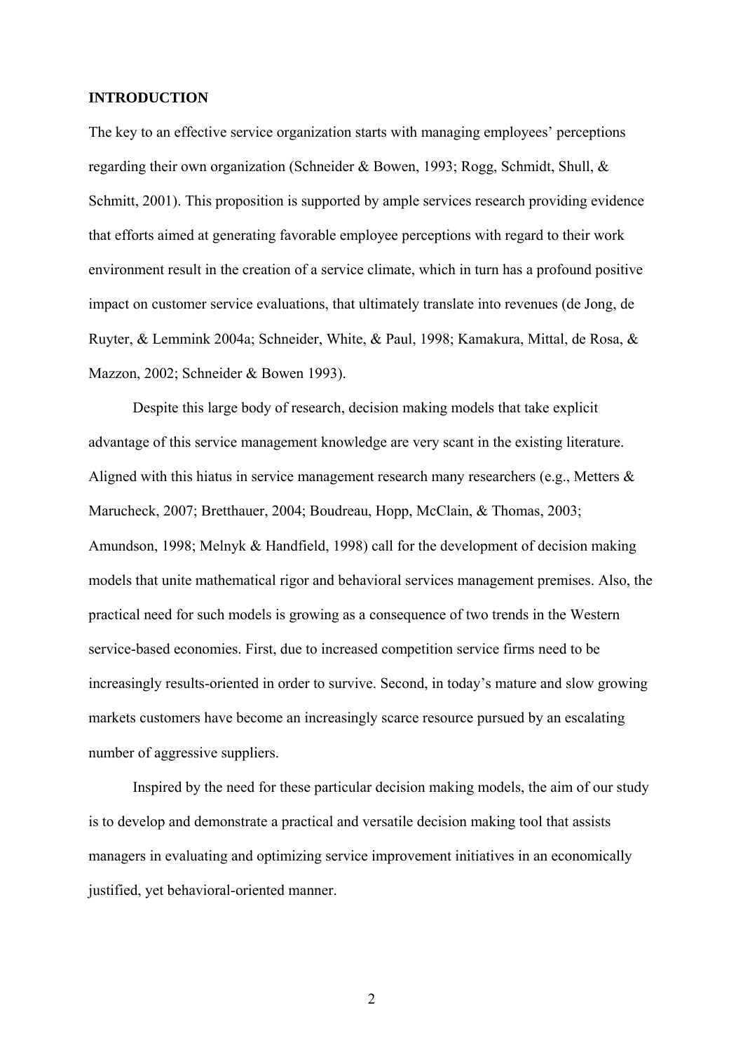## INTRODUCTION

The key to an effective service organization starts with managing employees' perceptions regarding their own organization (Schneider & Bowen, 1993; Rogg, Schmidt, Shull, & Schmitt, 2001). This proposition is supported by ample services research providing evidence that efforts aimed at generating favorable employee perceptions with regard to their work environment result in the creation of a service climate, which in turn has a profound positive impact on customer service evaluations, that ultimately translate into revenues (de Jong, de Ruyter, & Lemmink 2004a; Schneider, White, & Paul, 1998; Kamakura, Mittal, de Rosa, & Mazzon, 2002; Schneider & Bowen 1993).

Despite this large body of research, decision making models that take explicit advantage of this service management knowledge are very scant in the existing literature. Aligned with this hiatus in service management research many researchers (e.g., Metters & Marucheck, 2007; Bretthauer, 2004; Boudreau, Hopp, McClain, & Thomas, 2003; Amundson, 1998; Melnyk & Handfield, 1998) call for the development of decision making models that unite mathematical rigor and behavioral services management premises. Also, the practical need for such models is growing as a consequence of two trends in the Western service-based economies. First, due to increased competition service firms need to be increasingly results-oriented in order to survive. Second, in today's mature and slow growing markets customers have become an increasingly scarce resource pursued by an escalating number of aggressive suppliers.

Inspired by the need for these particular decision making models, the aim of our study is to develop and demonstrate a practical and versatile decision making tool that assists managers in evaluating and optimizing service improvement initiatives in an economically justified, yet behavioral-oriented manner.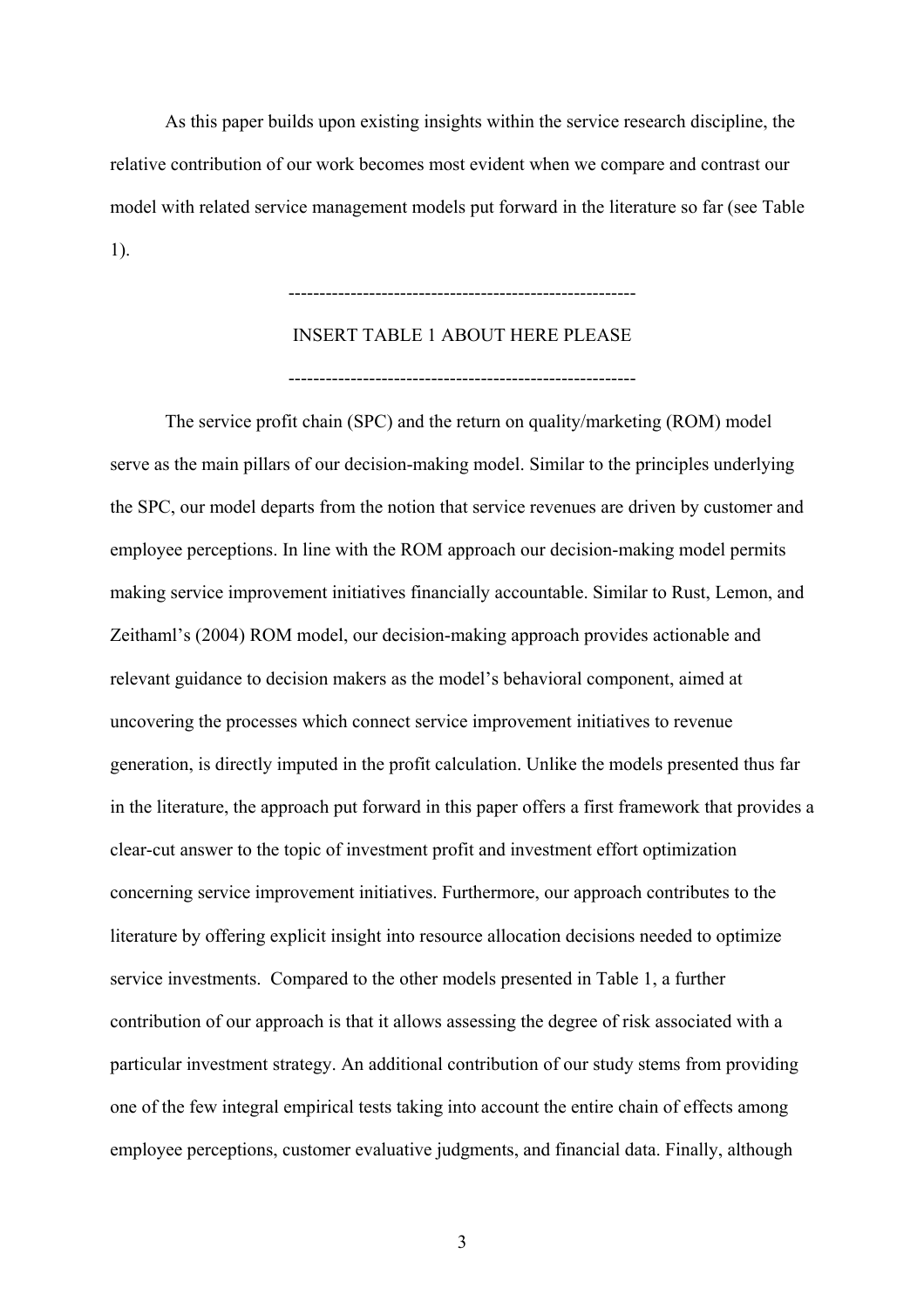As this paper builds upon existing insights within the service research discipline, the relative contribution of our work becomes most evident when we compare and contrast our model with related service management models put forward in the literature so far (see Table 1).

-------------------------------------------------------

INSERT TABLE 1 ABOUT HERE PLEASE

-------------------------------------------------------

The service profit chain (SPC) and the return on quality/marketing (ROM) model serve as the main pillars of our decision-making model. Similar to the principles underlying the SPC, our model departs from the notion that service revenues are driven by customer and employee perceptions. In line with the ROM approach our decision-making model permits making service improvement initiatives financially accountable. Similar to Rust, Lemon, and Zeithaml's (2004) ROM model, our decision-making approach provides actionable and relevant guidance to decision makers as the model's behavioral component, aimed at uncovering the processes which connect service improvement initiatives to revenue generation, is directly imputed in the profit calculation. Unlike the models presented thus far in the literature, the approach put forward in this paper offers a first framework that provides a clear-cut answer to the topic of investment profit and investment effort optimization concerning service improvement initiatives. Furthermore, our approach contributes to the literature by offering explicit insight into resource allocation decisions needed to optimize service investments. Compared to the other models presented in Table 1, a further contribution of our approach is that it allows assessing the degree of risk associated with a particular investment strategy. An additional contribution of our study stems from providing one of the few integral empirical tests taking into account the entire chain of effects among employee perceptions, customer evaluative judgments, and financial data. Finally, although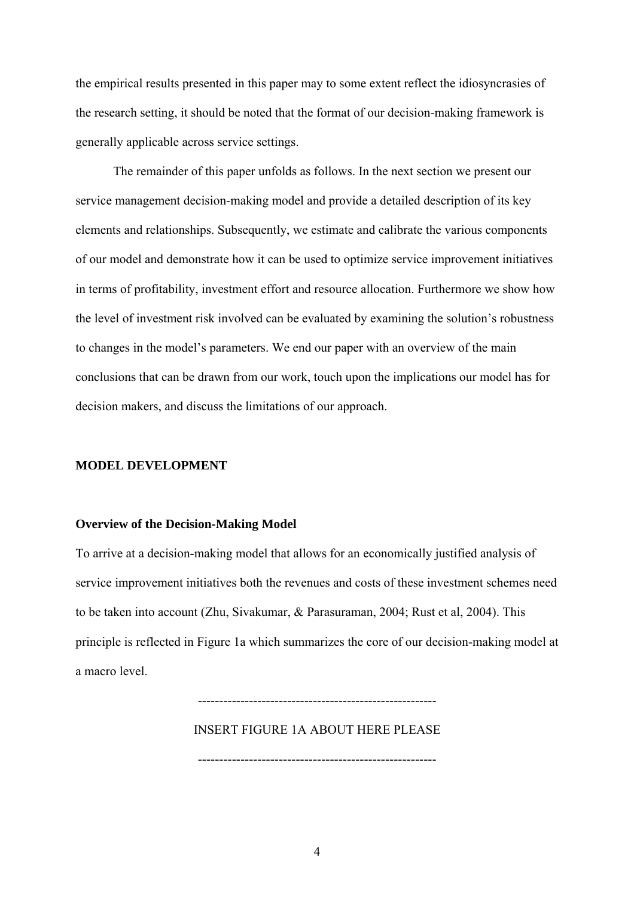the empirical results presented in this paper may to some extent reflect the idiosyncrasies of the research setting, it should be noted that the format of our decision-making framework is generally applicable across service settings.

The remainder of this paper unfolds as follows. In the next section we present our service management decision-making model and provide a detailed description of its key elements and relationships. Subsequently, we estimate and calibrate the various components of our model and demonstrate how it can be used to optimize service improvement initiatives in terms of profitability, investment effort and resource allocation. Furthermore we show how the level of investment risk involved can be evaluated by examining the solution's robustness to changes in the model's parameters. We end our paper with an overview of the main conclusions that can be drawn from our work, touch upon the implications our model has for decision makers, and discuss the limitations of our approach.

## MODEL DEVELOPMENT

### Overview of the Decision-Making Model

To arrive at a decision-making model that allows for an economically justified analysis of service improvement initiatives both the revenues and costs of these investment schemes need to be taken into account (Zhu, Sivakumar, & Parasuraman, 2004; Rust et al, 2004). This principle is reflected in Figure 1a which summarizes the core of our decision-making model at a macro level.

-------------------------------------------------------

INSERT FIGURE 1A ABOUT HERE PLEASE

-------------------------------------------------------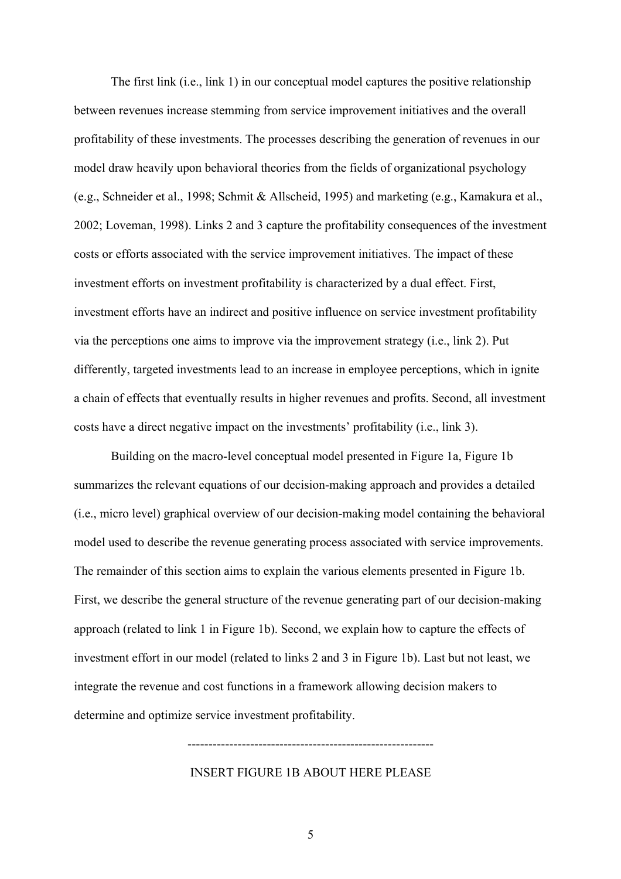The first link (i.e., link 1) in our conceptual model captures the positive relationship between revenues increase stemming from service improvement initiatives and the overall profitability of these investments. The processes describing the generation of revenues in our model draw heavily upon behavioral theories from the fields of organizational psychology (e.g., Schneider et al., 1998; Schmit & Allscheid, 1995) and marketing (e.g., Kamakura et al., 2002; Loveman, 1998). Links 2 and 3 capture the profitability consequences of the investment costs or efforts associated with the service improvement initiatives. The impact of these investment efforts on investment profitability is characterized by a dual effect. First, investment efforts have an indirect and positive influence on service investment profitability via the perceptions one aims to improve via the improvement strategy (i.e., link 2). Put differently, targeted investments lead to an increase in employee perceptions, which in ignite a chain of effects that eventually results in higher revenues and profits. Second, all investment costs have a direct negative impact on the investments' profitability (i.e., link 3).

Building on the macro-level conceptual model presented in Figure 1a, Figure 1b summarizes the relevant equations of our decision-making approach and provides a detailed (i.e., micro level) graphical overview of our decision-making model containing the behavioral model used to describe the revenue generating process associated with service improvements. The remainder of this section aims to explain the various elements presented in Figure 1b. First, we describe the general structure of the revenue generating part of our decision-making approach (related to link 1 in Figure 1b). Second, we explain how to capture the effects of investment effort in our model (related to links 2 and 3 in Figure 1b). Last but not least, we integrate the revenue and cost functions in a framework allowing decision makers to determine and optimize service investment profitability.

-----------------------------------------------------------

INSERT FIGURE 1B ABOUT HERE PLEASE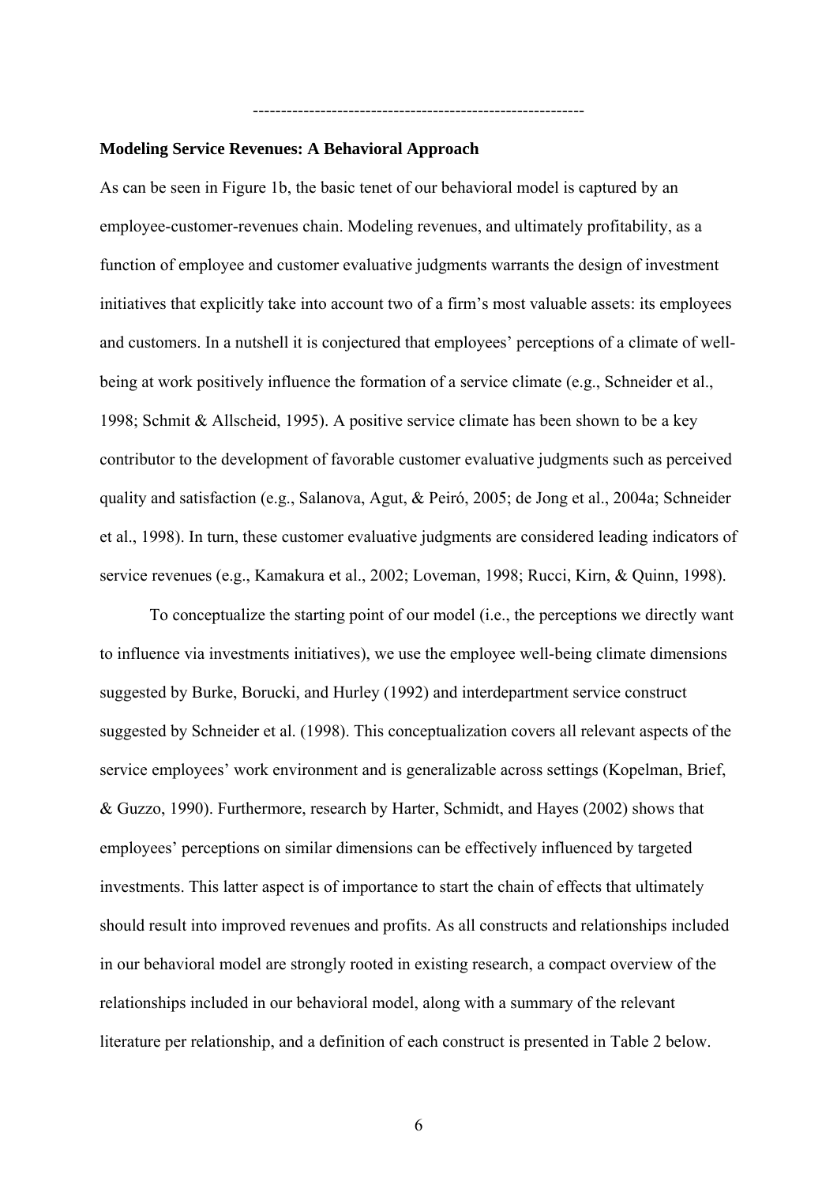----------------------------------------------------------

**Modeling Service Revenues: A Behavioral Approach**

As can be seen in Figure 1b, the basic tenet of our behavioral model is captured by an employee-customer-revenues chain. Modeling revenues, and ultimately profitability, as a function of employee and customer evaluative judgments warrants the design of investment initiatives that explicitly take into account two of a firm's most valuable assets: its employees and customers. In a nutshell it is conjectured that employees' perceptions of a climate of well-being at work positively influence the formation of a service climate (e.g., Schneider et al., 1998; Schmit & Allscheid, 1995). A positive service climate has been shown to be a key contributor to the development of favorable customer evaluative judgments such as perceived quality and satisfaction (e.g., Salanova, Agut, & Peiró, 2005; de Jong et al., 2004a; Schneider et al., 1998). In turn, these customer evaluative judgments are considered leading indicators of service revenues (e.g., Kamakura et al., 2002; Loveman, 1998; Rucci, Kirn, & Quinn, 1998).

To conceptualize the starting point of our model (i.e., the perceptions we directly want to influence via investments initiatives), we use the employee well-being climate dimensions suggested by Burke, Borucki, and Hurley (1992) and interdepartment service construct suggested by Schneider et al. (1998). This conceptualization covers all relevant aspects of the service employees' work environment and is generalizable across settings (Kopelman, Brief, & Guzzo, 1990). Furthermore, research by Harter, Schmidt, and Hayes (2002) shows that employees' perceptions on similar dimensions can be effectively influenced by targeted investments. This latter aspect is of importance to start the chain of effects that ultimately should result into improved revenues and profits. As all constructs and relationships included in our behavioral model are strongly rooted in existing research, a compact overview of the relationships included in our behavioral model, along with a summary of the relevant literature per relationship, and a definition of each construct is presented in Table 2 below.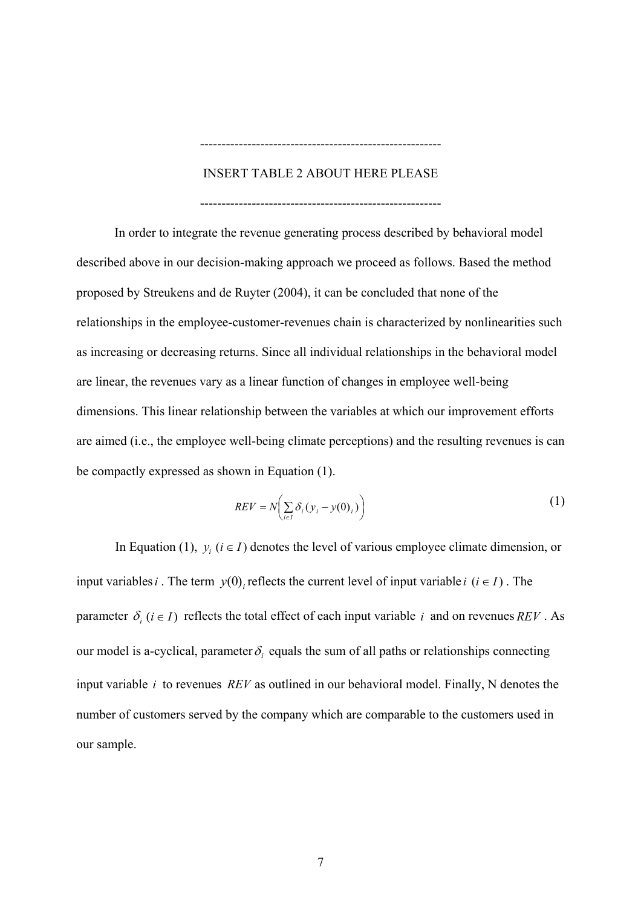--------------------------------------------------------

INSERT TABLE 2 ABOUT HERE PLEASE

--------------------------------------------------------

In order to integrate the revenue generating process described by behavioral model described above in our decision-making approach we proceed as follows. Based the method proposed by Streukens and de Ruyter (2004), it can be concluded that none of the relationships in the employee-customer-revenues chain is characterized by nonlinearities such as increasing or decreasing returns. Since all individual relationships in the behavioral model are linear, the revenues vary as a linear function of changes in employee well-being dimensions. This linear relationship between the variables at which our improvement efforts are aimed (i.e., the employee well-being climate perceptions) and the resulting revenues is can be compactly expressed as shown in Equation (1).

$$REV = N\left(\sum_{i \in I} \delta_i (y_i - y(0)_i)\right) \tag{1}$$

In Equation (1), $y_i \ (i \in I)$ denotes the level of various employee climate dimension, or input variables $i$. The term $y(0)_i$ reflects the current level of input variable $i \ (i \in I)$. The parameter $\delta_i \ (i \in I)$ reflects the total effect of each input variable $i$ and on revenues $REV$. As our model is a-cyclical, parameter $\delta_i$ equals the sum of all paths or relationships connecting input variable $i$ to revenues $REV$ as outlined in our behavioral model. Finally, N denotes the number of customers served by the company which are comparable to the customers used in our sample.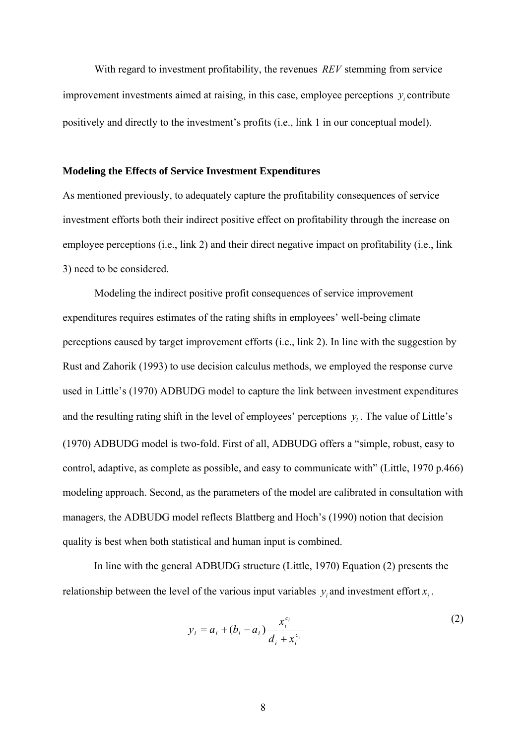With regard to investment profitability, the revenues $REV$ stemming from service improvement investments aimed at raising, in this case, employee perceptions $y_i$ contribute positively and directly to the investment's profits (i.e., link 1 in our conceptual model).

**Modeling the Effects of Service Investment Expenditures**

As mentioned previously, to adequately capture the profitability consequences of service investment efforts both their indirect positive effect on profitability through the increase on employee perceptions (i.e., link 2) and their direct negative impact on profitability (i.e., link 3) need to be considered.

Modeling the indirect positive profit consequences of service improvement expenditures requires estimates of the rating shifts in employees' well-being climate perceptions caused by target improvement efforts (i.e., link 2). In line with the suggestion by Rust and Zahorik (1993) to use decision calculus methods, we employed the response curve used in Little's (1970) ADBUDG model to capture the link between investment expenditures and the resulting rating shift in the level of employees' perceptions $y_i$. The value of Little's (1970) ADBUDG model is two-fold. First of all, ADBUDG offers a "simple, robust, easy to control, adaptive, as complete as possible, and easy to communicate with" (Little, 1970 p.466) modeling approach. Second, as the parameters of the model are calibrated in consultation with managers, the ADBUDG model reflects Blattberg and Hoch's (1990) notion that decision quality is best when both statistical and human input is combined.

In line with the general ADBUDG structure (Little, 1970) Equation (2) presents the relationship between the level of the various input variables $y_i$ and investment effort $x_i$.

$$y_i = a_i + (b_i - a_i)\frac{x_i^{c_i}}{d_i + x_i^{c_i}} \tag{2}$$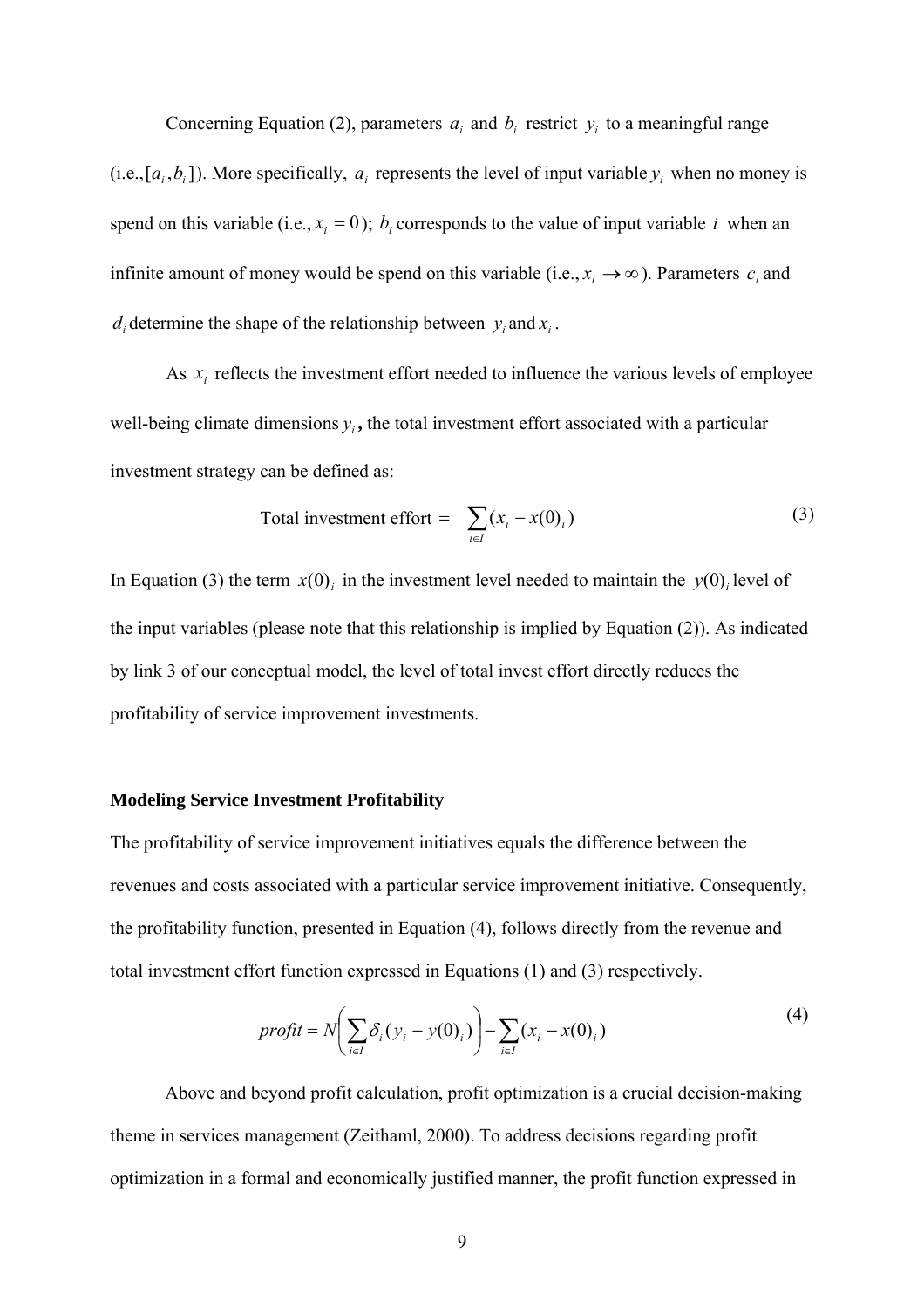Concerning Equation (2), parameters $a_i$ and $b_i$ restrict $y_i$ to a meaningful range (i.e., $[a_i, b_i]$). More specifically, $a_i$ represents the level of input variable $y_i$ when no money is spend on this variable (i.e., $x_i = 0$); $b_i$ corresponds to the value of input variable $i$ when an infinite amount of money would be spend on this variable (i.e., $x_i \rightarrow \infty$). Parameters $c_i$ and $d_i$ determine the shape of the relationship between $y_i$ and $x_i$.

As $x_i$ reflects the investment effort needed to influence the various levels of employee well-being climate dimensions $y_i$**,** the total investment effort associated with a particular investment strategy can be defined as:

$$\text{Total investment effort } = \sum_{i \in I} (x_i - x(0)_i) \tag{3}$$

In Equation (3) the term $x(0)_i$ in the investment level needed to maintain the $y(0)_i$ level of the input variables (please note that this relationship is implied by Equation (2)). As indicated by link 3 of our conceptual model, the level of total invest effort directly reduces the profitability of service improvement investments.

**Modeling Service Investment Profitability**

The profitability of service improvement initiatives equals the difference between the revenues and costs associated with a particular service improvement initiative. Consequently, the profitability function, presented in Equation (4), follows directly from the revenue and total investment effort function expressed in Equations (1) and (3) respectively.

$$profit = N\left(\sum_{i \in I} \delta_i (y_i - y(0)_i)\right) - \sum_{i \in I} (x_i - x(0)_i) \tag{4}$$

Above and beyond profit calculation, profit optimization is a crucial decision-making theme in services management (Zeithaml, 2000). To address decisions regarding profit optimization in a formal and economically justified manner, the profit function expressed in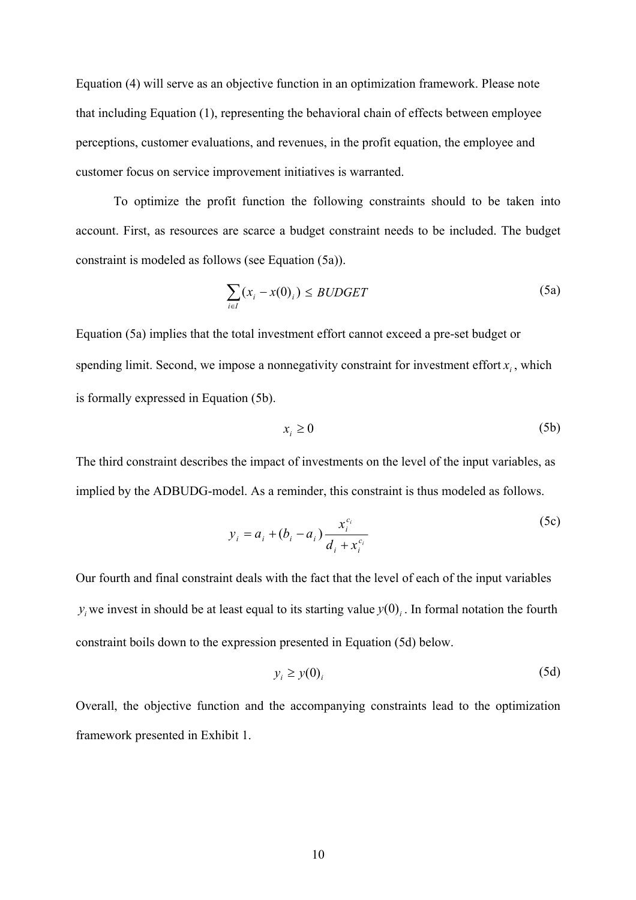Equation (4) will serve as an objective function in an optimization framework. Please note that including Equation (1), representing the behavioral chain of effects between employee perceptions, customer evaluations, and revenues, in the profit equation, the employee and customer focus on service improvement initiatives is warranted.

To optimize the profit function the following constraints should to be taken into account. First, as resources are scarce a budget constraint needs to be included. The budget constraint is modeled as follows (see Equation (5a)).

$$\sum_{i \in I} (x_i - x(0)_i) \leq BUDGET \tag{5a}$$

Equation (5a) implies that the total investment effort cannot exceed a pre-set budget or spending limit. Second, we impose a nonnegativity constraint for investment effort $x_i$, which is formally expressed in Equation (5b).

$$x_i \geq 0 \tag{5b}$$

The third constraint describes the impact of investments on the level of the input variables, as implied by the ADBUDG-model. As a reminder, this constraint is thus modeled as follows.

$$y_i = a_i + (b_i - a_i) \frac{x_i^{c_i}}{d_i + x_i^{c_i}} \tag{5c}$$

Our fourth and final constraint deals with the fact that the level of each of the input variables $y_i$ we invest in should be at least equal to its starting value $y(0)_i$. In formal notation the fourth constraint boils down to the expression presented in Equation (5d) below.

$$y_i \geq y(0)_i \tag{5d}$$

Overall, the objective function and the accompanying constraints lead to the optimization framework presented in Exhibit 1.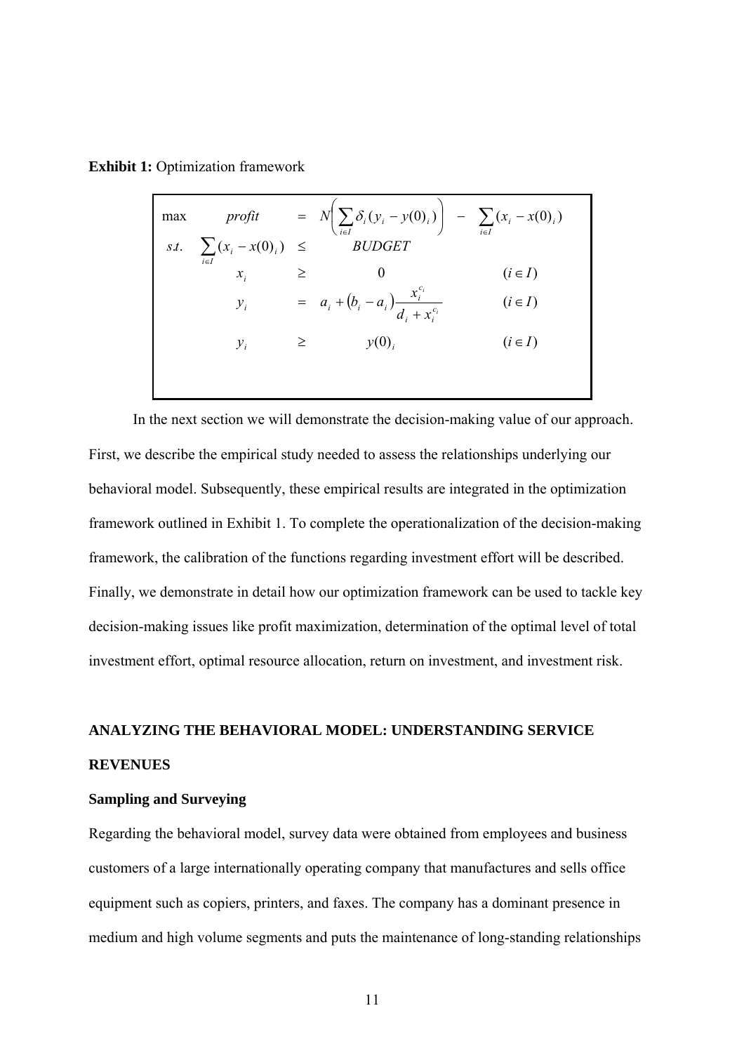**Exhibit 1:** Optimization framework

$$
\begin{array}{llcll}
\max & profit & = & N\left(\sum_{i \in I} \delta_i (y_i - y(0)_i)\right) & - \sum_{i \in I} (x_i - x(0)_i) \\
s.t. & \sum_{i \in I} (x_i - x(0)_i) & \leq & BUDGET & \\
 & x_i & \geq & 0 & (i \in I) \\
 & y_i & = & a_i + (b_i - a_i)\dfrac{x_i^{c_i}}{d_i + x_i^{c_i}} & (i \in I) \\
 & y_i & \geq & y(0)_i & (i \in I)
\end{array}
$$

In the next section we will demonstrate the decision-making value of our approach. First, we describe the empirical study needed to assess the relationships underlying our behavioral model. Subsequently, these empirical results are integrated in the optimization framework outlined in Exhibit 1. To complete the operationalization of the decision-making framework, the calibration of the functions regarding investment effort will be described. Finally, we demonstrate in detail how our optimization framework can be used to tackle key decision-making issues like profit maximization, determination of the optimal level of total investment effort, optimal resource allocation, return on investment, and investment risk.

## ANALYZING THE BEHAVIORAL MODEL: UNDERSTANDING SERVICE REVENUES

### Sampling and Surveying

Regarding the behavioral model, survey data were obtained from employees and business customers of a large internationally operating company that manufactures and sells office equipment such as copiers, printers, and faxes. The company has a dominant presence in medium and high volume segments and puts the maintenance of long-standing relationships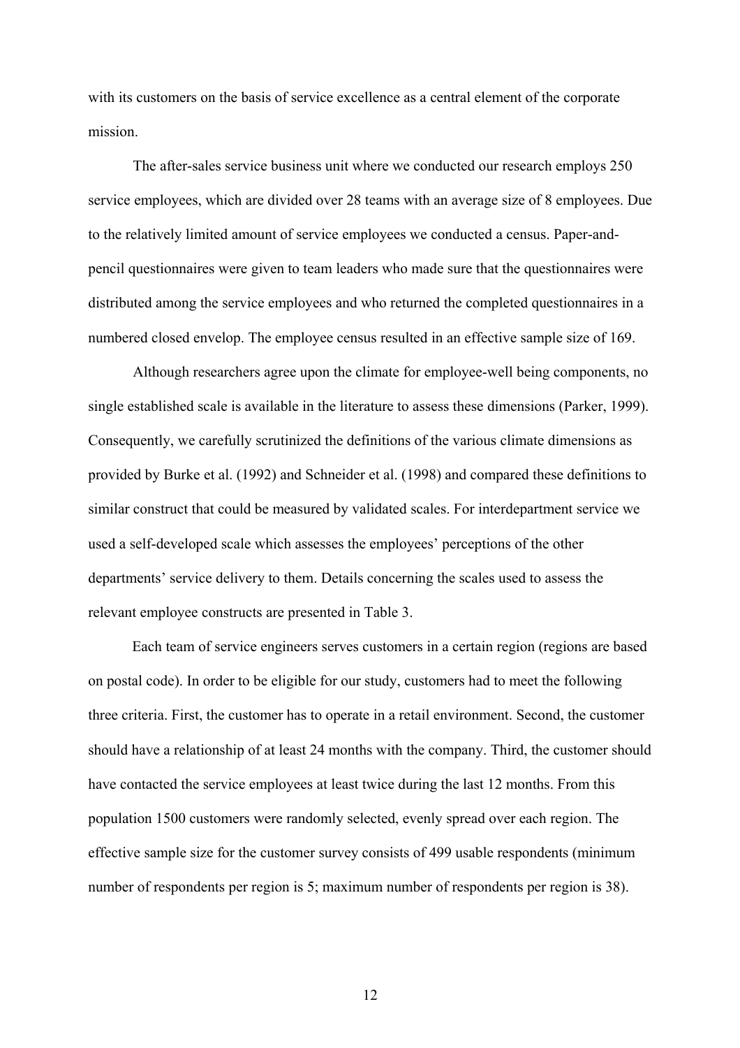with its customers on the basis of service excellence as a central element of the corporate mission.

The after-sales service business unit where we conducted our research employs 250 service employees, which are divided over 28 teams with an average size of 8 employees. Due to the relatively limited amount of service employees we conducted a census. Paper-and-pencil questionnaires were given to team leaders who made sure that the questionnaires were distributed among the service employees and who returned the completed questionnaires in a numbered closed envelop. The employee census resulted in an effective sample size of 169.

Although researchers agree upon the climate for employee-well being components, no single established scale is available in the literature to assess these dimensions (Parker, 1999). Consequently, we carefully scrutinized the definitions of the various climate dimensions as provided by Burke et al. (1992) and Schneider et al. (1998) and compared these definitions to similar construct that could be measured by validated scales. For interdepartment service we used a self-developed scale which assesses the employees' perceptions of the other departments' service delivery to them. Details concerning the scales used to assess the relevant employee constructs are presented in Table 3.

Each team of service engineers serves customers in a certain region (regions are based on postal code). In order to be eligible for our study, customers had to meet the following three criteria. First, the customer has to operate in a retail environment. Second, the customer should have a relationship of at least 24 months with the company. Third, the customer should have contacted the service employees at least twice during the last 12 months. From this population 1500 customers were randomly selected, evenly spread over each region. The effective sample size for the customer survey consists of 499 usable respondents (minimum number of respondents per region is 5; maximum number of respondents per region is 38).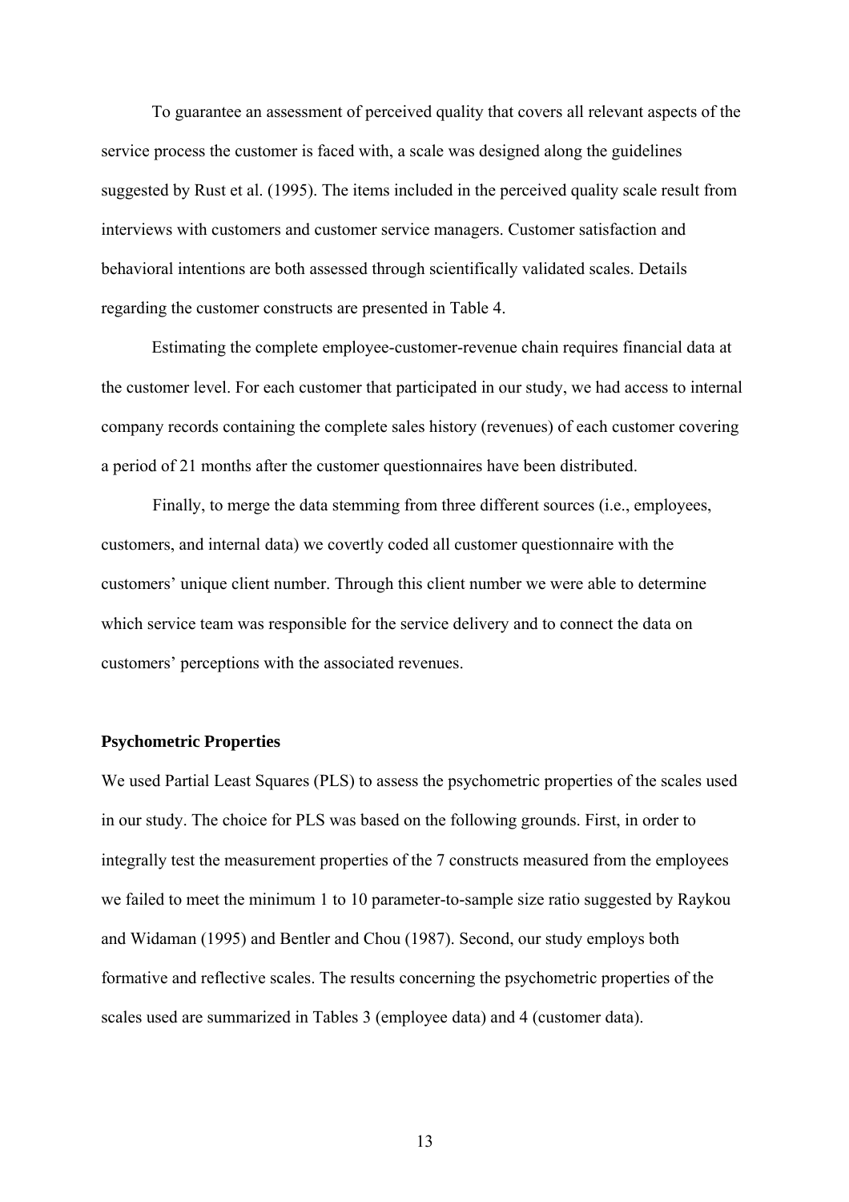To guarantee an assessment of perceived quality that covers all relevant aspects of the service process the customer is faced with, a scale was designed along the guidelines suggested by Rust et al. (1995). The items included in the perceived quality scale result from interviews with customers and customer service managers. Customer satisfaction and behavioral intentions are both assessed through scientifically validated scales. Details regarding the customer constructs are presented in Table 4.

Estimating the complete employee-customer-revenue chain requires financial data at the customer level. For each customer that participated in our study, we had access to internal company records containing the complete sales history (revenues) of each customer covering a period of 21 months after the customer questionnaires have been distributed.

Finally, to merge the data stemming from three different sources (i.e., employees, customers, and internal data) we covertly coded all customer questionnaire with the customers' unique client number. Through this client number we were able to determine which service team was responsible for the service delivery and to connect the data on customers' perceptions with the associated revenues.

### Psychometric Properties

We used Partial Least Squares (PLS) to assess the psychometric properties of the scales used in our study. The choice for PLS was based on the following grounds. First, in order to integrally test the measurement properties of the 7 constructs measured from the employees we failed to meet the minimum 1 to 10 parameter-to-sample size ratio suggested by Raykou and Widaman (1995) and Bentler and Chou (1987). Second, our study employs both formative and reflective scales. The results concerning the psychometric properties of the scales used are summarized in Tables 3 (employee data) and 4 (customer data).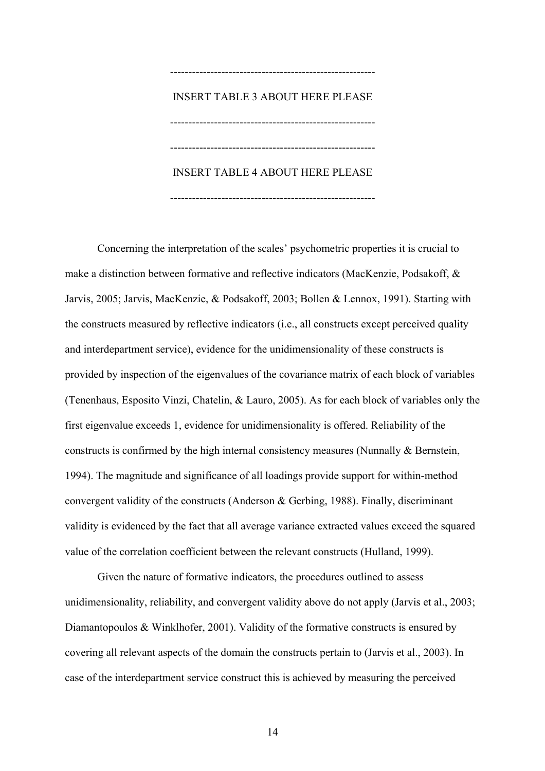--------------------------------------------------------

INSERT TABLE 3 ABOUT HERE PLEASE

--------------------------------------------------------

--------------------------------------------------------

INSERT TABLE 4 ABOUT HERE PLEASE

--------------------------------------------------------

Concerning the interpretation of the scales' psychometric properties it is crucial to make a distinction between formative and reflective indicators (MacKenzie, Podsakoff, & Jarvis, 2005; Jarvis, MacKenzie, & Podsakoff, 2003; Bollen & Lennox, 1991). Starting with the constructs measured by reflective indicators (i.e., all constructs except perceived quality and interdepartment service), evidence for the unidimensionality of these constructs is provided by inspection of the eigenvalues of the covariance matrix of each block of variables (Tenenhaus, Esposito Vinzi, Chatelin, & Lauro, 2005). As for each block of variables only the first eigenvalue exceeds 1, evidence for unidimensionality is offered. Reliability of the constructs is confirmed by the high internal consistency measures (Nunnally & Bernstein, 1994). The magnitude and significance of all loadings provide support for within-method convergent validity of the constructs (Anderson & Gerbing, 1988). Finally, discriminant validity is evidenced by the fact that all average variance extracted values exceed the squared value of the correlation coefficient between the relevant constructs (Hulland, 1999).

Given the nature of formative indicators, the procedures outlined to assess unidimensionality, reliability, and convergent validity above do not apply (Jarvis et al., 2003; Diamantopoulos & Winklhofer, 2001). Validity of the formative constructs is ensured by covering all relevant aspects of the domain the constructs pertain to (Jarvis et al., 2003). In case of the interdepartment service construct this is achieved by measuring the perceived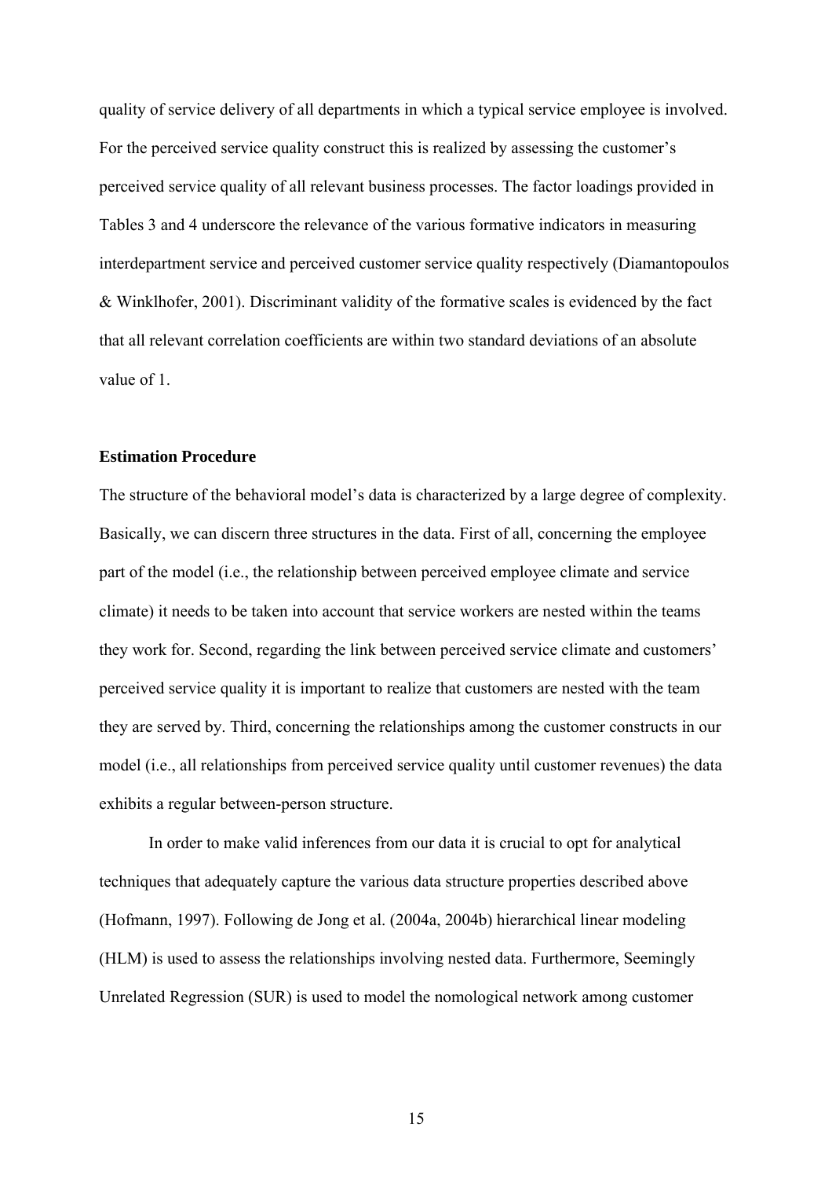quality of service delivery of all departments in which a typical service employee is involved. For the perceived service quality construct this is realized by assessing the customer's perceived service quality of all relevant business processes. The factor loadings provided in Tables 3 and 4 underscore the relevance of the various formative indicators in measuring interdepartment service and perceived customer service quality respectively (Diamantopoulos & Winklhofer, 2001). Discriminant validity of the formative scales is evidenced by the fact that all relevant correlation coefficients are within two standard deviations of an absolute value of 1.

### Estimation Procedure

The structure of the behavioral model's data is characterized by a large degree of complexity. Basically, we can discern three structures in the data. First of all, concerning the employee part of the model (i.e., the relationship between perceived employee climate and service climate) it needs to be taken into account that service workers are nested within the teams they work for. Second, regarding the link between perceived service climate and customers' perceived service quality it is important to realize that customers are nested with the team they are served by. Third, concerning the relationships among the customer constructs in our model (i.e., all relationships from perceived service quality until customer revenues) the data exhibits a regular between-person structure.

In order to make valid inferences from our data it is crucial to opt for analytical techniques that adequately capture the various data structure properties described above (Hofmann, 1997). Following de Jong et al. (2004a, 2004b) hierarchical linear modeling (HLM) is used to assess the relationships involving nested data. Furthermore, Seemingly Unrelated Regression (SUR) is used to model the nomological network among customer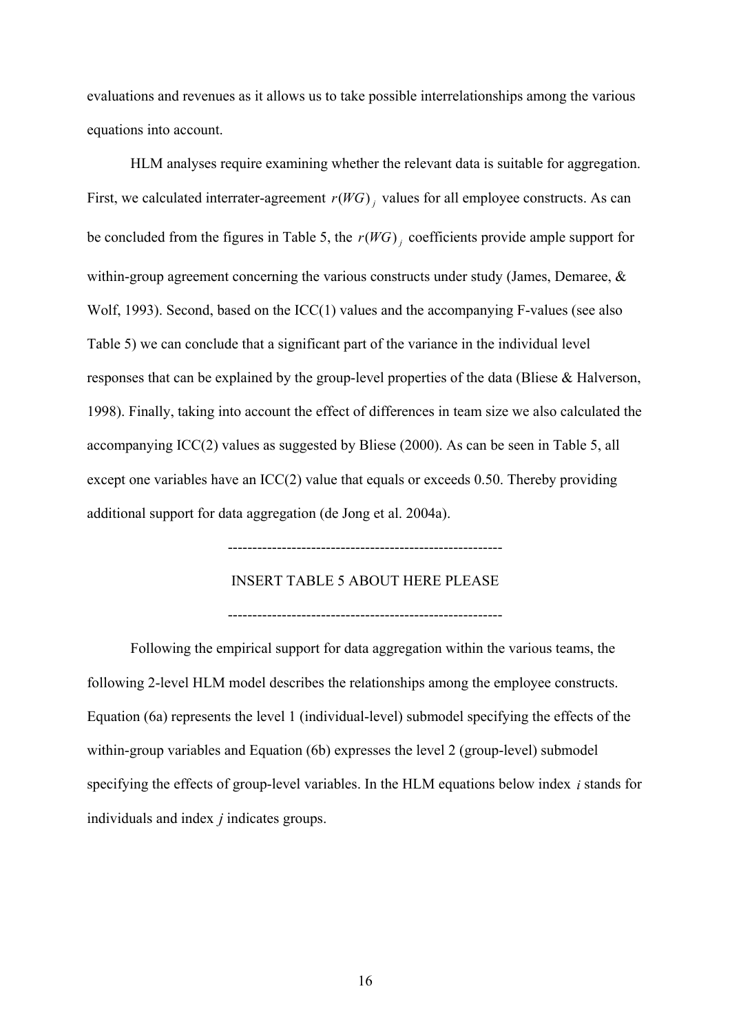evaluations and revenues as it allows us to take possible interrelationships among the various equations into account.

HLM analyses require examining whether the relevant data is suitable for aggregation. First, we calculated interrater-agreement $r(WG)_j$ values for all employee constructs. As can be concluded from the figures in Table 5, the $r(WG)_j$ coefficients provide ample support for within-group agreement concerning the various constructs under study (James, Demaree, & Wolf, 1993). Second, based on the ICC(1) values and the accompanying F-values (see also Table 5) we can conclude that a significant part of the variance in the individual level responses that can be explained by the group-level properties of the data (Bliese & Halverson, 1998). Finally, taking into account the effect of differences in team size we also calculated the accompanying ICC(2) values as suggested by Bliese (2000). As can be seen in Table 5, all except one variables have an ICC(2) value that equals or exceeds 0.50. Thereby providing additional support for data aggregation (de Jong et al. 2004a).

--------------------------------------------------------

INSERT TABLE 5 ABOUT HERE PLEASE

--------------------------------------------------------

Following the empirical support for data aggregation within the various teams, the following 2-level HLM model describes the relationships among the employee constructs. Equation (6a) represents the level 1 (individual-level) submodel specifying the effects of the within-group variables and Equation (6b) expresses the level 2 (group-level) submodel specifying the effects of group-level variables. In the HLM equations below index $i$ stands for individuals and index $j$ indicates groups.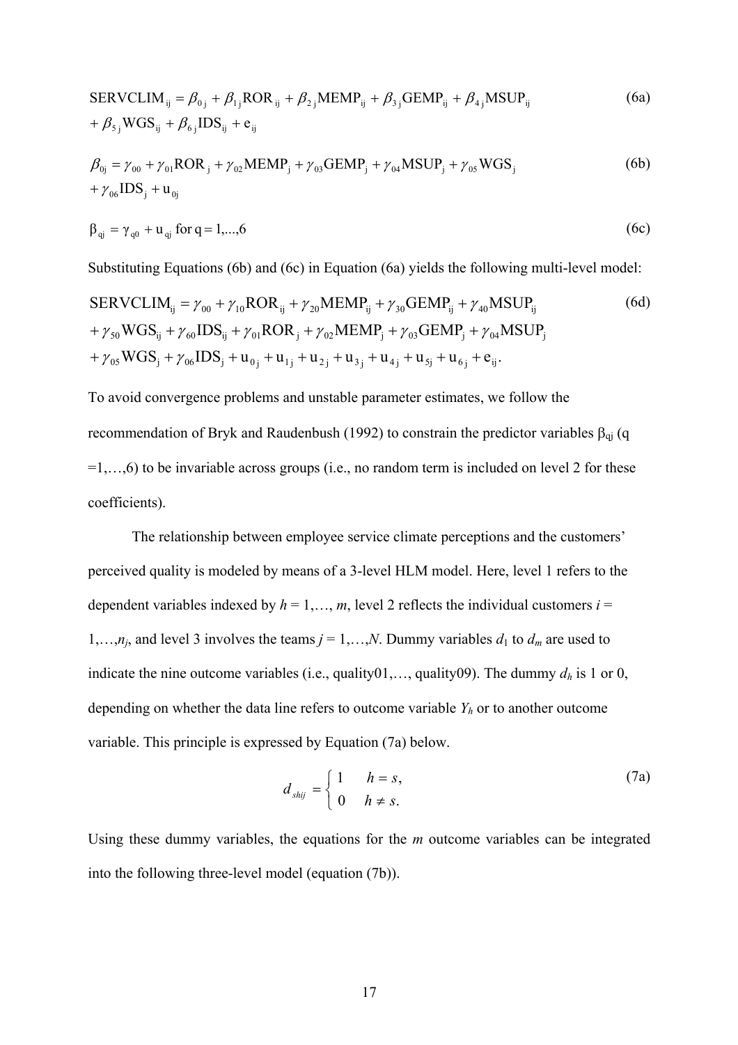$$\mathrm{SERVCLIM}_{ij} = \beta_{0j} + \beta_{1j}\mathrm{ROR}_{ij} + \beta_{2j}\mathrm{MEMP}_{ij} + \beta_{3j}\mathrm{GEMP}_{ij} + \beta_{4j}\mathrm{MSUP}_{ij} + \beta_{5j}\mathrm{WGS}_{ij} + \beta_{6j}\mathrm{IDS}_{ij} + e_{ij} \tag{6a}$$

$$\beta_{0j} = \gamma_{00} + \gamma_{01}\mathrm{ROR}_j + \gamma_{02}\mathrm{MEMP}_j + \gamma_{03}\mathrm{GEMP}_j + \gamma_{04}\mathrm{MSUP}_j + \gamma_{05}\mathrm{WGS}_j + \gamma_{06}\mathrm{IDS}_j + u_{0j} \tag{6b}$$

$$\beta_{qj} = \gamma_{q0} + u_{qj} \text{ for } q = 1,...,6 \tag{6c}$$

Substituting Equations (6b) and (6c) in Equation (6a) yields the following multi-level model:

$$\begin{aligned}\mathrm{SERVCLIM}_{ij} &= \gamma_{00} + \gamma_{10}\mathrm{ROR}_{ij} + \gamma_{20}\mathrm{MEMP}_{ij} + \gamma_{30}\mathrm{GEMP}_{ij} + \gamma_{40}\mathrm{MSUP}_{ij} \\ &+ \gamma_{50}\mathrm{WGS}_{ij} + \gamma_{60}\mathrm{IDS}_{ij} + \gamma_{01}\mathrm{ROR}_j + \gamma_{02}\mathrm{MEMP}_j + \gamma_{03}\mathrm{GEMP}_j + \gamma_{04}\mathrm{MSUP}_j \\ &+ \gamma_{05}\mathrm{WGS}_j + \gamma_{06}\mathrm{IDS}_j + u_{0j} + u_{1j} + u_{2j} + u_{3j} + u_{4j} + u_{5j} + u_{6j} + e_{ij}.\end{aligned} \tag{6d}$$

To avoid convergence problems and unstable parameter estimates, we follow the recommendation of Bryk and Raudenbush (1992) to constrain the predictor variables $\beta_{qj}$ ($q = 1,\ldots,6$) to be invariable across groups (i.e., no random term is included on level 2 for these coefficients).

The relationship between employee service climate perceptions and the customers' perceived quality is modeled by means of a 3-level HLM model. Here, level 1 refers to the dependent variables indexed by $h = 1,\ldots, m$, level 2 reflects the individual customers $i = 1,\ldots,n_j$, and level 3 involves the teams $j = 1,\ldots,N$. Dummy variables $d_1$ to $d_m$ are used to indicate the nine outcome variables (i.e., quality01,…, quality09). The dummy $d_h$ is 1 or 0, depending on whether the data line refers to outcome variable $Y_h$ or to another outcome variable. This principle is expressed by Equation (7a) below.

$$d_{shij} = \begin{cases} 1 & h = s, \\ 0 & h \neq s. \end{cases} \tag{7a}$$

Using these dummy variables, the equations for the $m$ outcome variables can be integrated into the following three-level model (equation (7b)).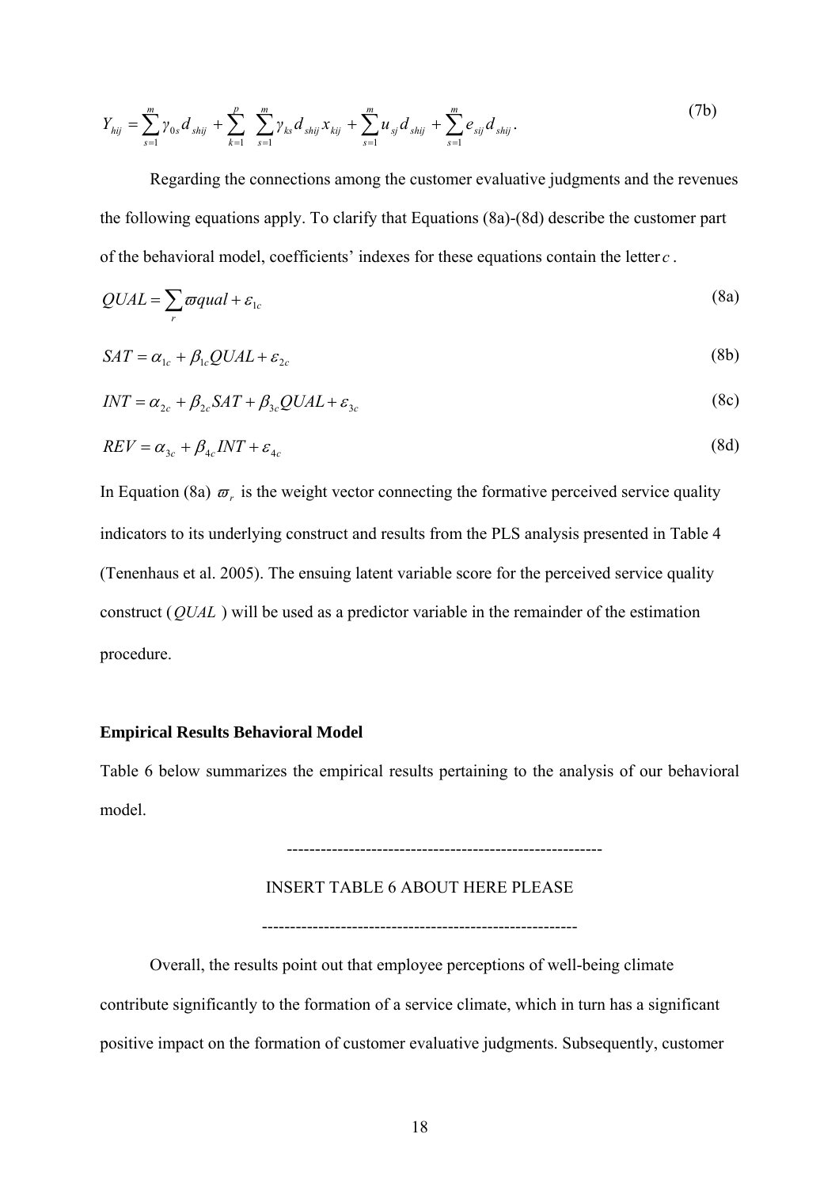$$Y_{hij} = \sum_{s=1}^{m} \gamma_{0s} d_{shij} + \sum_{k=1}^{p} \sum_{s=1}^{m} \gamma_{ks} d_{shij} x_{kij} + \sum_{s=1}^{m} u_{sj} d_{shij} + \sum_{s=1}^{m} e_{sij} d_{shij} . \tag{7b}$$

Regarding the connections among the customer evaluative judgments and the revenues the following equations apply. To clarify that Equations (8a)-(8d) describe the customer part of the behavioral model, coefficients' indexes for these equations contain the letter $c$.

$$QUAL = \sum_{r} \varpi qual + \varepsilon_{1c} \tag{8a}$$

$$SAT = \alpha_{1c} + \beta_{1c} QUAL + \varepsilon_{2c} \tag{8b}$$

$$INT = \alpha_{2c} + \beta_{2c} SAT + \beta_{3c} QUAL + \varepsilon_{3c} \tag{8c}$$

$$REV = \alpha_{3c} + \beta_{4c} INT + \varepsilon_{4c} \tag{8d}$$

In Equation (8a) $\varpi_r$ is the weight vector connecting the formative perceived service quality indicators to its underlying construct and results from the PLS analysis presented in Table 4 (Tenenhaus et al. 2005). The ensuing latent variable score for the perceived service quality construct ($QUAL$) will be used as a predictor variable in the remainder of the estimation procedure.

**Empirical Results Behavioral Model**

Table 6 below summarizes the empirical results pertaining to the analysis of our behavioral model.

--------------------------------------------------------

INSERT TABLE 6 ABOUT HERE PLEASE

--------------------------------------------------------

Overall, the results point out that employee perceptions of well-being climate contribute significantly to the formation of a service climate, which in turn has a significant positive impact on the formation of customer evaluative judgments. Subsequently, customer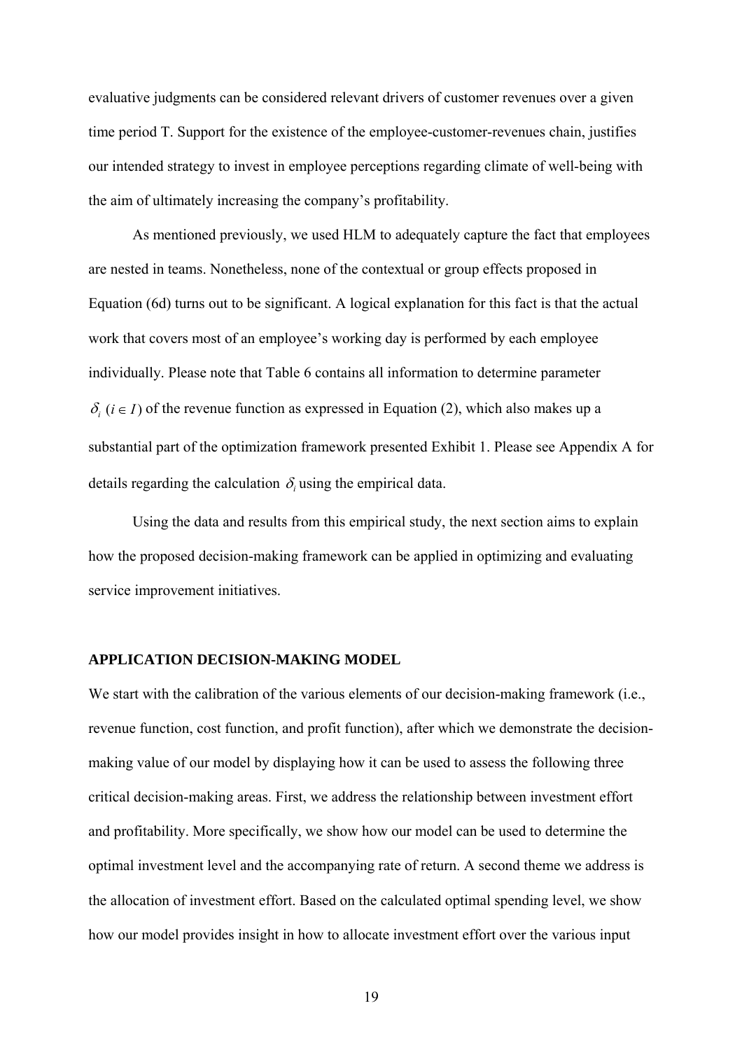evaluative judgments can be considered relevant drivers of customer revenues over a given time period T. Support for the existence of the employee-customer-revenues chain, justifies our intended strategy to invest in employee perceptions regarding climate of well-being with the aim of ultimately increasing the company's profitability.

As mentioned previously, we used HLM to adequately capture the fact that employees are nested in teams. Nonetheless, none of the contextual or group effects proposed in Equation (6d) turns out to be significant. A logical explanation for this fact is that the actual work that covers most of an employee's working day is performed by each employee individually. Please note that Table 6 contains all information to determine parameter $\delta_i$ ($i \in I$) of the revenue function as expressed in Equation (2), which also makes up a substantial part of the optimization framework presented Exhibit 1. Please see Appendix A for details regarding the calculation $\delta_i$ using the empirical data.

Using the data and results from this empirical study, the next section aims to explain how the proposed decision-making framework can be applied in optimizing and evaluating service improvement initiatives.

## APPLICATION DECISION-MAKING MODEL

We start with the calibration of the various elements of our decision-making framework (i.e., revenue function, cost function, and profit function), after which we demonstrate the decision-making value of our model by displaying how it can be used to assess the following three critical decision-making areas. First, we address the relationship between investment effort and profitability. More specifically, we show how our model can be used to determine the optimal investment level and the accompanying rate of return. A second theme we address is the allocation of investment effort. Based on the calculated optimal spending level, we show how our model provides insight in how to allocate investment effort over the various input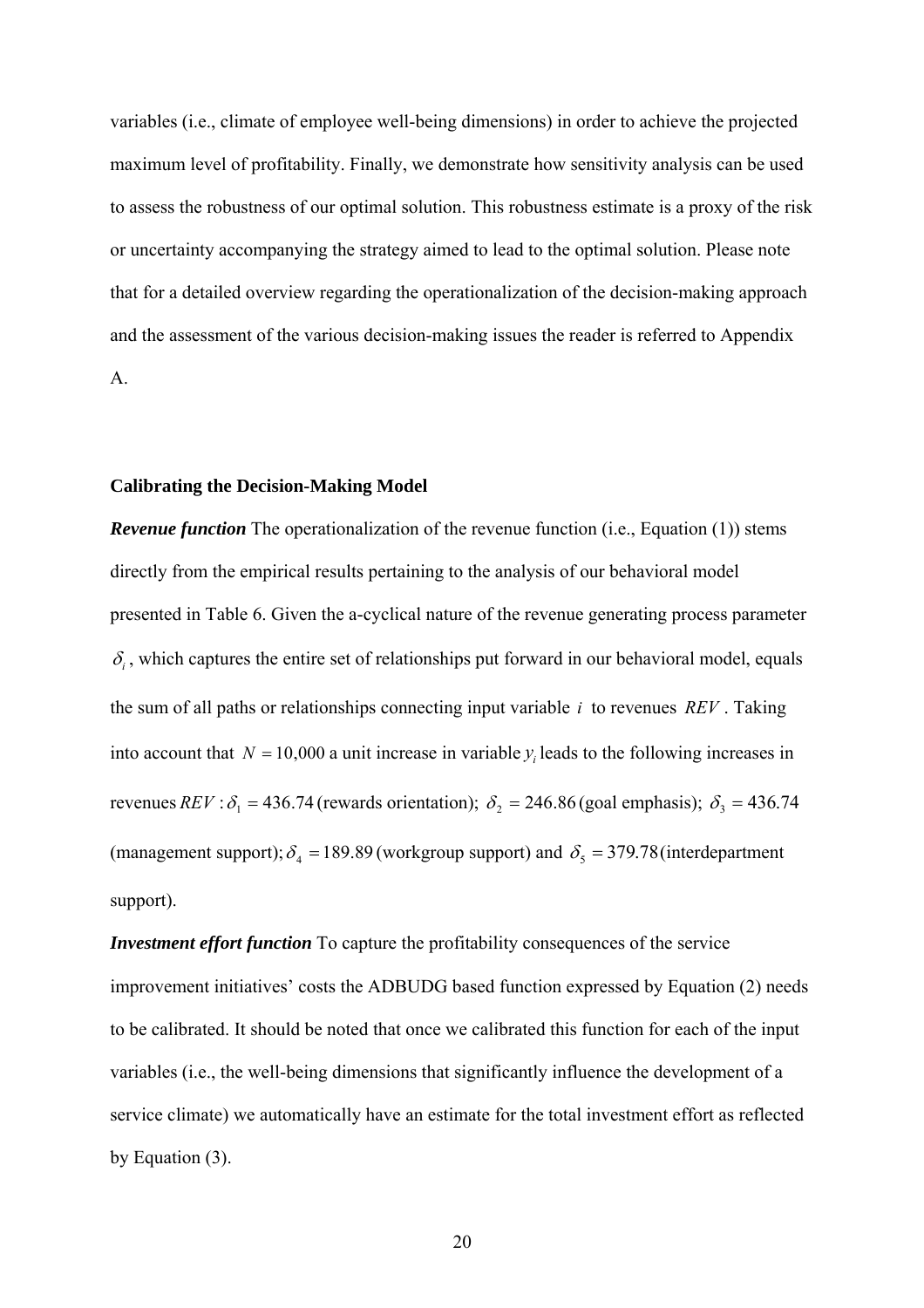variables (i.e., climate of employee well-being dimensions) in order to achieve the projected maximum level of profitability. Finally, we demonstrate how sensitivity analysis can be used to assess the robustness of our optimal solution. This robustness estimate is a proxy of the risk or uncertainty accompanying the strategy aimed to lead to the optimal solution. Please note that for a detailed overview regarding the operationalization of the decision-making approach and the assessment of the various decision-making issues the reader is referred to Appendix A.

### Calibrating the Decision-Making Model

***Revenue function*** The operationalization of the revenue function (i.e., Equation (1)) stems directly from the empirical results pertaining to the analysis of our behavioral model presented in Table 6. Given the a-cyclical nature of the revenue generating process parameter $\delta_i$, which captures the entire set of relationships put forward in our behavioral model, equals the sum of all paths or relationships connecting input variable $i$ to revenues $REV$. Taking into account that $N = 10{,}000$ a unit increase in variable $y_i$ leads to the following increases in revenues $REV$ : $\delta_1 = 436.74$ (rewards orientation); $\delta_2 = 246.86$ (goal emphasis); $\delta_3 = 436.74$ (management support); $\delta_4 = 189.89$ (workgroup support) and $\delta_5 = 379.78$ (interdepartment support).

***Investment effort function*** To capture the profitability consequences of the service improvement initiatives' costs the ADBUDG based function expressed by Equation (2) needs to be calibrated. It should be noted that once we calibrated this function for each of the input variables (i.e., the well-being dimensions that significantly influence the development of a service climate) we automatically have an estimate for the total investment effort as reflected by Equation (3).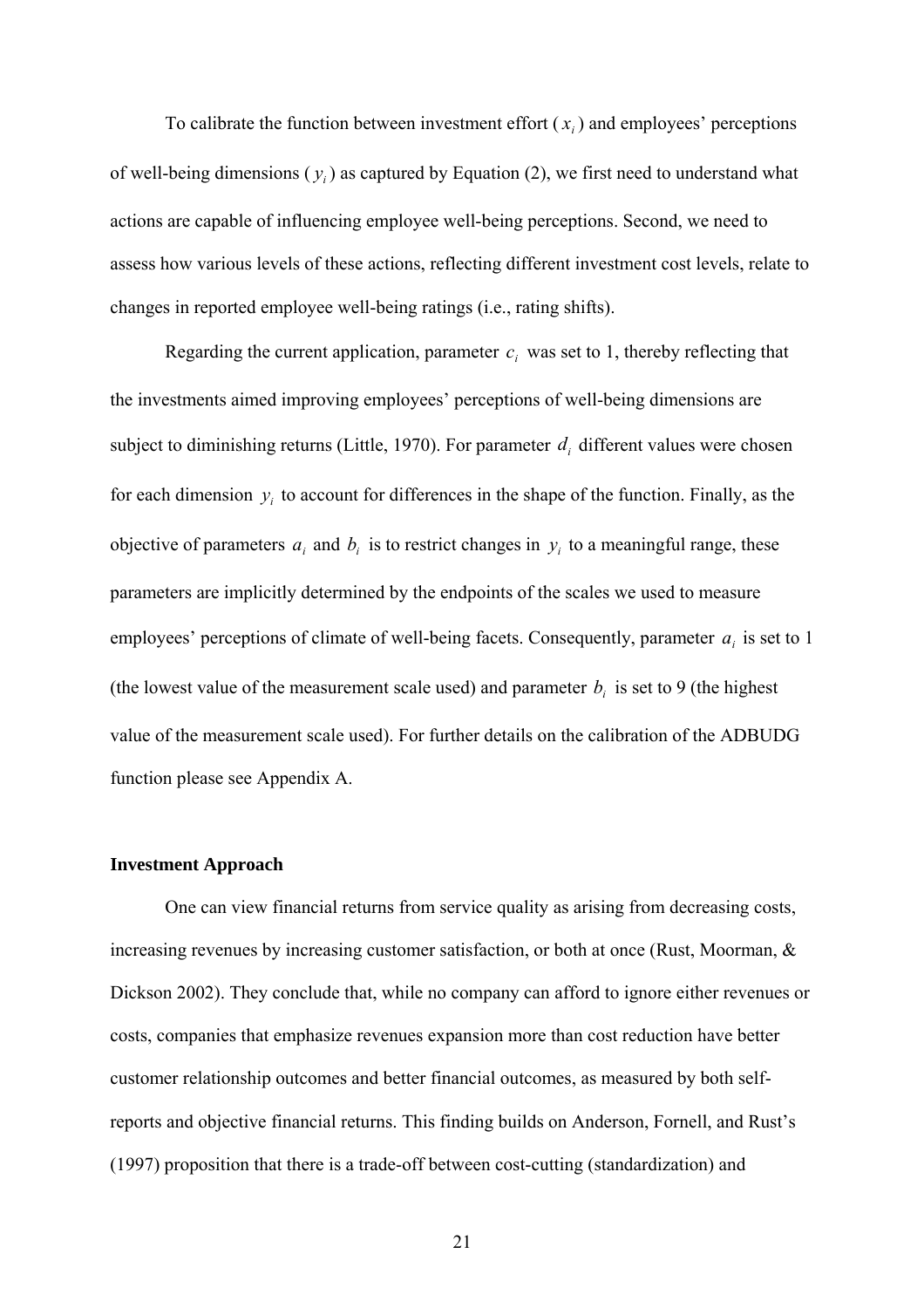To calibrate the function between investment effort ($x_i$) and employees' perceptions of well-being dimensions ($y_i$) as captured by Equation (2), we first need to understand what actions are capable of influencing employee well-being perceptions. Second, we need to assess how various levels of these actions, reflecting different investment cost levels, relate to changes in reported employee well-being ratings (i.e., rating shifts).

Regarding the current application, parameter $c_i$ was set to 1, thereby reflecting that the investments aimed improving employees' perceptions of well-being dimensions are subject to diminishing returns (Little, 1970). For parameter $d_i$ different values were chosen for each dimension $y_i$ to account for differences in the shape of the function. Finally, as the objective of parameters $a_i$ and $b_i$ is to restrict changes in $y_i$ to a meaningful range, these parameters are implicitly determined by the endpoints of the scales we used to measure employees' perceptions of climate of well-being facets. Consequently, parameter $a_i$ is set to 1 (the lowest value of the measurement scale used) and parameter $b_i$ is set to 9 (the highest value of the measurement scale used). For further details on the calibration of the ADBUDG function please see Appendix A.

**Investment Approach**

One can view financial returns from service quality as arising from decreasing costs, increasing revenues by increasing customer satisfaction, or both at once (Rust, Moorman, & Dickson 2002). They conclude that, while no company can afford to ignore either revenues or costs, companies that emphasize revenues expansion more than cost reduction have better customer relationship outcomes and better financial outcomes, as measured by both self-reports and objective financial returns. This finding builds on Anderson, Fornell, and Rust's (1997) proposition that there is a trade-off between cost-cutting (standardization) and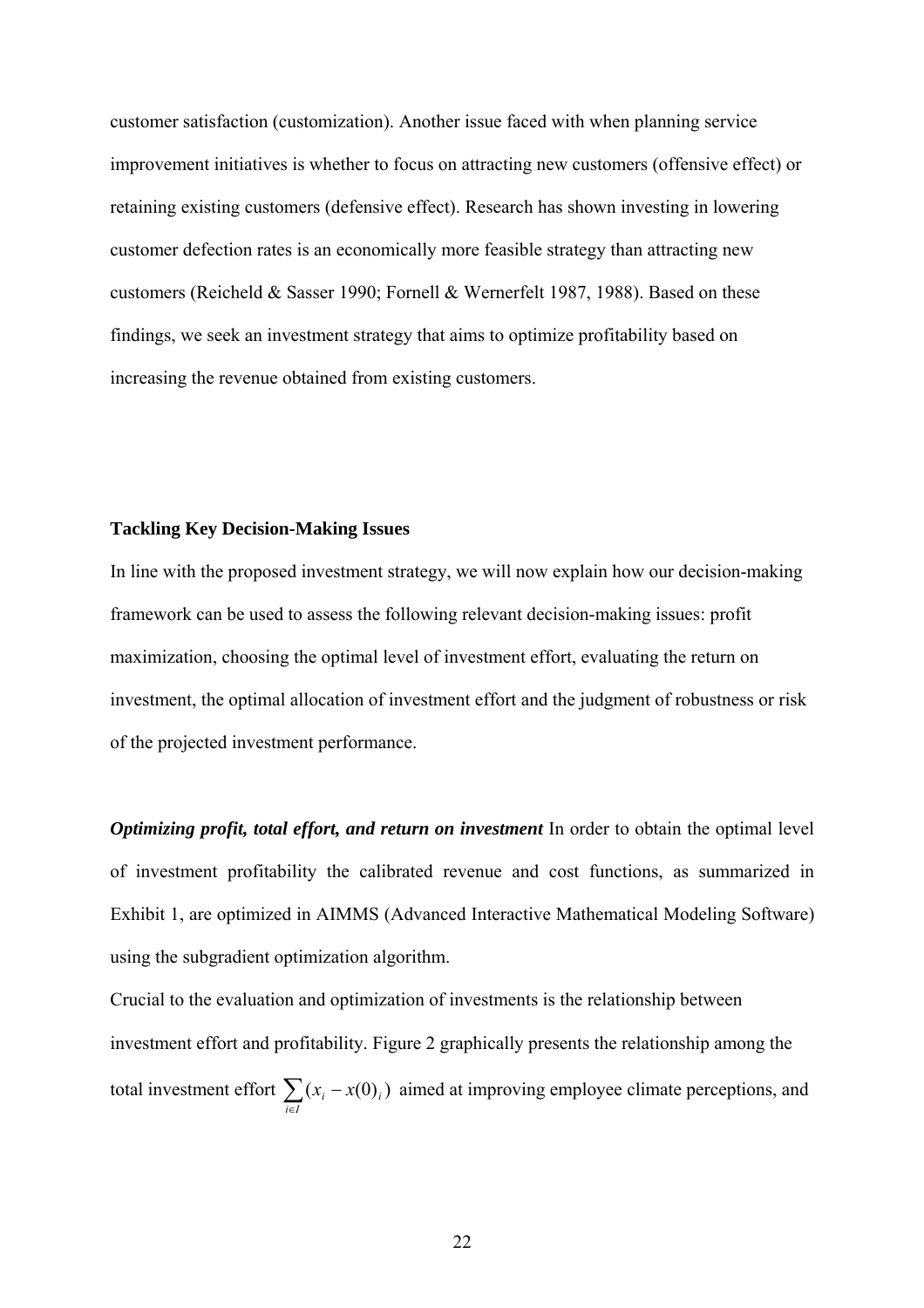customer satisfaction (customization). Another issue faced with when planning service improvement initiatives is whether to focus on attracting new customers (offensive effect) or retaining existing customers (defensive effect). Research has shown investing in lowering customer defection rates is an economically more feasible strategy than attracting new customers (Reicheld & Sasser 1990; Fornell & Wernerfelt 1987, 1988). Based on these findings, we seek an investment strategy that aims to optimize profitability based on increasing the revenue obtained from existing customers.

**Tackling Key Decision-Making Issues**

In line with the proposed investment strategy, we will now explain how our decision-making framework can be used to assess the following relevant decision-making issues: profit maximization, choosing the optimal level of investment effort, evaluating the return on investment, the optimal allocation of investment effort and the judgment of robustness or risk of the projected investment performance.

***Optimizing profit, total effort, and return on investment*** In order to obtain the optimal level of investment profitability the calibrated revenue and cost functions, as summarized in Exhibit 1, are optimized in AIMMS (Advanced Interactive Mathematical Modeling Software) using the subgradient optimization algorithm.

Crucial to the evaluation and optimization of investments is the relationship between investment effort and profitability. Figure 2 graphically presents the relationship among the total investment effort $\sum_{i \in I}(x_i - x(0)_i)$ aimed at improving employee climate perceptions, and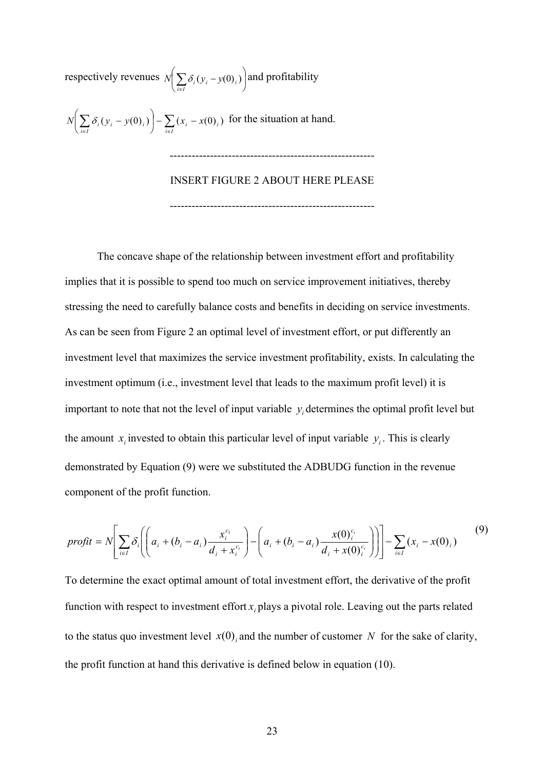respectively revenues $N\left(\sum_{i \in I} \delta_i (y_i - y(0)_i)\right)$ and profitability

$N\left(\sum_{i \in I} \delta_i (y_i - y(0)_i)\right) - \sum_{i \in I} (x_i - x(0)_i)$ for the situation at hand.

-------------------------------------------------------

INSERT FIGURE 2 ABOUT HERE PLEASE

-------------------------------------------------------

The concave shape of the relationship between investment effort and profitability implies that it is possible to spend too much on service improvement initiatives, thereby stressing the need to carefully balance costs and benefits in deciding on service investments. As can be seen from Figure 2 an optimal level of investment effort, or put differently an investment level that maximizes the service investment profitability, exists. In calculating the investment optimum (i.e., investment level that leads to the maximum profit level) it is important to note that not the level of input variable $y_i$ determines the optimal profit level but the amount $x_i$ invested to obtain this particular level of input variable $y_i$. This is clearly demonstrated by Equation (9) were we substituted the ADBUDG function in the revenue component of the profit function.

$$profit = N\left[\sum_{i \in I} \delta_i \left(\left(a_i + (b_i - a_i)\frac{x_i^{c_1}}{d_i + x_i^{c_i}}\right) - \left(a_i + (b_i - a_i)\frac{x(0)_i^{c_i}}{d_i + x(0)_i^{c_i}}\right)\right)\right] - \sum_{i \in I} (x_i - x(0)_i) \tag{9}$$

To determine the exact optimal amount of total investment effort, the derivative of the profit function with respect to investment effort $x_i$ plays a pivotal role. Leaving out the parts related to the status quo investment level $x(0)_i$ and the number of customer $N$ for the sake of clarity, the profit function at hand this derivative is defined below in equation (10).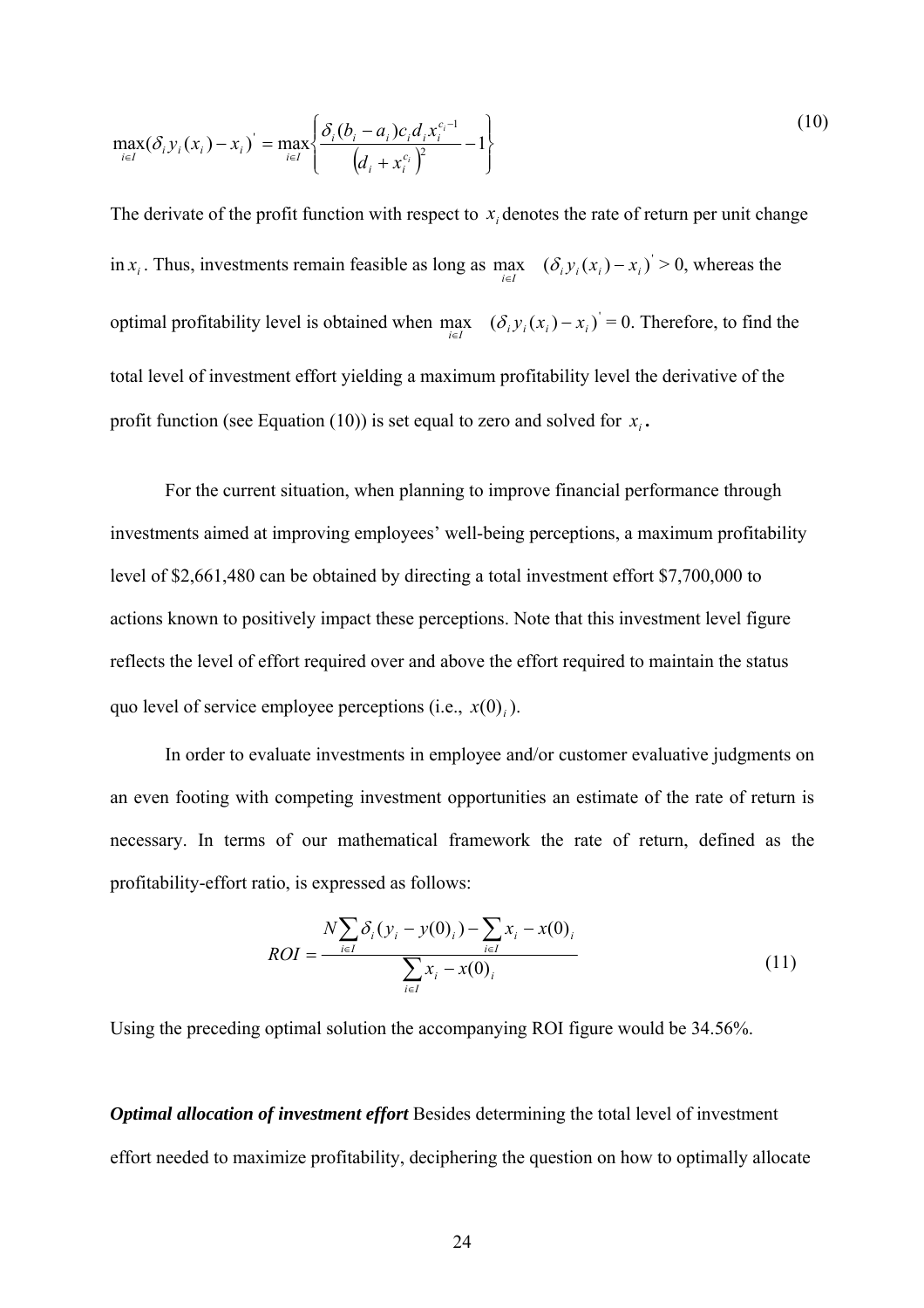$$\max_{i \in I}(\delta_i y_i(x_i) - x_i)^{'} = \max_{i \in I}\left\{\frac{\delta_i(b_i - a_i)c_i d_i x_i^{c_i - 1}}{\left(d_i + x_i^{c_i}\right)^2} - 1\right\} \tag{10}$$

The derivate of the profit function with respect to $x_i$ denotes the rate of return per unit change in $x_i$. Thus, investments remain feasible as long as $\max_{i \in I} \quad (\delta_i y_i(x_i) - x_i)^{'} > 0$, whereas the optimal profitability level is obtained when $\max_{i \in I} \quad (\delta_i y_i(x_i) - x_i)^{'} = 0$. Therefore, to find the total level of investment effort yielding a maximum profitability level the derivative of the profit function (see Equation (10)) is set equal to zero and solved for $x_i$**.**

For the current situation, when planning to improve financial performance through investments aimed at improving employees' well-being perceptions, a maximum profitability level of \$2,661,480 can be obtained by directing a total investment effort \$7,700,000 to actions known to positively impact these perceptions. Note that this investment level figure reflects the level of effort required over and above the effort required to maintain the status quo level of service employee perceptions (i.e., $x(0)_i$).

In order to evaluate investments in employee and/or customer evaluative judgments on an even footing with competing investment opportunities an estimate of the rate of return is necessary. In terms of our mathematical framework the rate of return, defined as the profitability-effort ratio, is expressed as follows:

$$ROI = \frac{N\sum_{i \in I}\delta_i(y_i - y(0)_i) - \sum_{i \in I}x_i - x(0)_i}{\sum_{i \in I}x_i - x(0)_i} \tag{11}$$

Using the preceding optimal solution the accompanying ROI figure would be 34.56%.

***Optimal allocation of investment effort*** Besides determining the total level of investment effort needed to maximize profitability, deciphering the question on how to optimally allocate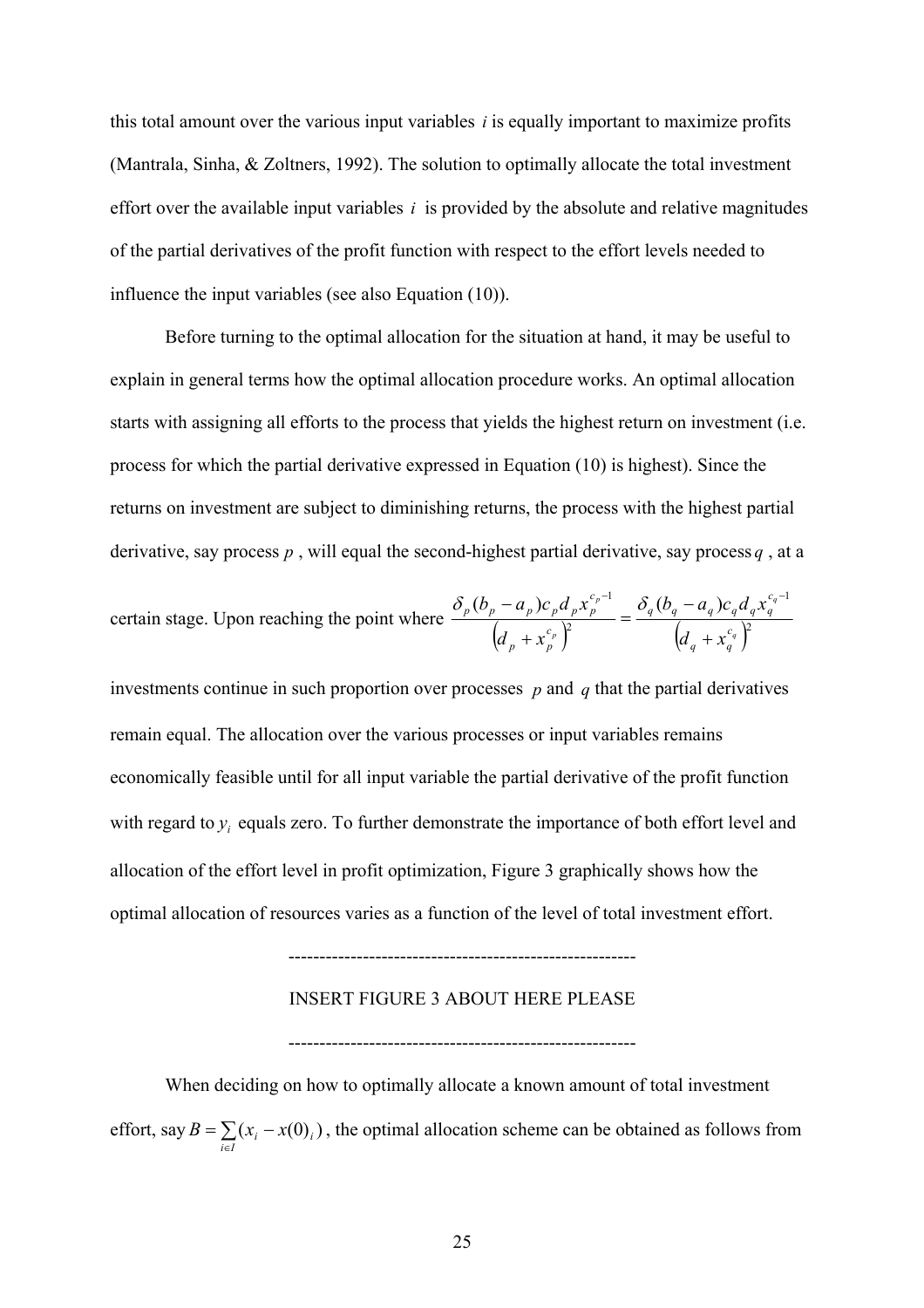this total amount over the various input variables $i$ is equally important to maximize profits (Mantrala, Sinha, & Zoltners, 1992). The solution to optimally allocate the total investment effort over the available input variables $i$ is provided by the absolute and relative magnitudes of the partial derivatives of the profit function with respect to the effort levels needed to influence the input variables (see also Equation (10)).

Before turning to the optimal allocation for the situation at hand, it may be useful to explain in general terms how the optimal allocation procedure works. An optimal allocation starts with assigning all efforts to the process that yields the highest return on investment (i.e. process for which the partial derivative expressed in Equation (10) is highest). Since the returns on investment are subject to diminishing returns, the process with the highest partial derivative, say process $p$, will equal the second-highest partial derivative, say process $q$, at a certain stage. Upon reaching the point where $\frac{\delta_p (b_p - a_p) c_p d_p x_p^{c_p - 1}}{\left(d_p + x_p^{c_p}\right)^2} = \frac{\delta_q (b_q - a_q) c_q d_q x_q^{c_q - 1}}{\left(d_q + x_q^{c_q}\right)^2}$ investments continue in such proportion over processes $p$ and $q$ that the partial derivatives remain equal. The allocation over the various processes or input variables remains economically feasible until for all input variable the partial derivative of the profit function with regard to $y_i$ equals zero. To further demonstrate the importance of both effort level and allocation of the effort level in profit optimization, Figure 3 graphically shows how the optimal allocation of resources varies as a function of the level of total investment effort.

--------------------------------------------------------

INSERT FIGURE 3 ABOUT HERE PLEASE

--------------------------------------------------------

When deciding on how to optimally allocate a known amount of total investment effort, say $B = \sum_{i \in I} (x_i - x(0)_i)$, the optimal allocation scheme can be obtained as follows from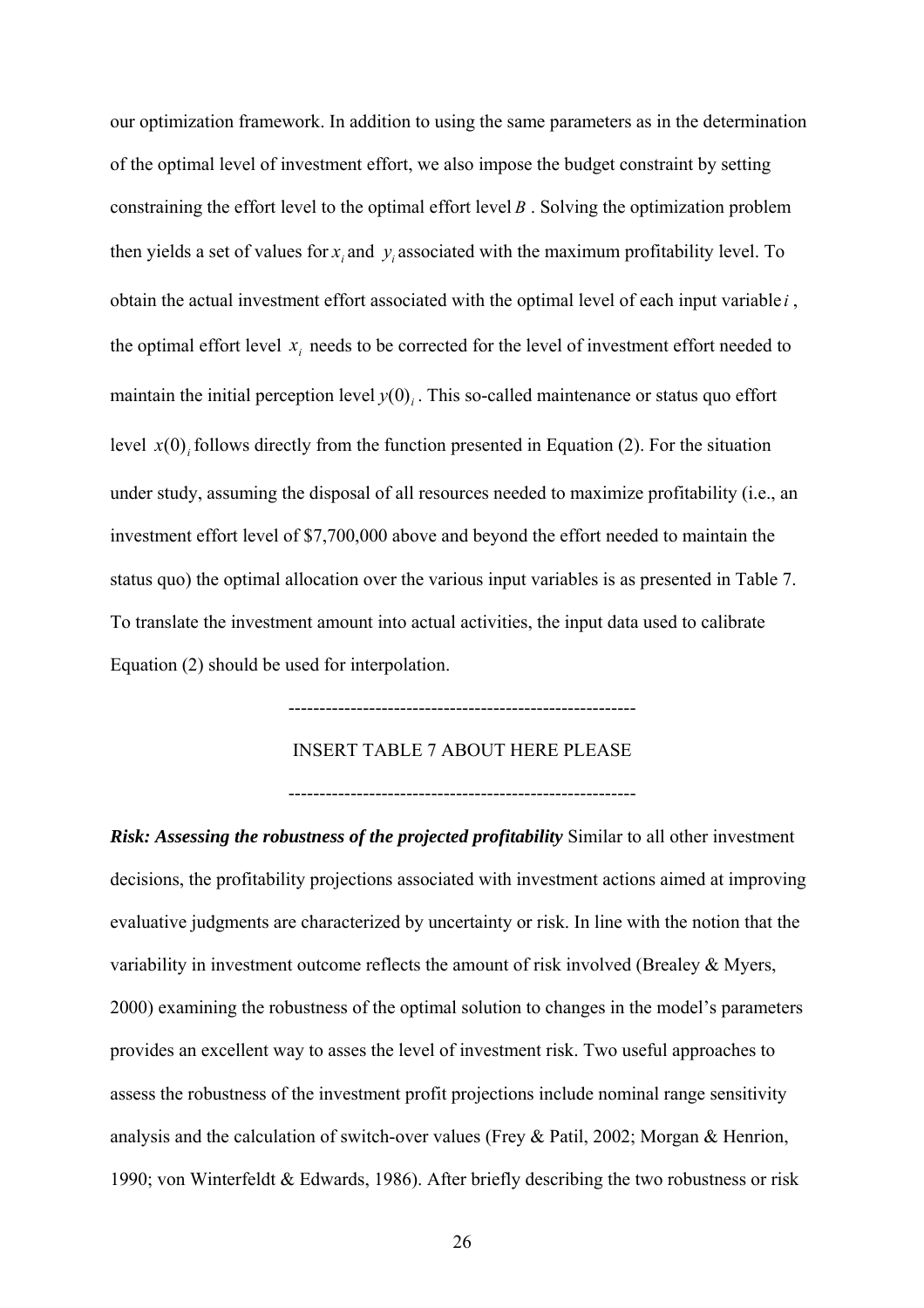our optimization framework. In addition to using the same parameters as in the determination of the optimal level of investment effort, we also impose the budget constraint by setting constraining the effort level to the optimal effort level $B$. Solving the optimization problem then yields a set of values for $x_i$ and $y_i$ associated with the maximum profitability level. To obtain the actual investment effort associated with the optimal level of each input variable $i$, the optimal effort level $x_i$ needs to be corrected for the level of investment effort needed to maintain the initial perception level $y(0)_i$. This so-called maintenance or status quo effort level $x(0)_i$ follows directly from the function presented in Equation (2). For the situation under study, assuming the disposal of all resources needed to maximize profitability (i.e., an investment effort level of $7,700,000 above and beyond the effort needed to maintain the status quo) the optimal allocation over the various input variables is as presented in Table 7. To translate the investment amount into actual activities, the input data used to calibrate Equation (2) should be used for interpolation.

--------------------------------------------------------

INSERT TABLE 7 ABOUT HERE PLEASE

--------------------------------------------------------

***Risk: Assessing the robustness of the projected profitability*** Similar to all other investment decisions, the profitability projections associated with investment actions aimed at improving evaluative judgments are characterized by uncertainty or risk. In line with the notion that the variability in investment outcome reflects the amount of risk involved (Brealey & Myers, 2000) examining the robustness of the optimal solution to changes in the model's parameters provides an excellent way to asses the level of investment risk. Two useful approaches to assess the robustness of the investment profit projections include nominal range sensitivity analysis and the calculation of switch-over values (Frey & Patil, 2002; Morgan & Henrion, 1990; von Winterfeldt & Edwards, 1986). After briefly describing the two robustness or risk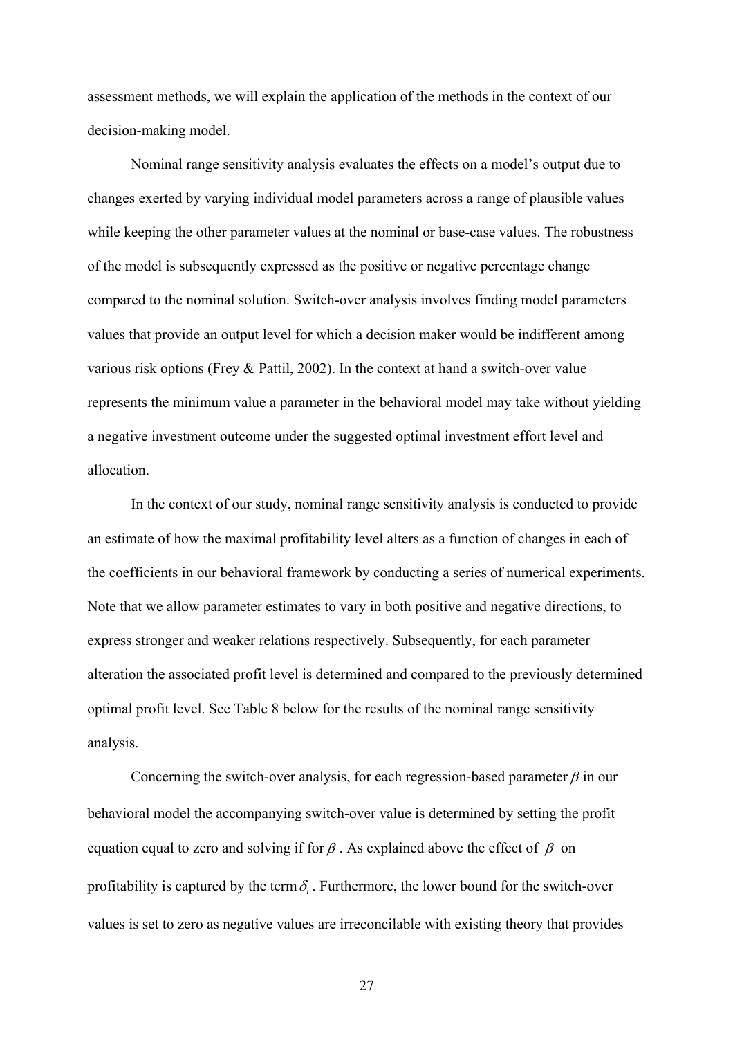assessment methods, we will explain the application of the methods in the context of our decision-making model.

Nominal range sensitivity analysis evaluates the effects on a model's output due to changes exerted by varying individual model parameters across a range of plausible values while keeping the other parameter values at the nominal or base-case values. The robustness of the model is subsequently expressed as the positive or negative percentage change compared to the nominal solution. Switch-over analysis involves finding model parameters values that provide an output level for which a decision maker would be indifferent among various risk options (Frey & Pattil, 2002). In the context at hand a switch-over value represents the minimum value a parameter in the behavioral model may take without yielding a negative investment outcome under the suggested optimal investment effort level and allocation.

In the context of our study, nominal range sensitivity analysis is conducted to provide an estimate of how the maximal profitability level alters as a function of changes in each of the coefficients in our behavioral framework by conducting a series of numerical experiments. Note that we allow parameter estimates to vary in both positive and negative directions, to express stronger and weaker relations respectively. Subsequently, for each parameter alteration the associated profit level is determined and compared to the previously determined optimal profit level. See Table 8 below for the results of the nominal range sensitivity analysis.

Concerning the switch-over analysis, for each regression-based parameter $\beta$ in our behavioral model the accompanying switch-over value is determined by setting the profit equation equal to zero and solving if for $\beta$. As explained above the effect of $\beta$ on profitability is captured by the term $\delta_i$. Furthermore, the lower bound for the switch-over values is set to zero as negative values are irreconcilable with existing theory that provides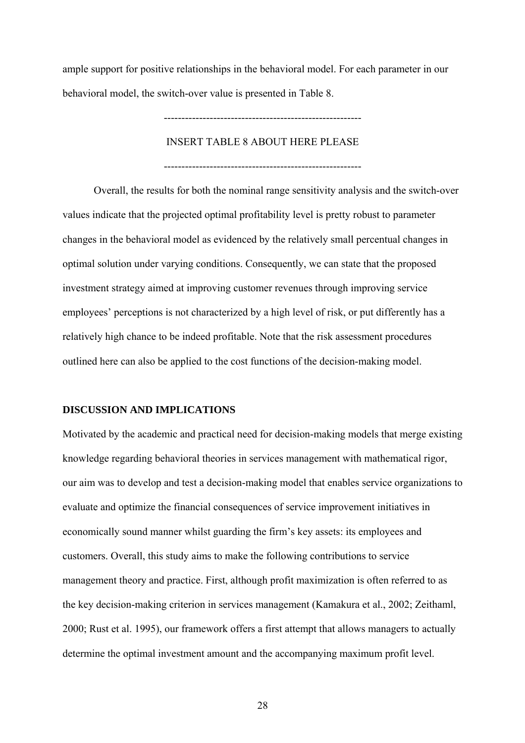ample support for positive relationships in the behavioral model. For each parameter in our behavioral model, the switch-over value is presented in Table 8.

--------------------------------------------------------

INSERT TABLE 8 ABOUT HERE PLEASE

--------------------------------------------------------

Overall, the results for both the nominal range sensitivity analysis and the switch-over values indicate that the projected optimal profitability level is pretty robust to parameter changes in the behavioral model as evidenced by the relatively small percentual changes in optimal solution under varying conditions. Consequently, we can state that the proposed investment strategy aimed at improving customer revenues through improving service employees' perceptions is not characterized by a high level of risk, or put differently has a relatively high chance to be indeed profitable. Note that the risk assessment procedures outlined here can also be applied to the cost functions of the decision-making model.

## DISCUSSION AND IMPLICATIONS

Motivated by the academic and practical need for decision-making models that merge existing knowledge regarding behavioral theories in services management with mathematical rigor, our aim was to develop and test a decision-making model that enables service organizations to evaluate and optimize the financial consequences of service improvement initiatives in economically sound manner whilst guarding the firm's key assets: its employees and customers. Overall, this study aims to make the following contributions to service management theory and practice. First, although profit maximization is often referred to as the key decision-making criterion in services management (Kamakura et al., 2002; Zeithaml, 2000; Rust et al. 1995), our framework offers a first attempt that allows managers to actually determine the optimal investment amount and the accompanying maximum profit level.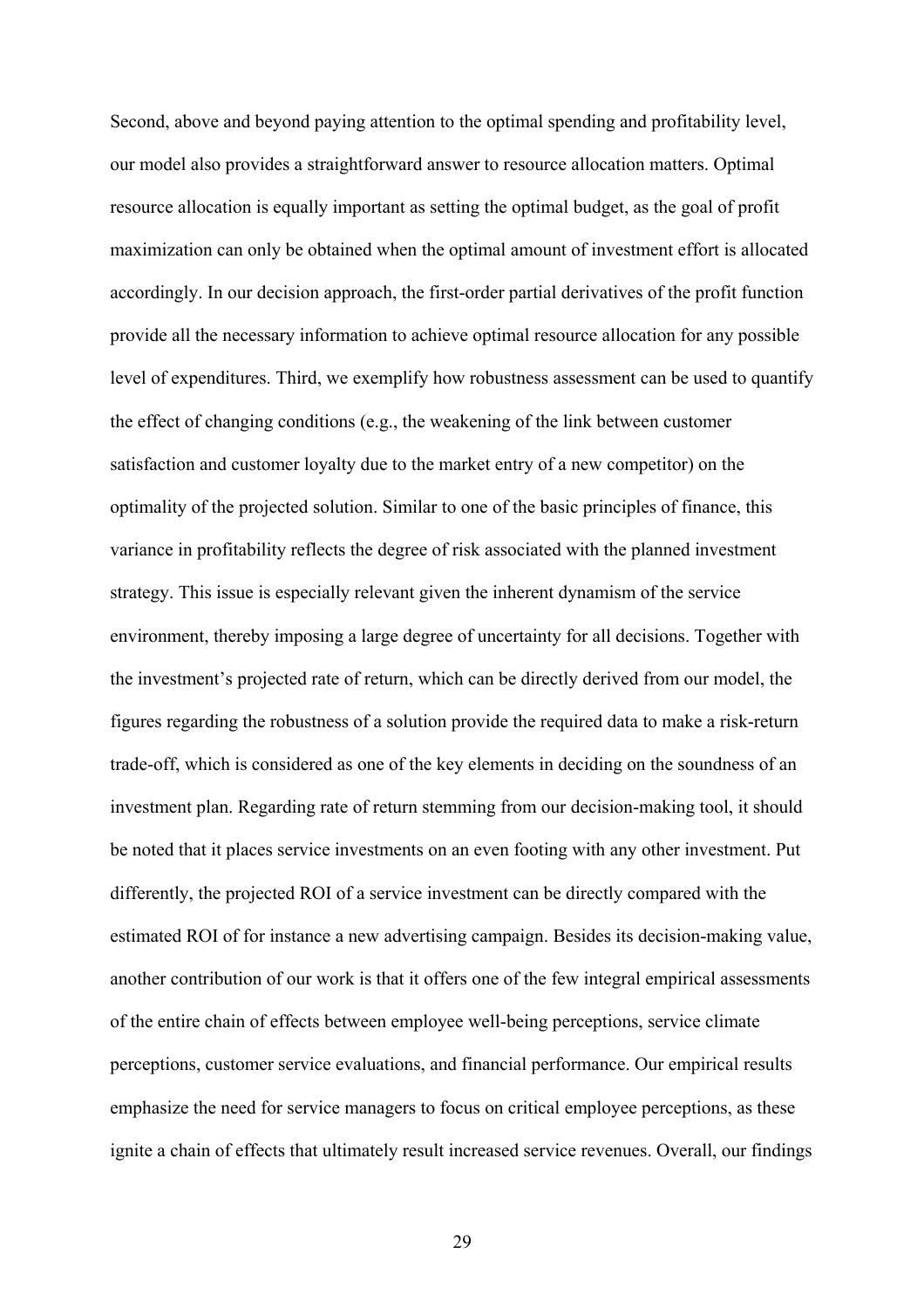Second, above and beyond paying attention to the optimal spending and profitability level, our model also provides a straightforward answer to resource allocation matters. Optimal resource allocation is equally important as setting the optimal budget, as the goal of profit maximization can only be obtained when the optimal amount of investment effort is allocated accordingly. In our decision approach, the first-order partial derivatives of the profit function provide all the necessary information to achieve optimal resource allocation for any possible level of expenditures. Third, we exemplify how robustness assessment can be used to quantify the effect of changing conditions (e.g., the weakening of the link between customer satisfaction and customer loyalty due to the market entry of a new competitor) on the optimality of the projected solution. Similar to one of the basic principles of finance, this variance in profitability reflects the degree of risk associated with the planned investment strategy. This issue is especially relevant given the inherent dynamism of the service environment, thereby imposing a large degree of uncertainty for all decisions. Together with the investment's projected rate of return, which can be directly derived from our model, the figures regarding the robustness of a solution provide the required data to make a risk-return trade-off, which is considered as one of the key elements in deciding on the soundness of an investment plan. Regarding rate of return stemming from our decision-making tool, it should be noted that it places service investments on an even footing with any other investment. Put differently, the projected ROI of a service investment can be directly compared with the estimated ROI of for instance a new advertising campaign. Besides its decision-making value, another contribution of our work is that it offers one of the few integral empirical assessments of the entire chain of effects between employee well-being perceptions, service climate perceptions, customer service evaluations, and financial performance. Our empirical results emphasize the need for service managers to focus on critical employee perceptions, as these ignite a chain of effects that ultimately result increased service revenues. Overall, our findings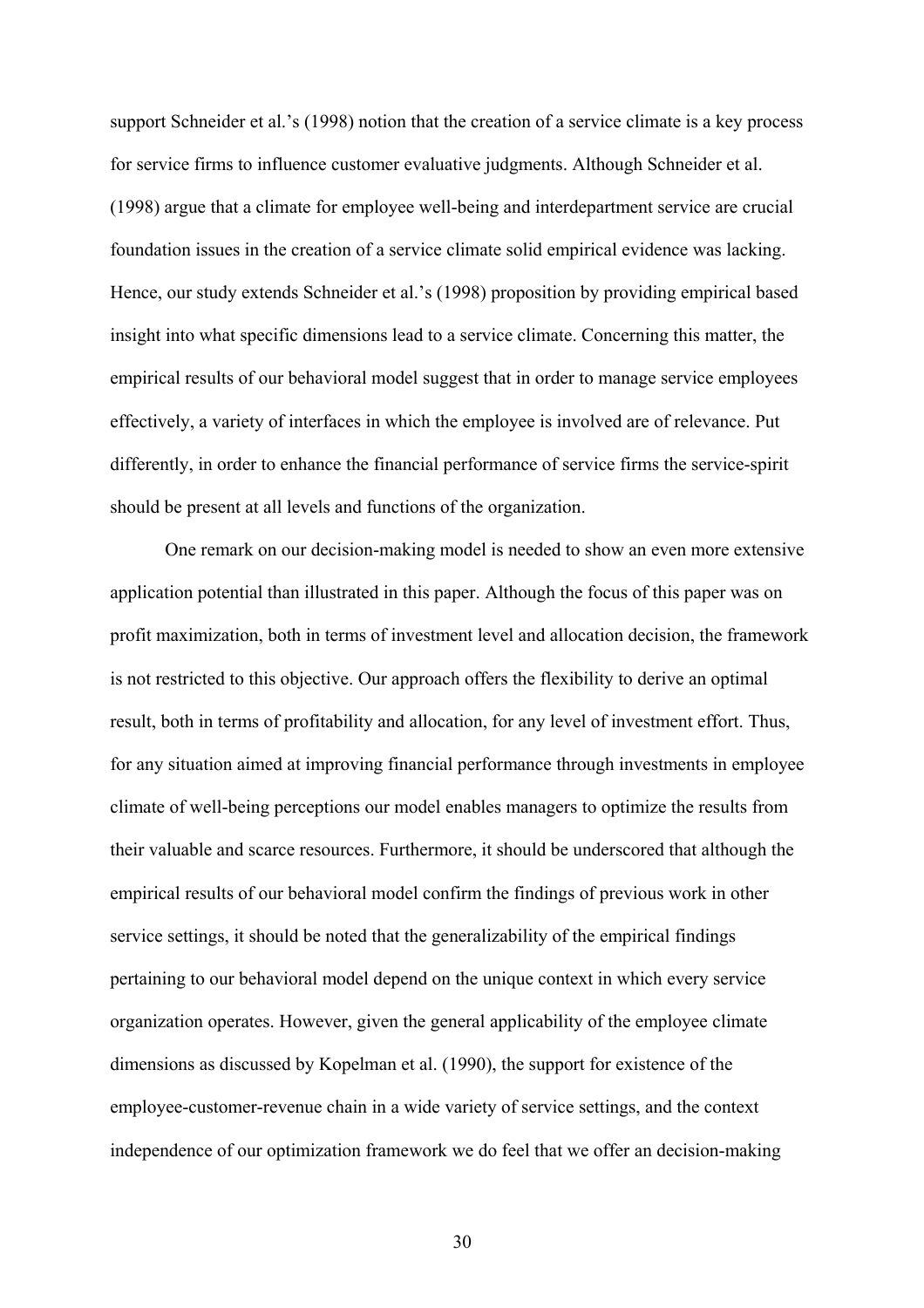support Schneider et al.'s (1998) notion that the creation of a service climate is a key process for service firms to influence customer evaluative judgments. Although Schneider et al. (1998) argue that a climate for employee well-being and interdepartment service are crucial foundation issues in the creation of a service climate solid empirical evidence was lacking. Hence, our study extends Schneider et al.'s (1998) proposition by providing empirical based insight into what specific dimensions lead to a service climate. Concerning this matter, the empirical results of our behavioral model suggest that in order to manage service employees effectively, a variety of interfaces in which the employee is involved are of relevance. Put differently, in order to enhance the financial performance of service firms the service-spirit should be present at all levels and functions of the organization.

One remark on our decision-making model is needed to show an even more extensive application potential than illustrated in this paper. Although the focus of this paper was on profit maximization, both in terms of investment level and allocation decision, the framework is not restricted to this objective. Our approach offers the flexibility to derive an optimal result, both in terms of profitability and allocation, for any level of investment effort. Thus, for any situation aimed at improving financial performance through investments in employee climate of well-being perceptions our model enables managers to optimize the results from their valuable and scarce resources. Furthermore, it should be underscored that although the empirical results of our behavioral model confirm the findings of previous work in other service settings, it should be noted that the generalizability of the empirical findings pertaining to our behavioral model depend on the unique context in which every service organization operates. However, given the general applicability of the employee climate dimensions as discussed by Kopelman et al. (1990), the support for existence of the employee-customer-revenue chain in a wide variety of service settings, and the context independence of our optimization framework we do feel that we offer an decision-making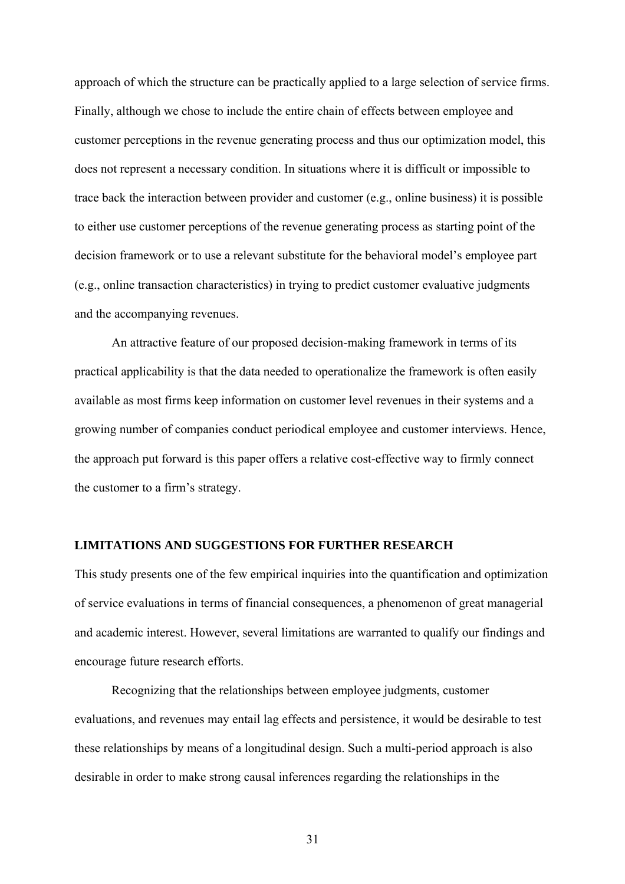approach of which the structure can be practically applied to a large selection of service firms. Finally, although we chose to include the entire chain of effects between employee and customer perceptions in the revenue generating process and thus our optimization model, this does not represent a necessary condition. In situations where it is difficult or impossible to trace back the interaction between provider and customer (e.g., online business) it is possible to either use customer perceptions of the revenue generating process as starting point of the decision framework or to use a relevant substitute for the behavioral model's employee part (e.g., online transaction characteristics) in trying to predict customer evaluative judgments and the accompanying revenues.

An attractive feature of our proposed decision-making framework in terms of its practical applicability is that the data needed to operationalize the framework is often easily available as most firms keep information on customer level revenues in their systems and a growing number of companies conduct periodical employee and customer interviews. Hence, the approach put forward is this paper offers a relative cost-effective way to firmly connect the customer to a firm's strategy.

## LIMITATIONS AND SUGGESTIONS FOR FURTHER RESEARCH

This study presents one of the few empirical inquiries into the quantification and optimization of service evaluations in terms of financial consequences, a phenomenon of great managerial and academic interest. However, several limitations are warranted to qualify our findings and encourage future research efforts.

Recognizing that the relationships between employee judgments, customer evaluations, and revenues may entail lag effects and persistence, it would be desirable to test these relationships by means of a longitudinal design. Such a multi-period approach is also desirable in order to make strong causal inferences regarding the relationships in the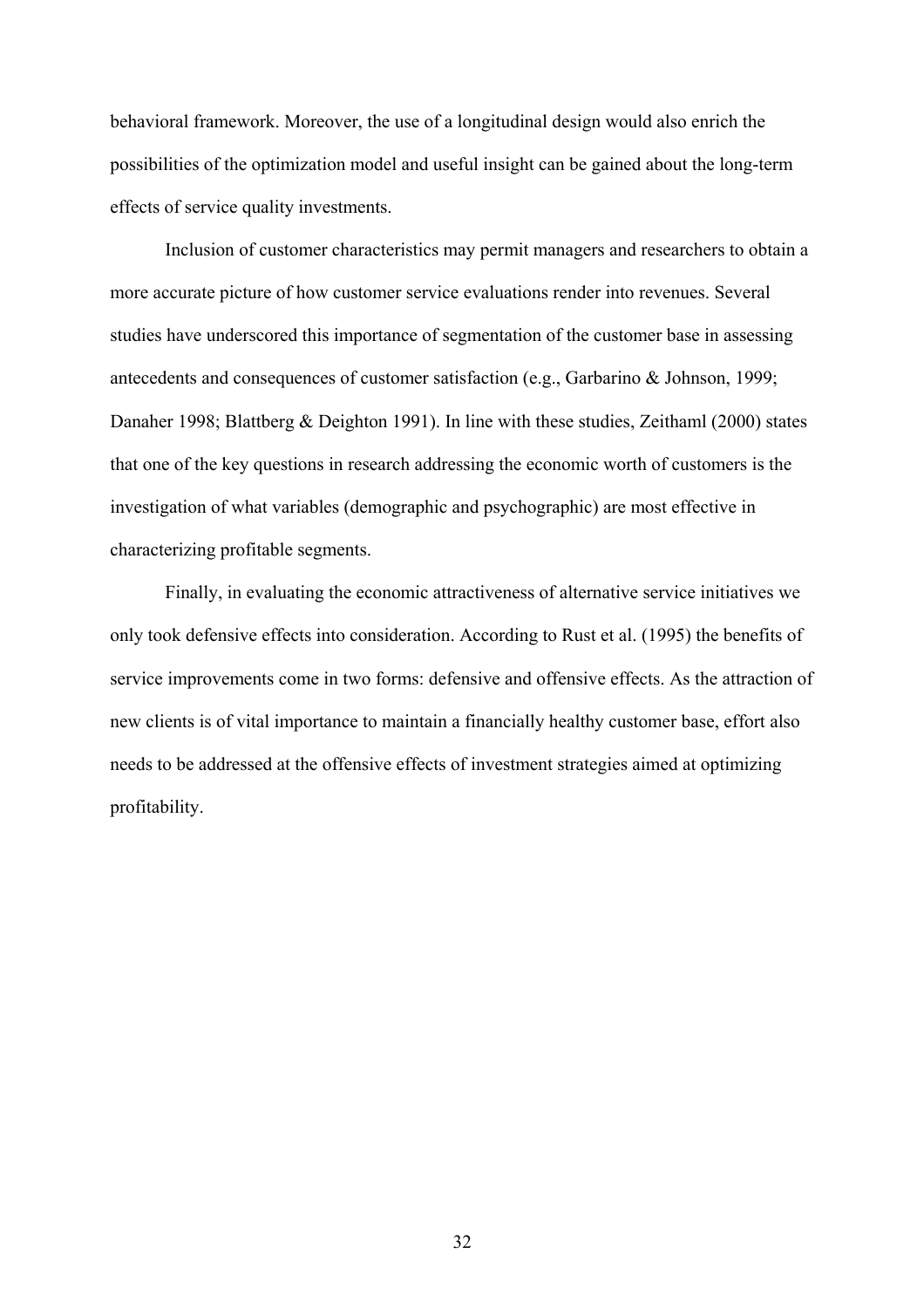behavioral framework. Moreover, the use of a longitudinal design would also enrich the possibilities of the optimization model and useful insight can be gained about the long-term effects of service quality investments.

Inclusion of customer characteristics may permit managers and researchers to obtain a more accurate picture of how customer service evaluations render into revenues. Several studies have underscored this importance of segmentation of the customer base in assessing antecedents and consequences of customer satisfaction (e.g., Garbarino & Johnson, 1999; Danaher 1998; Blattberg & Deighton 1991). In line with these studies, Zeithaml (2000) states that one of the key questions in research addressing the economic worth of customers is the investigation of what variables (demographic and psychographic) are most effective in characterizing profitable segments.

Finally, in evaluating the economic attractiveness of alternative service initiatives we only took defensive effects into consideration. According to Rust et al. (1995) the benefits of service improvements come in two forms: defensive and offensive effects. As the attraction of new clients is of vital importance to maintain a financially healthy customer base, effort also needs to be addressed at the offensive effects of investment strategies aimed at optimizing profitability.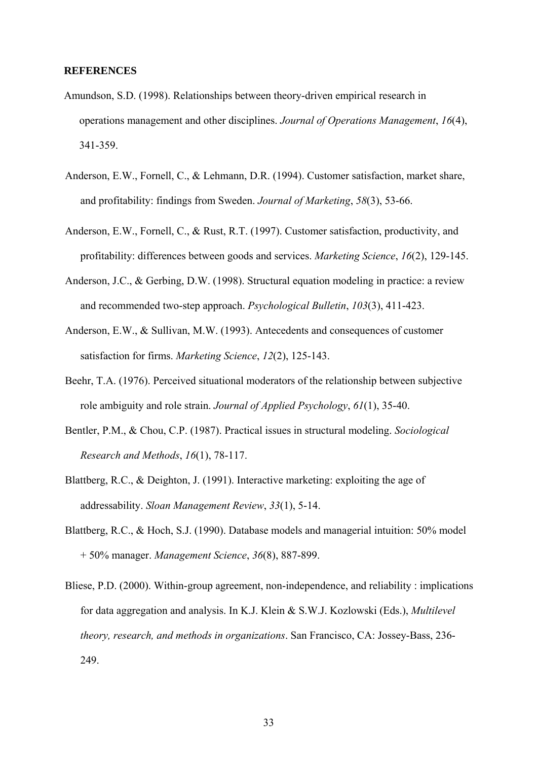**REFERENCES**

Amundson, S.D. (1998). Relationships between theory-driven empirical research in operations management and other disciplines. *Journal of Operations Management*, *16*(4), 341-359.

Anderson, E.W., Fornell, C., & Lehmann, D.R. (1994). Customer satisfaction, market share, and profitability: findings from Sweden. *Journal of Marketing*, *58*(3), 53-66.

Anderson, E.W., Fornell, C., & Rust, R.T. (1997). Customer satisfaction, productivity, and profitability: differences between goods and services. *Marketing Science*, *16*(2), 129-145.

Anderson, J.C., & Gerbing, D.W. (1998). Structural equation modeling in practice: a review and recommended two-step approach. *Psychological Bulletin*, *103*(3), 411-423.

Anderson, E.W., & Sullivan, M.W. (1993). Antecedents and consequences of customer satisfaction for firms. *Marketing Science*, *12*(2), 125-143.

Beehr, T.A. (1976). Perceived situational moderators of the relationship between subjective role ambiguity and role strain. *Journal of Applied Psychology*, *61*(1), 35-40.

Bentler, P.M., & Chou, C.P. (1987). Practical issues in structural modeling. *Sociological Research and Methods*, *16*(1), 78-117.

Blattberg, R.C., & Deighton, J. (1991). Interactive marketing: exploiting the age of addressability. *Sloan Management Review*, *33*(1), 5-14.

Blattberg, R.C., & Hoch, S.J. (1990). Database models and managerial intuition: 50% model + 50% manager. *Management Science*, *36*(8), 887-899.

Bliese, P.D. (2000). Within-group agreement, non-independence, and reliability : implications for data aggregation and analysis. In K.J. Klein & S.W.J. Kozlowski (Eds.), *Multilevel theory, research, and methods in organizations*. San Francisco, CA: Jossey-Bass, 236-249.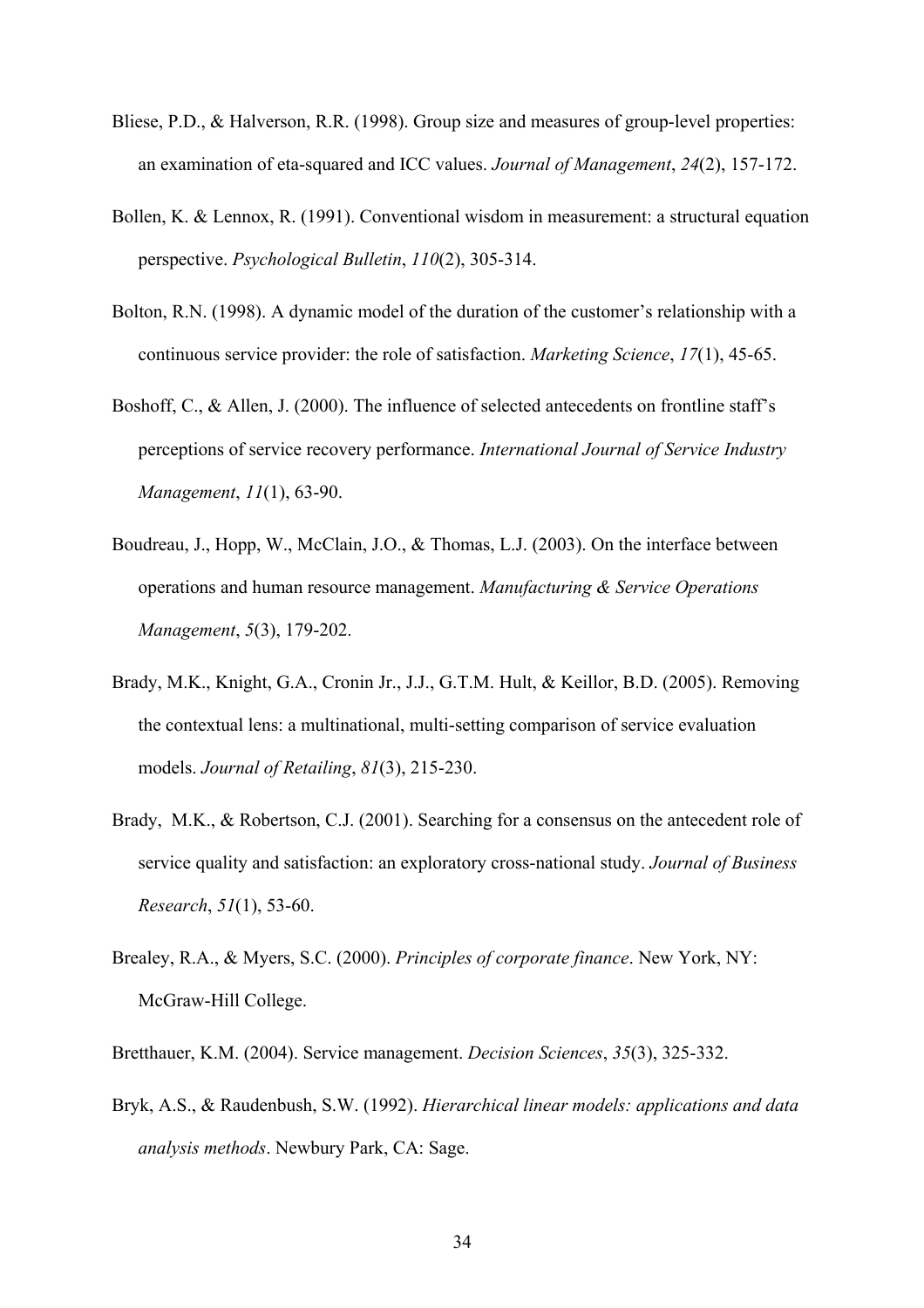Bliese, P.D., & Halverson, R.R. (1998). Group size and measures of group-level properties: an examination of eta-squared and ICC values. *Journal of Management*, *24*(2), 157-172.

Bollen, K. & Lennox, R. (1991). Conventional wisdom in measurement: a structural equation perspective. *Psychological Bulletin*, *110*(2), 305-314.

Bolton, R.N. (1998). A dynamic model of the duration of the customer's relationship with a continuous service provider: the role of satisfaction. *Marketing Science*, *17*(1), 45-65.

Boshoff, C., & Allen, J. (2000). The influence of selected antecedents on frontline staff's perceptions of service recovery performance. *International Journal of Service Industry Management*, *11*(1), 63-90.

Boudreau, J., Hopp, W., McClain, J.O., & Thomas, L.J. (2003). On the interface between operations and human resource management. *Manufacturing & Service Operations Management*, *5*(3), 179-202.

Brady, M.K., Knight, G.A., Cronin Jr., J.J., G.T.M. Hult, & Keillor, B.D. (2005). Removing the contextual lens: a multinational, multi-setting comparison of service evaluation models. *Journal of Retailing*, *81*(3), 215-230.

Brady, M.K., & Robertson, C.J. (2001). Searching for a consensus on the antecedent role of service quality and satisfaction: an exploratory cross-national study. *Journal of Business Research*, *51*(1), 53-60.

Brealey, R.A., & Myers, S.C. (2000). *Principles of corporate finance*. New York, NY: McGraw-Hill College.

Bretthauer, K.M. (2004). Service management. *Decision Sciences*, *35*(3), 325-332.

Bryk, A.S., & Raudenbush, S.W. (1992). *Hierarchical linear models: applications and data analysis methods*. Newbury Park, CA: Sage.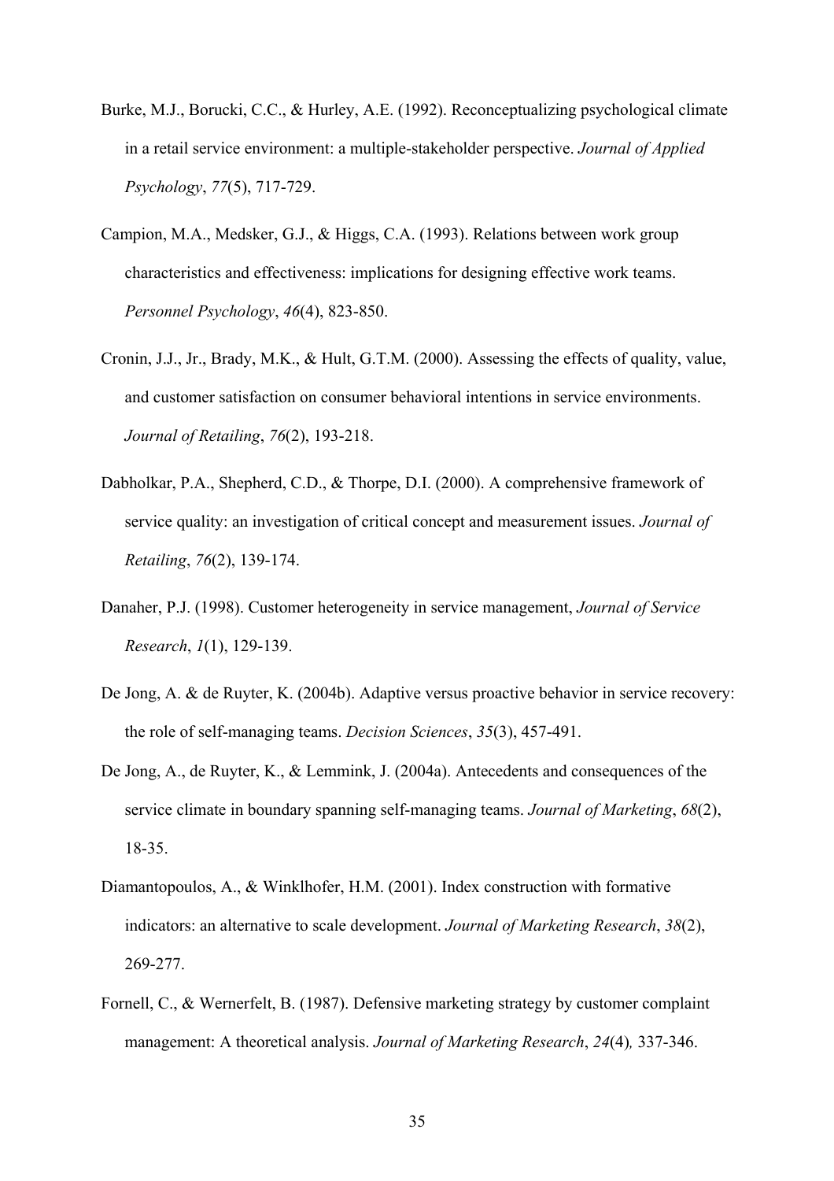Burke, M.J., Borucki, C.C., & Hurley, A.E. (1992). Reconceptualizing psychological climate in a retail service environment: a multiple-stakeholder perspective. *Journal of Applied Psychology*, *77*(5), 717-729.

Campion, M.A., Medsker, G.J., & Higgs, C.A. (1993). Relations between work group characteristics and effectiveness: implications for designing effective work teams. *Personnel Psychology*, *46*(4), 823-850.

Cronin, J.J., Jr., Brady, M.K., & Hult, G.T.M. (2000). Assessing the effects of quality, value, and customer satisfaction on consumer behavioral intentions in service environments. *Journal of Retailing*, *76*(2), 193-218.

Dabholkar, P.A., Shepherd, C.D., & Thorpe, D.I. (2000). A comprehensive framework of service quality: an investigation of critical concept and measurement issues. *Journal of Retailing*, *76*(2), 139-174.

Danaher, P.J. (1998). Customer heterogeneity in service management, *Journal of Service Research*, *1*(1), 129-139.

De Jong, A. & de Ruyter, K. (2004b). Adaptive versus proactive behavior in service recovery: the role of self-managing teams. *Decision Sciences*, *35*(3), 457-491.

De Jong, A., de Ruyter, K., & Lemmink, J. (2004a). Antecedents and consequences of the service climate in boundary spanning self-managing teams. *Journal of Marketing*, *68*(2), 18-35.

Diamantopoulos, A., & Winklhofer, H.M. (2001). Index construction with formative indicators: an alternative to scale development. *Journal of Marketing Research*, *38*(2), 269-277.

Fornell, C., & Wernerfelt, B. (1987). Defensive marketing strategy by customer complaint management: A theoretical analysis. *Journal of Marketing Research*, *24*(4)*,* 337-346.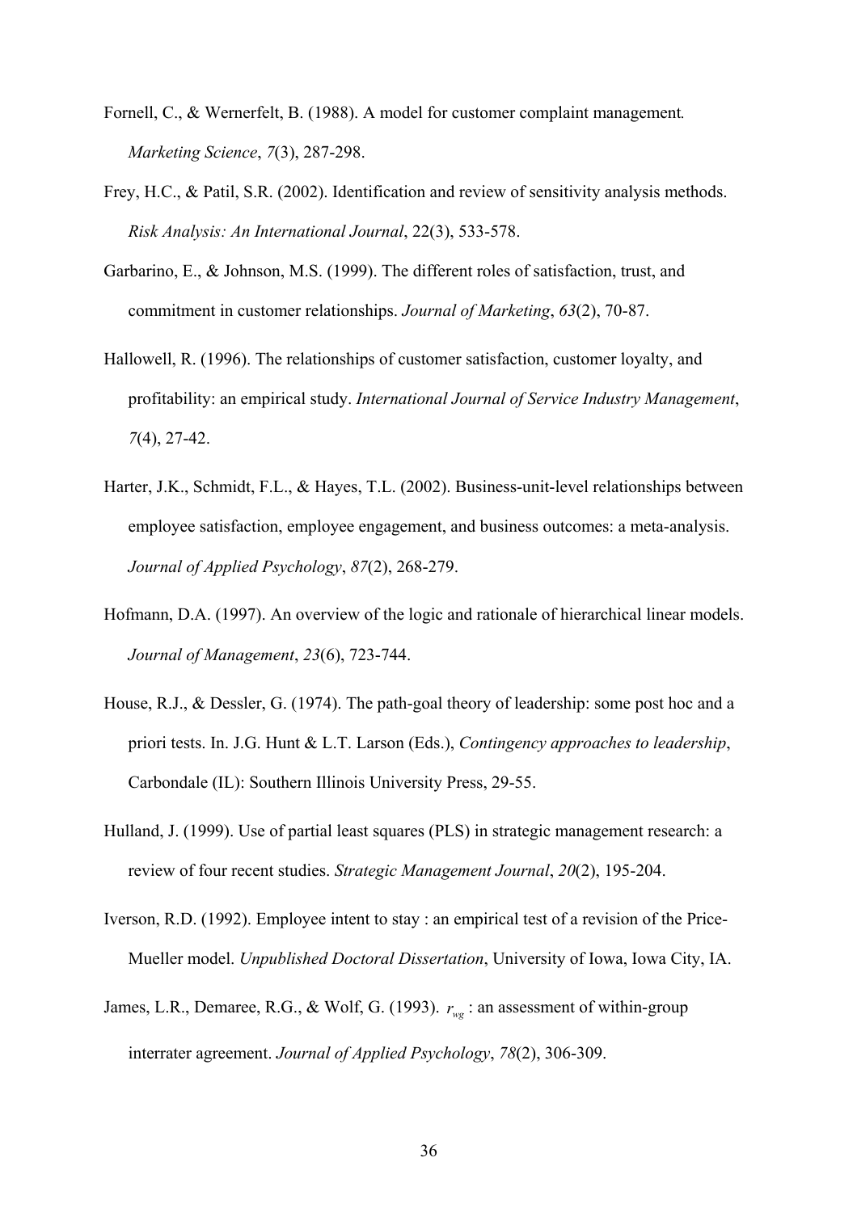Fornell, C., & Wernerfelt, B. (1988). A model for customer complaint management. *Marketing Science*, *7*(3), 287-298.

Frey, H.C., & Patil, S.R. (2002). Identification and review of sensitivity analysis methods. *Risk Analysis: An International Journal*, 22(3), 533-578.

Garbarino, E., & Johnson, M.S. (1999). The different roles of satisfaction, trust, and commitment in customer relationships. *Journal of Marketing*, *63*(2), 70-87.

Hallowell, R. (1996). The relationships of customer satisfaction, customer loyalty, and profitability: an empirical study. *International Journal of Service Industry Management*, *7*(4), 27-42.

Harter, J.K., Schmidt, F.L., & Hayes, T.L. (2002). Business-unit-level relationships between employee satisfaction, employee engagement, and business outcomes: a meta-analysis. *Journal of Applied Psychology*, *87*(2), 268-279.

Hofmann, D.A. (1997). An overview of the logic and rationale of hierarchical linear models. *Journal of Management*, *23*(6), 723-744.

House, R.J., & Dessler, G. (1974). The path-goal theory of leadership: some post hoc and a priori tests. In. J.G. Hunt & L.T. Larson (Eds.), *Contingency approaches to leadership*, Carbondale (IL): Southern Illinois University Press, 29-55.

Hulland, J. (1999). Use of partial least squares (PLS) in strategic management research: a review of four recent studies. *Strategic Management Journal*, *20*(2), 195-204.

Iverson, R.D. (1992). Employee intent to stay : an empirical test of a revision of the Price-Mueller model. *Unpublished Doctoral Dissertation*, University of Iowa, Iowa City, IA.

James, L.R., Demaree, R.G., & Wolf, G. (1993). $r_{wg}$ : an assessment of within-group interrater agreement. *Journal of Applied Psychology*, *78*(2), 306-309.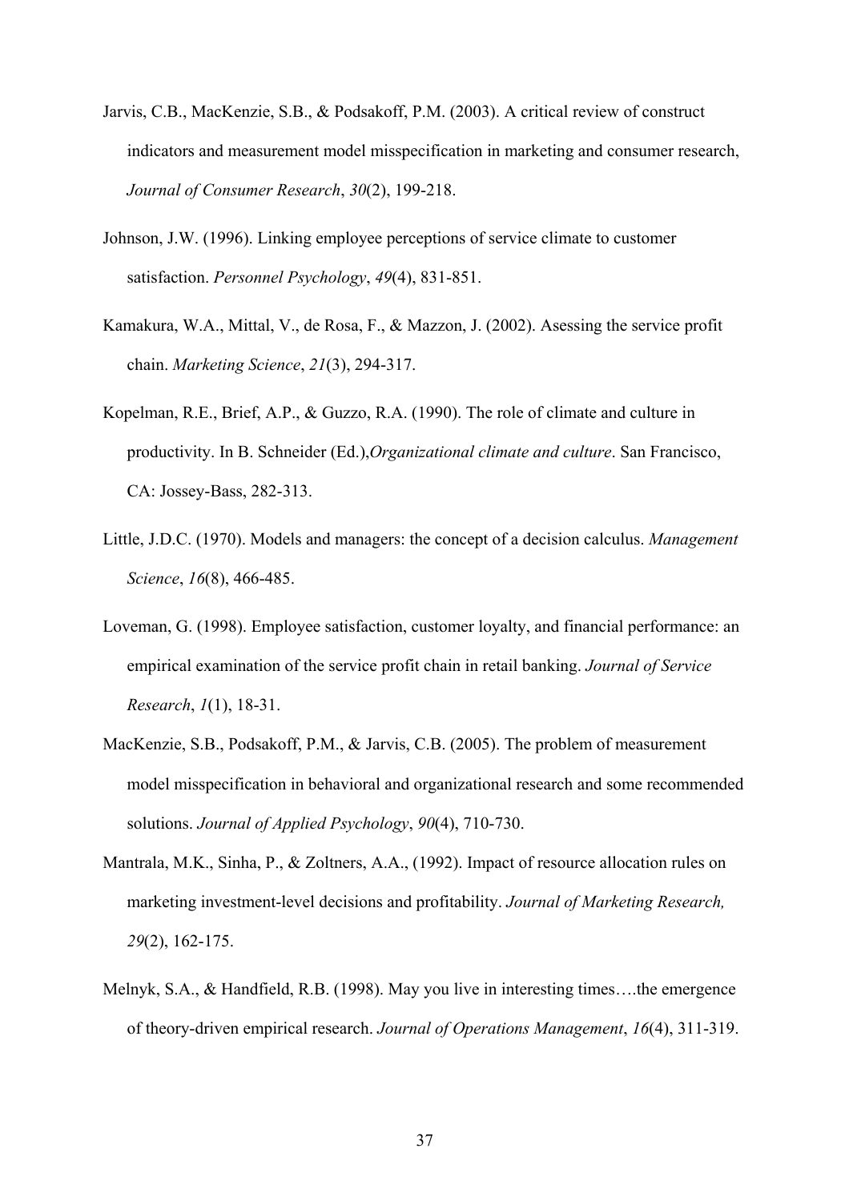Jarvis, C.B., MacKenzie, S.B., & Podsakoff, P.M. (2003). A critical review of construct indicators and measurement model misspecification in marketing and consumer research, *Journal of Consumer Research*, *30*(2), 199-218.

Johnson, J.W. (1996). Linking employee perceptions of service climate to customer satisfaction. *Personnel Psychology*, *49*(4), 831-851.

Kamakura, W.A., Mittal, V., de Rosa, F., & Mazzon, J. (2002). Asessing the service profit chain. *Marketing Science*, *21*(3), 294-317.

Kopelman, R.E., Brief, A.P., & Guzzo, R.A. (1990). The role of climate and culture in productivity. In B. Schneider (Ed.),*Organizational climate and culture*. San Francisco, CA: Jossey-Bass, 282-313.

Little, J.D.C. (1970). Models and managers: the concept of a decision calculus. *Management Science*, *16*(8), 466-485.

Loveman, G. (1998). Employee satisfaction, customer loyalty, and financial performance: an empirical examination of the service profit chain in retail banking. *Journal of Service Research*, *1*(1), 18-31.

MacKenzie, S.B., Podsakoff, P.M., & Jarvis, C.B. (2005). The problem of measurement model misspecification in behavioral and organizational research and some recommended solutions. *Journal of Applied Psychology*, *90*(4), 710-730.

Mantrala, M.K., Sinha, P., & Zoltners, A.A., (1992). Impact of resource allocation rules on marketing investment-level decisions and profitability. *Journal of Marketing Research, 29*(2), 162-175.

Melnyk, S.A., & Handfield, R.B. (1998). May you live in interesting times….the emergence of theory-driven empirical research. *Journal of Operations Management*, *16*(4), 311-319.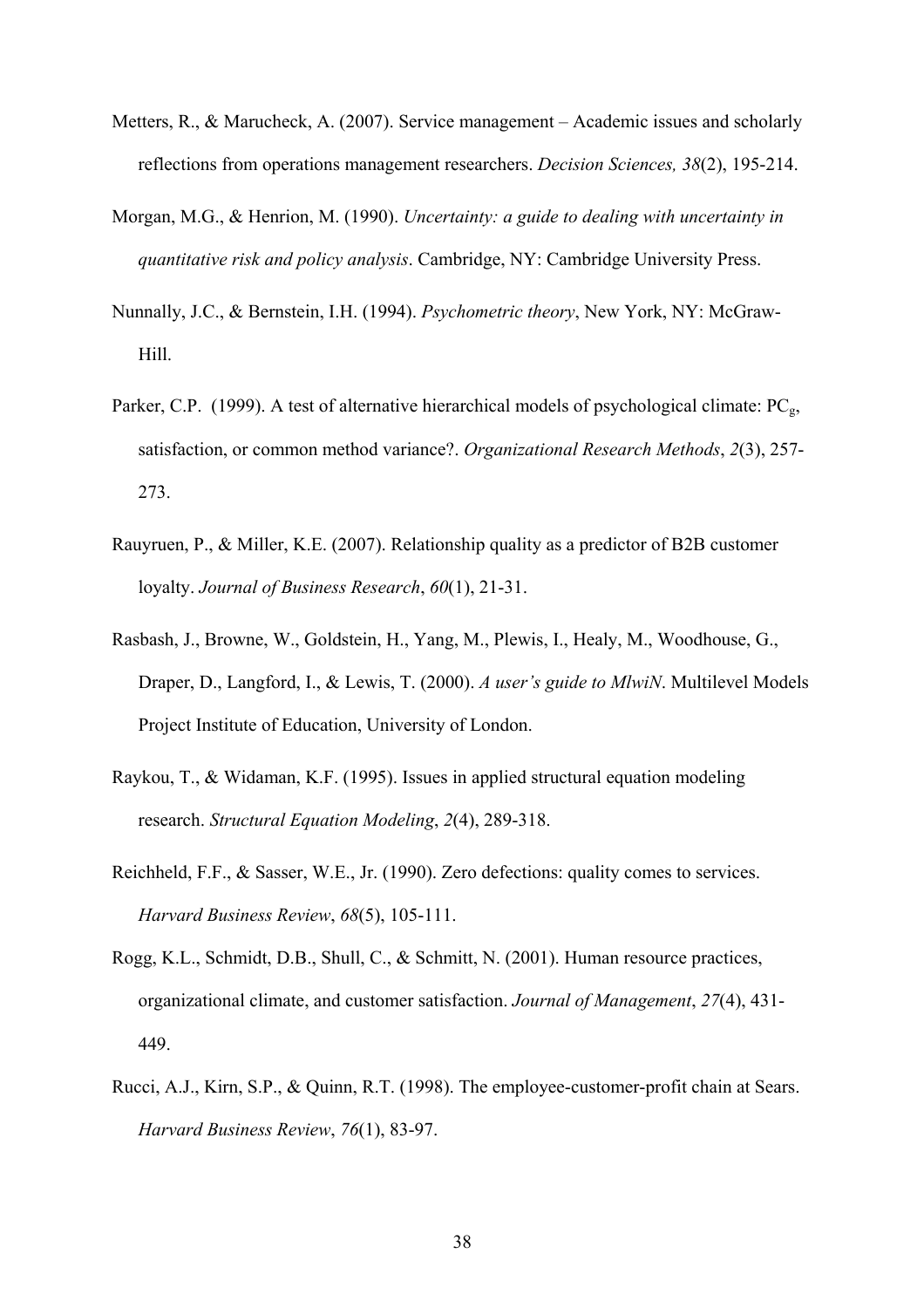Metters, R., & Marucheck, A. (2007). Service management – Academic issues and scholarly reflections from operations management researchers. *Decision Sciences, 38*(2), 195-214.

Morgan, M.G., & Henrion, M. (1990). *Uncertainty: a guide to dealing with uncertainty in quantitative risk and policy analysis*. Cambridge, NY: Cambridge University Press.

Nunnally, J.C., & Bernstein, I.H. (1994). *Psychometric theory*, New York, NY: McGraw-Hill.

Parker, C.P. (1999). A test of alternative hierarchical models of psychological climate: $PC_g$, satisfaction, or common method variance?. *Organizational Research Methods*, *2*(3), 257-273.

Rauyruen, P., & Miller, K.E. (2007). Relationship quality as a predictor of B2B customer loyalty. *Journal of Business Research*, *60*(1), 21-31.

Rasbash, J., Browne, W., Goldstein, H., Yang, M., Plewis, I., Healy, M., Woodhouse, G., Draper, D., Langford, I., & Lewis, T. (2000). *A user's guide to MlwiN*. Multilevel Models Project Institute of Education, University of London.

Raykou, T., & Widaman, K.F. (1995). Issues in applied structural equation modeling research. *Structural Equation Modeling*, *2*(4), 289-318.

Reichheld, F.F., & Sasser, W.E., Jr. (1990). Zero defections: quality comes to services. *Harvard Business Review*, *68*(5), 105-111.

Rogg, K.L., Schmidt, D.B., Shull, C., & Schmitt, N. (2001). Human resource practices, organizational climate, and customer satisfaction. *Journal of Management*, *27*(4), 431-449.

Rucci, A.J., Kirn, S.P., & Quinn, R.T. (1998). The employee-customer-profit chain at Sears. *Harvard Business Review*, *76*(1), 83-97.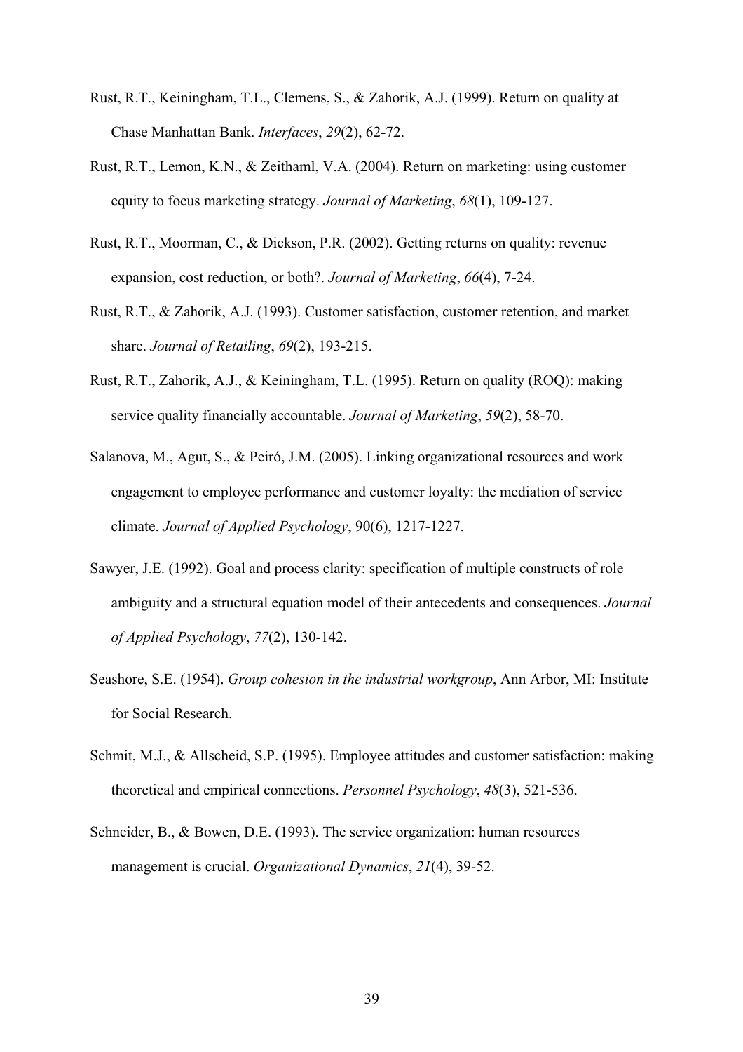Rust, R.T., Keiningham, T.L., Clemens, S., & Zahorik, A.J. (1999). Return on quality at Chase Manhattan Bank. *Interfaces*, *29*(2), 62-72.

Rust, R.T., Lemon, K.N., & Zeithaml, V.A. (2004). Return on marketing: using customer equity to focus marketing strategy. *Journal of Marketing*, *68*(1), 109-127.

Rust, R.T., Moorman, C., & Dickson, P.R. (2002). Getting returns on quality: revenue expansion, cost reduction, or both?. *Journal of Marketing*, *66*(4), 7-24.

Rust, R.T., & Zahorik, A.J. (1993). Customer satisfaction, customer retention, and market share. *Journal of Retailing*, *69*(2), 193-215.

Rust, R.T., Zahorik, A.J., & Keiningham, T.L. (1995). Return on quality (ROQ): making service quality financially accountable. *Journal of Marketing*, *59*(2), 58-70.

Salanova, M., Agut, S., & Peiró, J.M. (2005). Linking organizational resources and work engagement to employee performance and customer loyalty: the mediation of service climate. *Journal of Applied Psychology*, 90(6), 1217-1227.

Sawyer, J.E. (1992). Goal and process clarity: specification of multiple constructs of role ambiguity and a structural equation model of their antecedents and consequences. *Journal of Applied Psychology*, *77*(2), 130-142.

Seashore, S.E. (1954). *Group cohesion in the industrial workgroup*, Ann Arbor, MI: Institute for Social Research.

Schmit, M.J., & Allscheid, S.P. (1995). Employee attitudes and customer satisfaction: making theoretical and empirical connections. *Personnel Psychology*, *48*(3), 521-536.

Schneider, B., & Bowen, D.E. (1993). The service organization: human resources management is crucial. *Organizational Dynamics*, *21*(4), 39-52.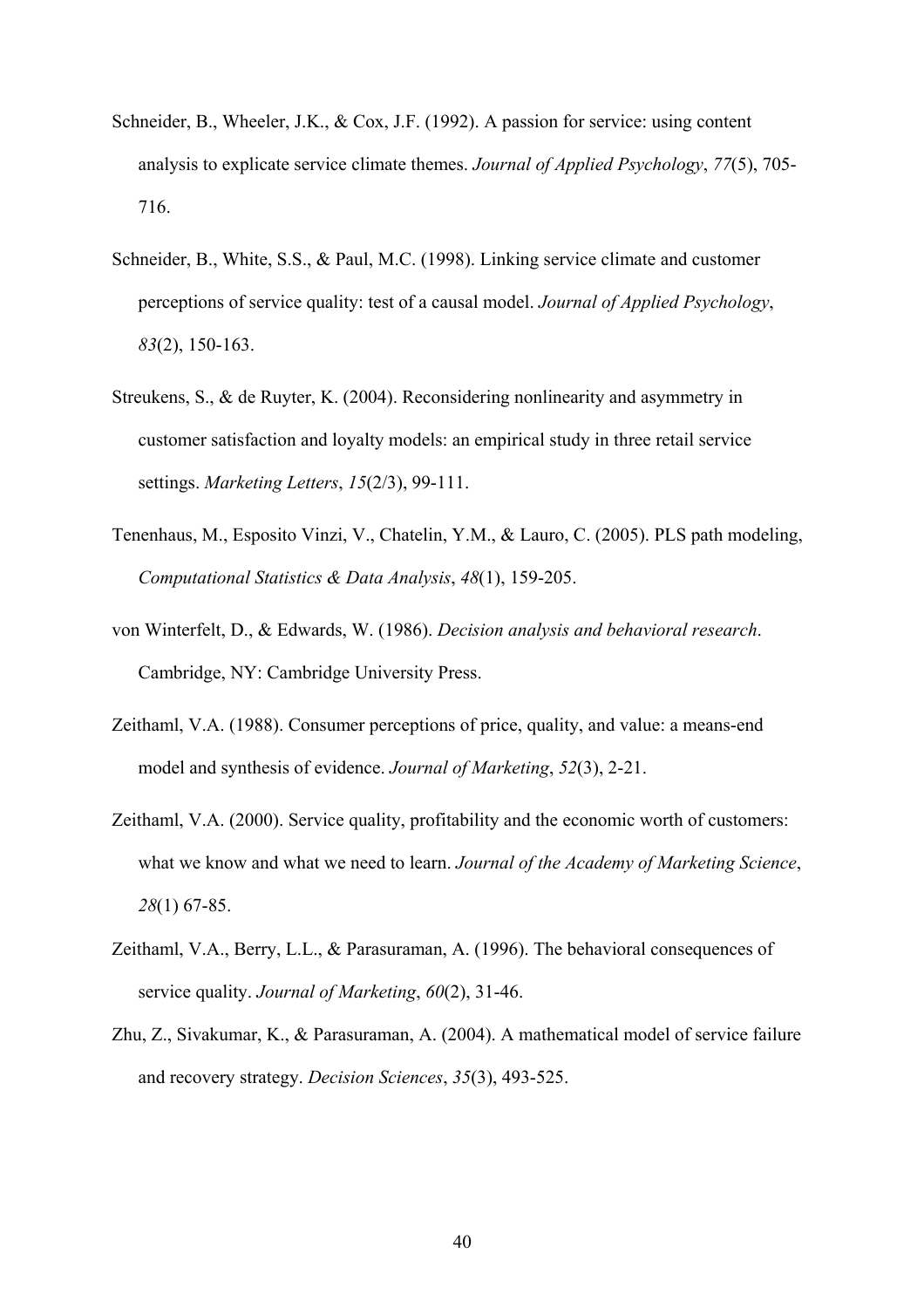Schneider, B., Wheeler, J.K., & Cox, J.F. (1992). A passion for service: using content analysis to explicate service climate themes. *Journal of Applied Psychology*, *77*(5), 705-716.

Schneider, B., White, S.S., & Paul, M.C. (1998). Linking service climate and customer perceptions of service quality: test of a causal model. *Journal of Applied Psychology*, *83*(2), 150-163.

Streukens, S., & de Ruyter, K. (2004). Reconsidering nonlinearity and asymmetry in customer satisfaction and loyalty models: an empirical study in three retail service settings. *Marketing Letters*, *15*(2/3), 99-111.

Tenenhaus, M., Esposito Vinzi, V., Chatelin, Y.M., & Lauro, C. (2005). PLS path modeling, *Computational Statistics & Data Analysis*, *48*(1), 159-205.

von Winterfelt, D., & Edwards, W. (1986). *Decision analysis and behavioral research*. Cambridge, NY: Cambridge University Press.

Zeithaml, V.A. (1988). Consumer perceptions of price, quality, and value: a means-end model and synthesis of evidence. *Journal of Marketing*, *52*(3), 2-21.

Zeithaml, V.A. (2000). Service quality, profitability and the economic worth of customers: what we know and what we need to learn. *Journal of the Academy of Marketing Science*, *28*(1) 67-85.

Zeithaml, V.A., Berry, L.L., & Parasuraman, A. (1996). The behavioral consequences of service quality. *Journal of Marketing*, *60*(2), 31-46.

Zhu, Z., Sivakumar, K., & Parasuraman, A. (2004). A mathematical model of service failure and recovery strategy. *Decision Sciences*, *35*(3), 493-525.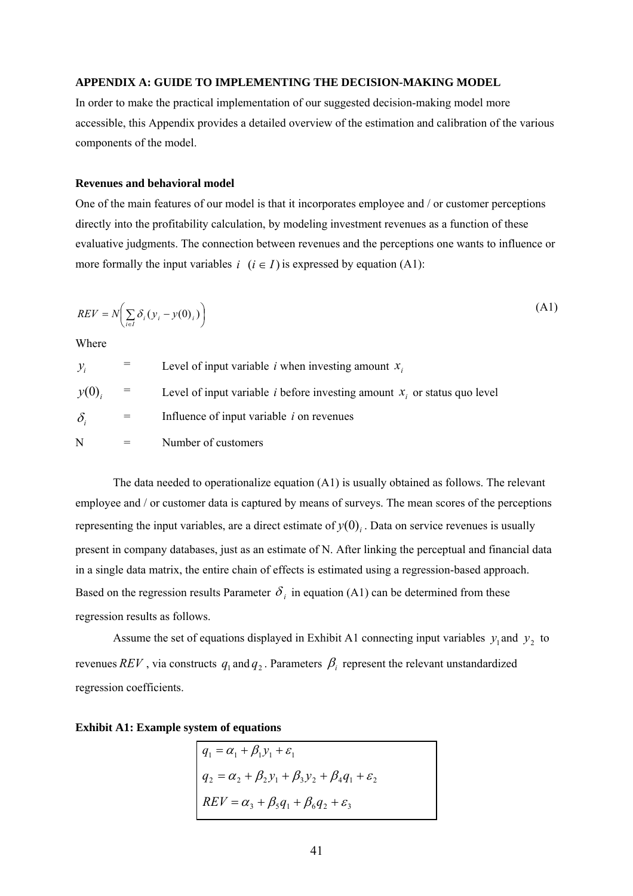### APPENDIX A: GUIDE TO IMPLEMENTING THE DECISION-MAKING MODEL

In order to make the practical implementation of our suggested decision-making model more accessible, this Appendix provides a detailed overview of the estimation and calibration of the various components of the model.

#### Revenues and behavioral model

One of the main features of our model is that it incorporates employee and / or customer perceptions directly into the profitability calculation, by modeling investment revenues as a function of these evaluative judgments. The connection between revenues and the perceptions one wants to influence or more formally the input variables $i \;\; (i \in I)$ is expressed by equation (A1):

$$REV = N\left(\sum_{i \in I} \delta_i (y_i - y(0)_i)\right) \tag{A1}$$

Where

| | | |
|---|---|---|
| $y_i$ | = | Level of input variable $i$ when investing amount $x_i$ |
| $y(0)_i$ | = | Level of input variable $i$ before investing amount $x_i$ or status quo level |
| $\delta_i$ | = | Influence of input variable $i$ on revenues |
| N | = | Number of customers |

The data needed to operationalize equation (A1) is usually obtained as follows. The relevant employee and / or customer data is captured by means of surveys. The mean scores of the perceptions representing the input variables, are a direct estimate of $y(0)_i$. Data on service revenues is usually present in company databases, just as an estimate of N. After linking the perceptual and financial data in a single data matrix, the entire chain of effects is estimated using a regression-based approach. Based on the regression results Parameter $\delta_i$ in equation (A1) can be determined from these regression results as follows.

Assume the set of equations displayed in Exhibit A1 connecting input variables $y_1$ and $y_2$ to revenues $REV$, via constructs $q_1$ and $q_2$. Parameters $\beta_i$ represent the relevant unstandardized regression coefficients.

**Exhibit A1: Example system of equations**

$$q_1 = \alpha_1 + \beta_1 y_1 + \varepsilon_1$$

$$q_2 = \alpha_2 + \beta_2 y_1 + \beta_3 y_2 + \beta_4 q_1 + \varepsilon_2$$

$$REV = \alpha_3 + \beta_5 q_1 + \beta_6 q_2 + \varepsilon_3$$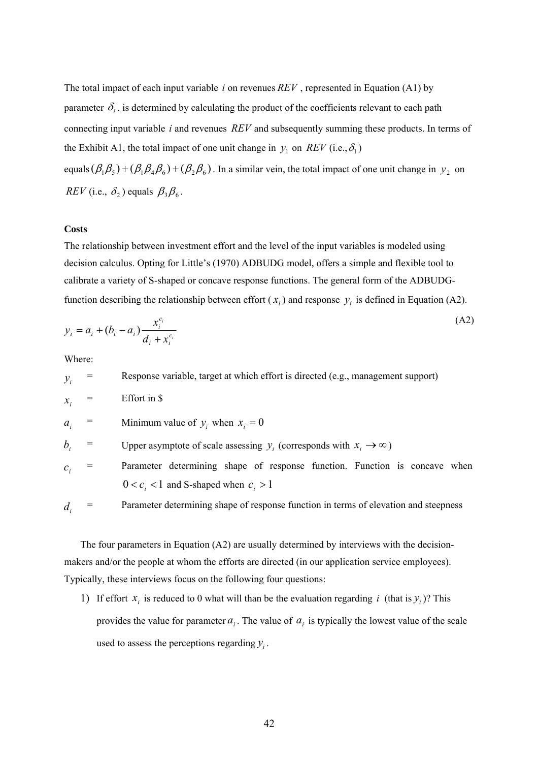The total impact of each input variable $i$ on revenues $REV$, represented in Equation (A1) by parameter $\delta_i$, is determined by calculating the product of the coefficients relevant to each path connecting input variable $i$ and revenues $REV$ and subsequently summing these products. In terms of the Exhibit A1, the total impact of one unit change in $y_1$ on $REV$ (i.e., $\delta_1$) equals $(\beta_1\beta_5) + (\beta_1\beta_4\beta_6) + (\beta_2\beta_6)$. In a similar vein, the total impact of one unit change in $y_2$ on $REV$ (i.e., $\delta_2$) equals $\beta_3\beta_6$.

**Costs**

The relationship between investment effort and the level of the input variables is modeled using decision calculus. Opting for Little's (1970) ADBUDG model, offers a simple and flexible tool to calibrate a variety of S-shaped or concave response functions. The general form of the ADBUDG-function describing the relationship between effort ($x_i$) and response $y_i$ is defined in Equation (A2).

$$y_i = a_i + (b_i - a_i)\frac{x_i^{c_i}}{d_i + x_i^{c_i}} \tag{A2}$$

Where:

| | | |
|---|---|---|
| $y_i$ | = | Response variable, target at which effort is directed (e.g., management support) |
| $x_i$ | = | Effort in $ |
| $a_i$ | = | Minimum value of $y_i$ when $x_i = 0$ |
| $b_i$ | = | Upper asymptote of scale assessing $y_i$ (corresponds with $x_i \to \infty$) |
| $c_i$ | = | Parameter determining shape of response function. Function is concave when $0 < c_i < 1$ and S-shaped when $c_i > 1$ |
| $d_i$ | = | Parameter determining shape of response function in terms of elevation and steepness |

The four parameters in Equation (A2) are usually determined by interviews with the decision-makers and/or the people at whom the efforts are directed (in our application service employees). Typically, these interviews focus on the following four questions:

1) If effort $x_i$ is reduced to 0 what will than be the evaluation regarding $i$ (that is $y_i$)? This provides the value for parameter $a_i$. The value of $a_i$ is typically the lowest value of the scale used to assess the perceptions regarding $y_i$.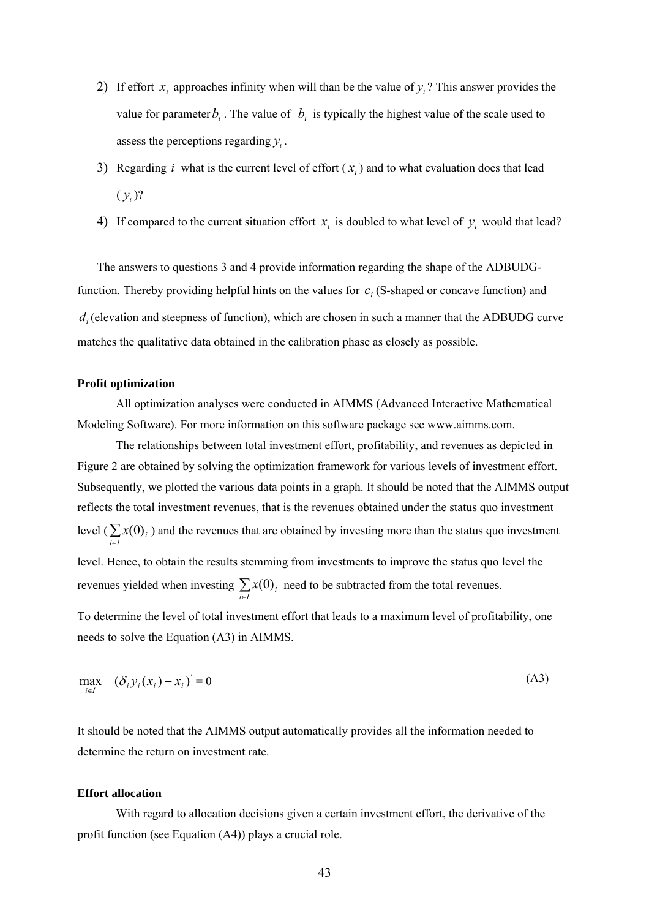2) If effort $x_i$ approaches infinity when will than be the value of $y_i$? This answer provides the value for parameter $b_i$. The value of $b_i$ is typically the highest value of the scale used to assess the perceptions regarding $y_i$.
3) Regarding $i$ what is the current level of effort ($x_i$) and to what evaluation does that lead ($y_i$)?
4) If compared to the current situation effort $x_i$ is doubled to what level of $y_i$ would that lead?

The answers to questions 3 and 4 provide information regarding the shape of the ADBUDG-function. Thereby providing helpful hints on the values for $c_i$ (S-shaped or concave function) and $d_i$ (elevation and steepness of function), which are chosen in such a manner that the ADBUDG curve matches the qualitative data obtained in the calibration phase as closely as possible.

**Profit optimization**

All optimization analyses were conducted in AIMMS (Advanced Interactive Mathematical Modeling Software). For more information on this software package see www.aimms.com.

The relationships between total investment effort, profitability, and revenues as depicted in Figure 2 are obtained by solving the optimization framework for various levels of investment effort. Subsequently, we plotted the various data points in a graph. It should be noted that the AIMMS output reflects the total investment revenues, that is the revenues obtained under the status quo investment level ($\sum_{i \in I} x(0)_i$) and the revenues that are obtained by investing more than the status quo investment level. Hence, to obtain the results stemming from investments to improve the status quo level the revenues yielded when investing $\sum_{i \in I} x(0)_i$ need to be subtracted from the total revenues.

To determine the level of total investment effort that leads to a maximum level of profitability, one needs to solve the Equation (A3) in AIMMS.

$$\max_{i \in I} \quad (\delta_i y_i(x_i) - x_i)' = 0 \tag{A3}$$

It should be noted that the AIMMS output automatically provides all the information needed to determine the return on investment rate.

**Effort allocation**

With regard to allocation decisions given a certain investment effort, the derivative of the profit function (see Equation (A4)) plays a crucial role.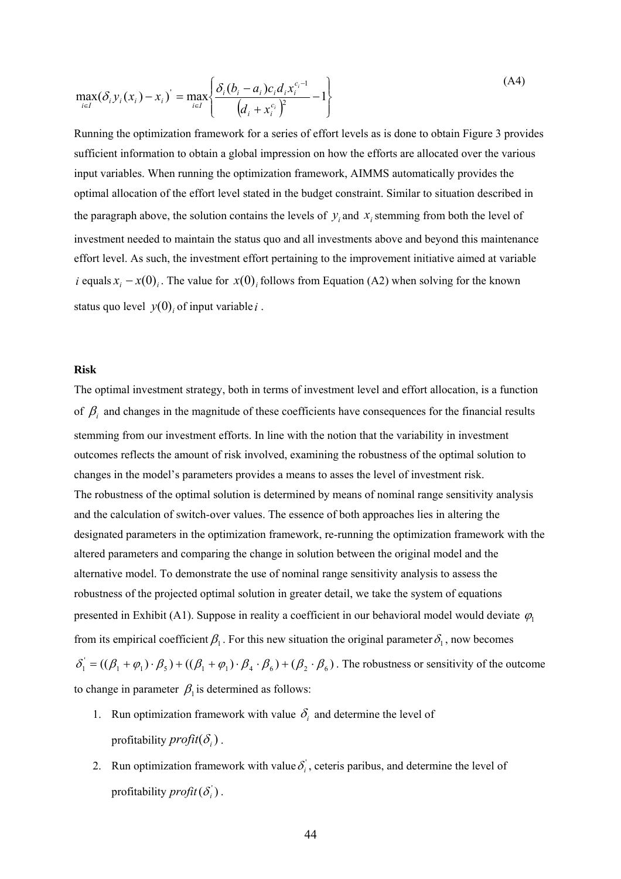$$\max_{i \in I}(\delta_i y_i(x_i) - x_i)' = \max_{i \in I}\left\{\frac{\delta_i (b_i - a_i) c_i d_i x_i^{c_i - 1}}{\left(d_i + x_i^{c_i}\right)^2} - 1\right\} \tag{A4}$$

Running the optimization framework for a series of effort levels as is done to obtain Figure 3 provides sufficient information to obtain a global impression on how the efforts are allocated over the various input variables. When running the optimization framework, AIMMS automatically provides the optimal allocation of the effort level stated in the budget constraint. Similar to situation described in the paragraph above, the solution contains the levels of $y_i$ and $x_i$ stemming from both the level of investment needed to maintain the status quo and all investments above and beyond this maintenance effort level. As such, the investment effort pertaining to the improvement initiative aimed at variable $i$ equals $x_i - x(0)_i$. The value for $x(0)_i$ follows from Equation (A2) when solving for the known status quo level $y(0)_i$ of input variable $i$.

**Risk**

The optimal investment strategy, both in terms of investment level and effort allocation, is a function of $\beta_i$ and changes in the magnitude of these coefficients have consequences for the financial results stemming from our investment efforts. In line with the notion that the variability in investment outcomes reflects the amount of risk involved, examining the robustness of the optimal solution to changes in the model's parameters provides a means to asses the level of investment risk.

The robustness of the optimal solution is determined by means of nominal range sensitivity analysis and the calculation of switch-over values. The essence of both approaches lies in altering the designated parameters in the optimization framework, re-running the optimization framework with the altered parameters and comparing the change in solution between the original model and the alternative model. To demonstrate the use of nominal range sensitivity analysis to assess the robustness of the projected optimal solution in greater detail, we take the system of equations presented in Exhibit (A1). Suppose in reality a coefficient in our behavioral model would deviate $\varphi_1$ from its empirical coefficient $\beta_1$. For this new situation the original parameter $\delta_1$, now becomes $\delta_1' = ((\beta_1 + \varphi_1) \cdot \beta_5) + ((\beta_1 + \varphi_1) \cdot \beta_4 \cdot \beta_6) + (\beta_2 \cdot \beta_6)$. The robustness or sensitivity of the outcome to change in parameter $\beta_1$ is determined as follows:

1. Run optimization framework with value $\delta_i$ and determine the level of profitability $profit(\delta_i)$.
2. Run optimization framework with value $\delta_i'$, ceteris paribus, and determine the level of profitability $profit(\delta_i')$.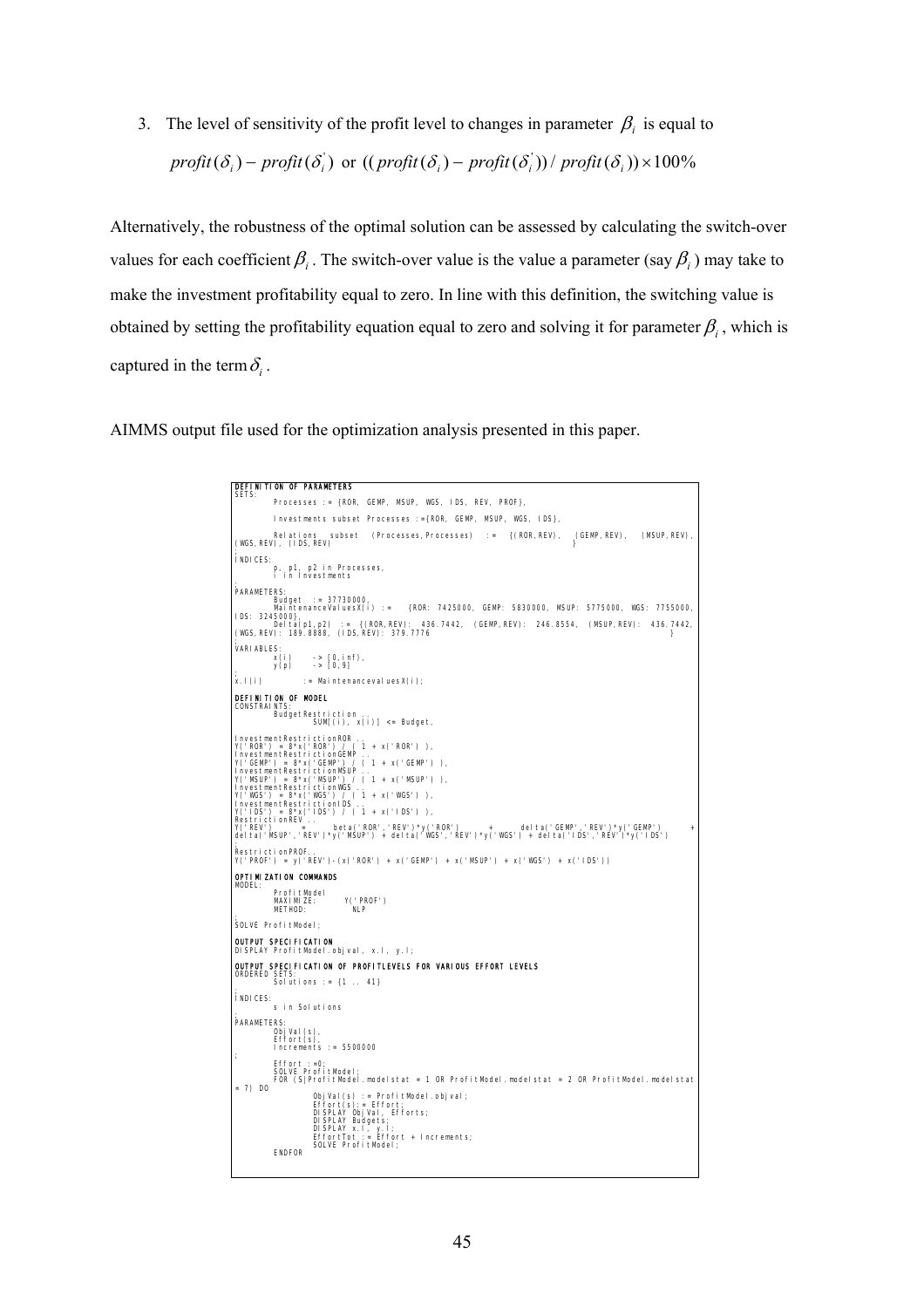3. The level of sensitivity of the profit level to changes in parameter $\beta_i$ is equal to

$$profit(\delta_i) - profit(\delta_i^{'}) \text{ or } ((profit(\delta_i) - profit(\delta_i^{'}))/profit(\delta_i)) \times 100\%$$

Alternatively, the robustness of the optimal solution can be assessed by calculating the switch-over values for each coefficient $\beta_i$. The switch-over value is the value a parameter (say $\beta_i$) may take to make the investment profitability equal to zero. In line with this definition, the switching value is obtained by setting the profitability equation equal to zero and solving it for parameter $\beta_i$, which is captured in the term $\delta_i$.

AIMMS output file used for the optimization analysis presented in this paper.

```
DEFINITION OF PARAMETERS
SETS:
        Processes := {ROR, GEMP, MSUP, WGS, IDS, REV, PROF},

        Investments subset Processes :={ROR, GEMP, MSUP, WGS, IDS},

        Relations  subset  (Processes,Processes)  :=  {(ROR,REV),  (GEMP,REV),  (MSUP,REV),
(WGS,REV), (IDS,REV)                                              }
;
INDICES:
        p, p1, p2 in Processes,
        i in Investments

;
PARAMETERS:
        Budget  := 37730000,
        MaintenanceValuesX(i) :=   {ROR: 7425000, GEMP: 5830000, MSUP: 5775000, WGS: 7755000,
IDS: 3245000},
        Delta(p1,p2)  := {(ROR,REV):  436.7442,  (GEMP,REV):  246.8554,  (MSUP,REV):  436.7442,
(WGS,REV): 189.8888, (IDS,REV): 379.7776                                              }
;
VARIABLES:
        x(i)     -> [0,inf),
        y(p)     -> [0,9]

;
x.l(i)         := MaintenancevaluesX(i);

DEFINITION OF MODEL
CONSTRAINTS:
        BudgetRestriction ..
                SUM[(i), x(i)] <= Budget,

InvestmentRestrictionROR ..
Y('ROR') = 8*x('ROR') / ( 1 + x('ROR') ),
InvestmentRestrictionGEMP ..
Y('GEMP') = 8*x('GEMP') / ( 1 + x('GEMP') ),
InvestmentRestrictionMSUP ..
Y('MSUP') = 8*x('MSUP') / ( 1 + x('MSUP') ),
InvestmentRestrictionWGS ..
Y('WGS') = 8*x('WGS') / ( 1 + x('WGS') ),
InvestmentRestrictionIDS ..
Y('IDS') = 8*x('IDS') / ( 1 + x('IDS') ),
RestrictionREV ..
Y('REV')      =      beta('ROR','REV')*y('ROR')      +      delta('GEMP','REV')*y('GEMP')      +
delta('MSUP','REV')*y('MSUP') + delta('WGS','REV')*y('WGS') + delta('IDS','REV')*y('IDS')

;
RestrictionPROF..
Y('PROF') = y('REV')-(x('ROR') + x('GEMP') + x('MSUP') + x('WGS') + x('IDS'))

OPTIMIZATION COMMANDS
MODEL:
        ProfitModel
        MAXIMIZE:       Y('PROF')
        METHOD:           NLP

;
SOLVE ProfitModel;

OUTPUT SPECIFICATION
DISPLAY ProfitModel.objval, x.l, y.l;

OUTPUT SPECIFICATION OF PROFITLEVELS FOR VARIOUS EFFORT LEVELS
ORDERED SETS:
        Solutions := {1 .. 41}

;
INDICES:
        s in Solutions

;
PARAMETERS:
        ObjVal(s),
        Effort(s),
        Increments := 5500000

;
        Effort :=0;
        SOLVE ProfitModel;
        FOR (S|ProfitModel.modelstat = 1 OR ProfitModel.modelstat = 2 OR ProfitModel.modelstat
= 7) DO
                ObjVal(s) := ProfitModel.objval;
                Effort(s):= Effort;
                DISPLAY ObjVal, Efforts;
                DISPLAY Budgets;
                DISPLAY x.l, y.l;
                EffortTot := Effort + Increments;
                SOLVE ProfitModel;
        ENDFOR
```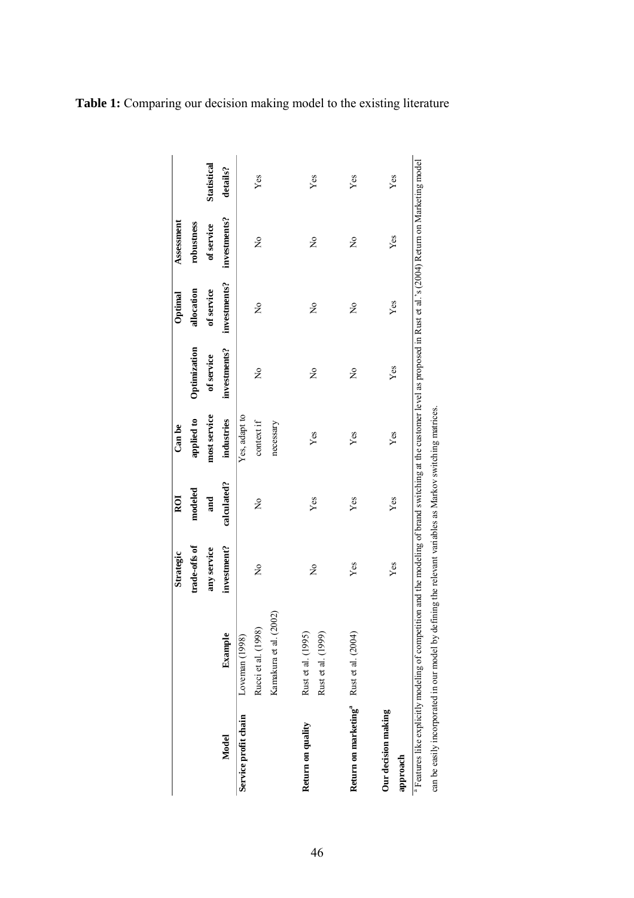**Table 1:** Comparing our decision making model to the existing literature

| Model | Example | Strategic trade-offs of any service investment? | ROI modeled and calculated? | Can be applied to most service industries | Optimization of service investments? | Optimal allocation of service investments? | Assessment robustness of service investments? | Statistical details? |
|---|---|---|---|---|---|---|---|---|
| **Service profit chain** | Loveman (1998)<br>Rucci et al. (1998)<br>Kamakura et al. (2002) | No | No | Yes, adapt to context if necessary | No | No | No | Yes |
| **Return on quality** | Rust et al. (1995)<br>Rust et al. (1999) | No | Yes | Yes | No | No | No | Yes |
| **Return on marketing**[a] | Rust et al. (2004) | Yes | Yes | Yes | No | No | No | Yes |
| **Our decision making approach** | | Yes | Yes | Yes | Yes | Yes | Yes | Yes |

[a] Features like explicitly modeling of competition and the modeling of brand switching at the customer level as proposed in Rust et al.'s (2004) Return on Marketing model can be easily incorporated in our model by defining the relevant variables as Markov switching matrices.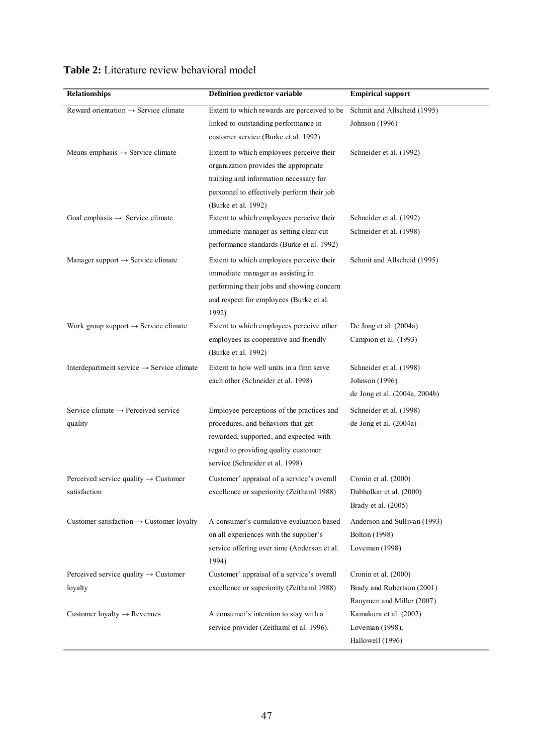**Table 2:** Literature review behavioral model

| Relationships | Definition predictor variable | Empirical support |
|---|---|---|
| Reward orientation → Service climate | Extent to which rewards are perceived to be linked to outstanding performance in customer service (Burke et al. 1992) | Schmit and Allscheid (1995)<br>Johnson (1996) |
| Means emphasis → Service climate | Extent to which employees perceive their organization provides the appropriate training and information necessary for personnel to effectively perform their job (Burke et al. 1992) | Schneider et al. (1992) |
| Goal emphasis → Service climate | Extent to which employees perceive their immediate manager as setting clear-cut performance standards (Burke et al. 1992) | Schneider et al. (1992)<br>Schneider et al. (1998) |
| Manager support → Service climate | Extent to which employees perceive their immediate manager as assisting in performing their jobs and showing concern and respect for employees (Burke et al. 1992) | Schmit and Allscheid (1995) |
| Work group support → Service climate | Extent to which employees perceive other employees as cooperative and friendly (Burke et al. 1992) | De Jong et al. (2004a)<br>Campion et al. (1993) |
| Interdepartment service → Service climate | Extent to how well units in a firm serve each other (Schneider et al. 1998) | Schneider et al. (1998)<br>Johnson (1996)<br>de Jong et al. (2004a, 2004b) |
| Service climate → Perceived service quality | Employee perceptions of the practices and procedures, and behaviors that get rewarded, supported, and expected with regard to providing quality customer service (Schneider et al. 1998) | Schneider et al. (1998)<br>de Jong et al. (2004a) |
| Perceived service quality → Customer satisfaction | Customer' appraisal of a service's overall excellence or superiority (Zeithaml 1988) | Cronin et al. (2000)<br>Dabholkar et al. (2000)<br>Brady et al. (2005) |
| Customer satisfaction → Customer loyalty | A consumer's cumulative evaluation based on all experiences with the supplier's service offering over time (Anderson et al. 1994) | Anderson and Sullivan (1993)<br>Bolton (1998)<br>Loveman (1998) |
| Perceived service quality → Customer loyalty | Customer' appraisal of a service's overall excellence or superiority (Zeithaml 1988) | Cronin et al. (2000)<br>Brady and Robertson (2001)<br>Rauyruen and Miller (2007) |
| Customer loyalty → Revenues | A consumer's intention to stay with a service provider (Zeithaml et al. 1996). | Kamakura et al. (2002)<br>Loveman (1998),<br>Hallowell (1996) |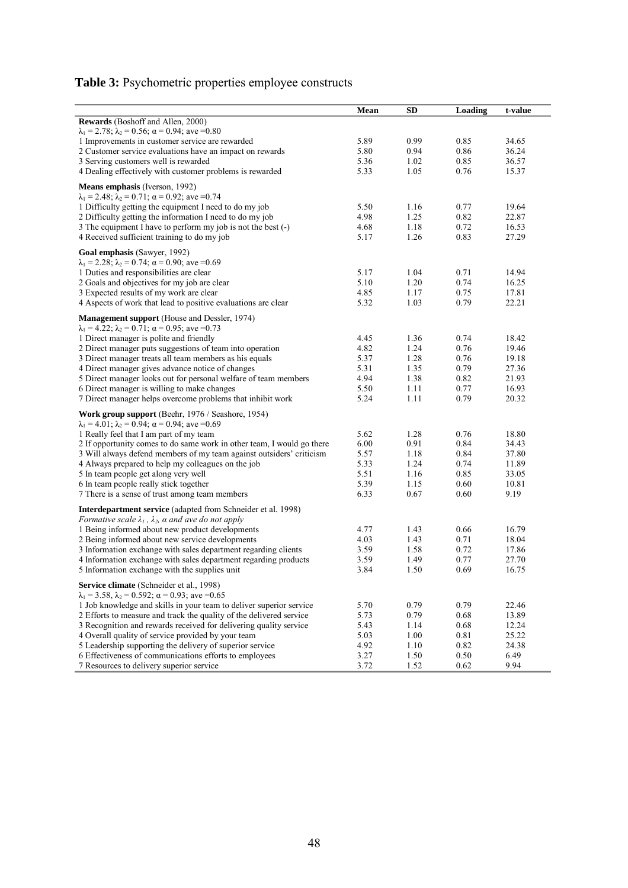**Table 3:** Psychometric properties employee constructs

| | Mean | SD | Loading | t-value |
|---|---|---|---|---|
| **Rewards** (Boshoff and Allen, 2000) | | | | |
| $\lambda_1 = 2.78$; $\lambda_2 = 0.56$; $\alpha = 0.94$; ave =0.80 | | | | |
| 1 Improvements in customer service are rewarded | 5.89 | 0.99 | 0.85 | 34.65 |
| 2 Customer service evaluations have an impact on rewards | 5.80 | 0.94 | 0.86 | 36.24 |
| 3 Serving customers well is rewarded | 5.36 | 1.02 | 0.85 | 36.57 |
| 4 Dealing effectively with customer problems is rewarded | 5.33 | 1.05 | 0.76 | 15.37 |
| **Means emphasis** (Iverson, 1992) | | | | |
| $\lambda_1 = 2.48$; $\lambda_2 = 0.71$; $\alpha = 0.92$; ave =0.74 | | | | |
| 1 Difficulty getting the equipment I need to do my job | 5.50 | 1.16 | 0.77 | 19.64 |
| 2 Difficulty getting the information I need to do my job | 4.98 | 1.25 | 0.82 | 22.87 |
| 3 The equipment I have to perform my job is not the best (-) | 4.68 | 1.18 | 0.72 | 16.53 |
| 4 Received sufficient training to do my job | 5.17 | 1.26 | 0.83 | 27.29 |
| **Goal emphasis** (Sawyer, 1992) | | | | |
| $\lambda_1 = 2.28$; $\lambda_2 = 0.74$; $\alpha = 0.90$; ave =0.69 | | | | |
| 1 Duties and responsibilities are clear | 5.17 | 1.04 | 0.71 | 14.94 |
| 2 Goals and objectives for my job are clear | 5.10 | 1.20 | 0.74 | 16.25 |
| 3 Expected results of my work are clear | 4.85 | 1.17 | 0.75 | 17.81 |
| 4 Aspects of work that lead to positive evaluations are clear | 5.32 | 1.03 | 0.79 | 22.21 |
| **Management support** (House and Dessler, 1974) | | | | |
| $\lambda_1 = 4.22$; $\lambda_2 = 0.71$; $\alpha = 0.95$; ave =0.73 | | | | |
| 1 Direct manager is polite and friendly | 4.45 | 1.36 | 0.74 | 18.42 |
| 2 Direct manager puts suggestions of team into operation | 4.82 | 1.24 | 0.76 | 19.46 |
| 3 Direct manager treats all team members as his equals | 5.37 | 1.28 | 0.76 | 19.18 |
| 4 Direct manager gives advance notice of changes | 5.31 | 1.35 | 0.79 | 27.36 |
| 5 Direct manager looks out for personal welfare of team members | 4.94 | 1.38 | 0.82 | 21.93 |
| 6 Direct manager is willing to make changes | 5.50 | 1.11 | 0.77 | 16.93 |
| 7 Direct manager helps overcome problems that inhibit work | 5.24 | 1.11 | 0.79 | 20.32 |
| **Work group support** (Beehr, 1976 / Seashore, 1954) | | | | |
| $\lambda_1 = 4.01$; $\lambda_2 = 0.94$; $\alpha = 0.94$; ave =0.69 | | | | |
| 1 Really feel that I am part of my team | 5.62 | 1.28 | 0.76 | 18.80 |
| 2 If opportunity comes to do same work in other team, I would go there | 6.00 | 0.91 | 0.84 | 34.43 |
| 3 Will always defend members of my team against outsiders' criticism | 5.57 | 1.18 | 0.84 | 37.80 |
| 4 Always prepared to help my colleagues on the job | 5.33 | 1.24 | 0.74 | 11.89 |
| 5 In team people get along very well | 5.51 | 1.16 | 0.85 | 33.05 |
| 6 In team people really stick together | 5.39 | 1.15 | 0.60 | 10.81 |
| 7 There is a sense of trust among team members | 6.33 | 0.67 | 0.60 | 9.19 |
| **Interdepartment service** (adapted from Schneider et al. 1998) | | | | |
| *Formative scale $\lambda_1$, $\lambda_2$, $\alpha$ and ave do not apply* | | | | |
| 1 Being informed about new product developments | 4.77 | 1.43 | 0.66 | 16.79 |
| 2 Being informed about new service developments | 4.03 | 1.43 | 0.71 | 18.04 |
| 3 Information exchange with sales department regarding clients | 3.59 | 1.58 | 0.72 | 17.86 |
| 4 Information exchange with sales department regarding products | 3.59 | 1.49 | 0.77 | 27.70 |
| 5 Information exchange with the supplies unit | 3.84 | 1.50 | 0.69 | 16.75 |
| **Service climate** (Schneider et al., 1998) | | | | |
| $\lambda_1 = 3.58$, $\lambda_2 = 0.592$; $\alpha = 0.93$; ave =0.65 | | | | |
| 1 Job knowledge and skills in your team to deliver superior service | 5.70 | 0.79 | 0.79 | 22.46 |
| 2 Efforts to measure and track the quality of the delivered service | 5.73 | 0.79 | 0.68 | 13.89 |
| 3 Recognition and rewards received for delivering quality service | 5.43 | 1.14 | 0.68 | 12.24 |
| 4 Overall quality of service provided by your team | 5.03 | 1.00 | 0.81 | 25.22 |
| 5 Leadership supporting the delivery of superior service | 4.92 | 1.10 | 0.82 | 24.38 |
| 6 Effectiveness of communications efforts to employees | 3.27 | 1.50 | 0.50 | 6.49 |
| 7 Resources to delivery superior service | 3.72 | 1.52 | 0.62 | 9.94 |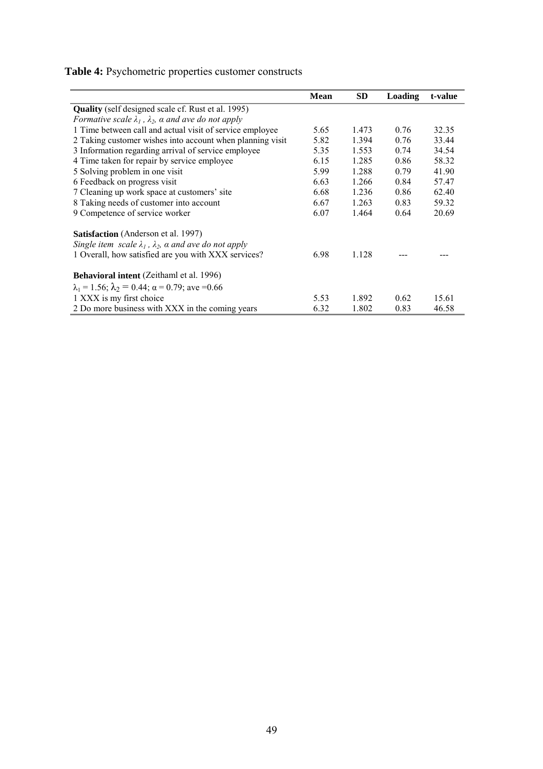**Table 4:** Psychometric properties customer constructs

| | Mean | SD | Loading | t-value |
|---|---|---|---|---|
| **Quality** (self designed scale cf. Rust et al. 1995) | | | | |
| *Formative scale $\lambda_1$, $\lambda_2$, α and ave do not apply* | | | | |
| 1 Time between call and actual visit of service employee | 5.65 | 1.473 | 0.76 | 32.35 |
| 2 Taking customer wishes into account when planning visit | 5.82 | 1.394 | 0.76 | 33.44 |
| 3 Information regarding arrival of service employee | 5.35 | 1.553 | 0.74 | 34.54 |
| 4 Time taken for repair by service employee | 6.15 | 1.285 | 0.86 | 58.32 |
| 5 Solving problem in one visit | 5.99 | 1.288 | 0.79 | 41.90 |
| 6 Feedback on progress visit | 6.63 | 1.266 | 0.84 | 57.47 |
| 7 Cleaning up work space at customers' site | 6.68 | 1.236 | 0.86 | 62.40 |
| 8 Taking needs of customer into account | 6.67 | 1.263 | 0.83 | 59.32 |
| 9 Competence of service worker | 6.07 | 1.464 | 0.64 | 20.69 |
| **Satisfaction** (Anderson et al. 1997) | | | | |
| *Single item scale $\lambda_1$, $\lambda_2$, α and ave do not apply* | | | | |
| 1 Overall, how satisfied are you with XXX services? | 6.98 | 1.128 | --- | --- |
| **Behavioral intent** (Zeithaml et al. 1996) | | | | |
| $\lambda_1 = 1.56$; $\lambda_2 = 0.44$; $\alpha = 0.79$; ave =0.66 | | | | |
| 1 XXX is my first choice | 5.53 | 1.892 | 0.62 | 15.61 |
| 2 Do more business with XXX in the coming years | 6.32 | 1.802 | 0.83 | 46.58 |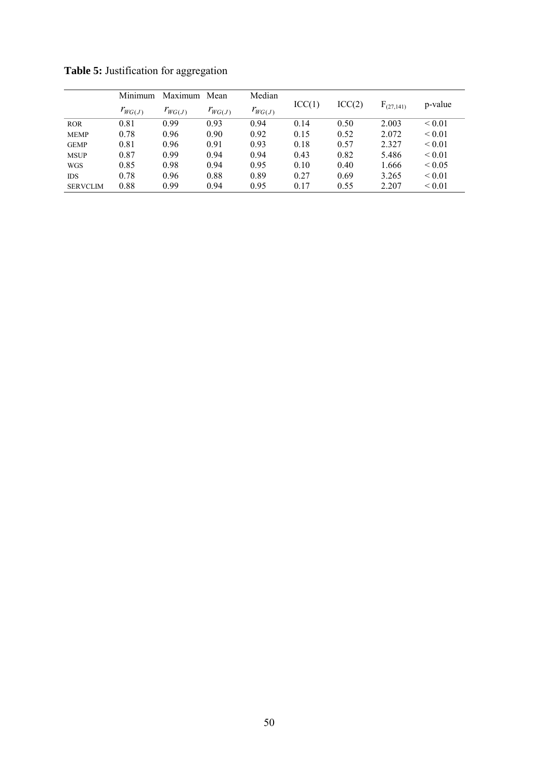**Table 5:** Justification for aggregation

| | Minimum $r_{WG(J)}$ | Maximum $r_{WG(J)}$ | Mean $r_{WG(J)}$ | Median $r_{WG(J)}$ | ICC(1) | ICC(2) | $F_{(27,141)}$ | p-value |
|---|---|---|---|---|---|---|---|---|
| ROR | 0.81 | 0.99 | 0.93 | 0.94 | 0.14 | 0.50 | 2.003 | < 0.01 |
| MEMP | 0.78 | 0.96 | 0.90 | 0.92 | 0.15 | 0.52 | 2.072 | < 0.01 |
| GEMP | 0.81 | 0.96 | 0.91 | 0.93 | 0.18 | 0.57 | 2.327 | < 0.01 |
| MSUP | 0.87 | 0.99 | 0.94 | 0.94 | 0.43 | 0.82 | 5.486 | < 0.01 |
| WGS | 0.85 | 0.98 | 0.94 | 0.95 | 0.10 | 0.40 | 1.666 | < 0.05 |
| IDS | 0.78 | 0.96 | 0.88 | 0.89 | 0.27 | 0.69 | 3.265 | < 0.01 |
| SERVCLIM | 0.88 | 0.99 | 0.94 | 0.95 | 0.17 | 0.55 | 2.207 | < 0.01 |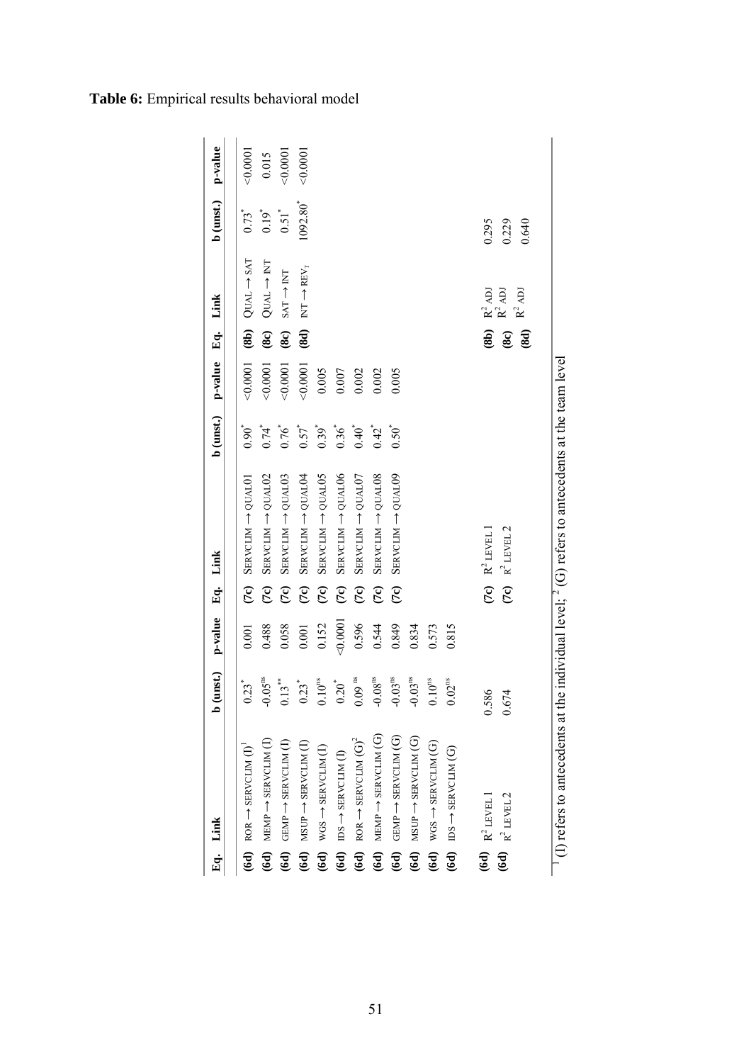**Table 6:** Empirical results behavioral model

| Eq. | Link | b (unst.) | p-value | Eq. | Link | b (unst.) | p-value | Eq. | Link | b (unst.) | p-value |
|---|---|---|---|---|---|---|---|---|---|---|---|
| (6d) | ROR → SERVCLIM (I)[1] | 0.23* | 0.001 | (7c) | SERVCLIM → QUAL01 | 0.90* | <0.0001 | (8b) | QUAL → SAT | 0.73* | <0.0001 |
| (6d) | MEMP → SERVCLIM (I) | -0.05ns | 0.488 | (7c) | SERVCLIM → QUAL02 | 0.74* | <0.0001 | (8c) | QUAL → INT | 0.19* | 0.015 |
| (6d) | GEMP → SERVCLIM (I) | 0.13** | 0.058 | (7c) | SERVCLIM → QUAL03 | 0.76* | <0.0001 | (8c) | SAT → INT | 0.51* | <0.0001 |
| (6d) | MSUP → SERVCLIM (I) | 0.23* | 0.001 | (7c) | SERVCLIM → QUAL04 | 0.57* | <0.0001 | (8d) | INT → $REV_T$ | 1092.80* | <0.0001 |
| (6d) | WGS → SERVCLIM (I) | 0.10ns | 0.152 | (7c) | SERVCLIM → QUAL05 | 0.39* | 0.005 | | | | |
| (6d) | IDS → SERVCLIM (I) | 0.20* | <0.0001 | (7c) | SERVCLIM → QUAL06 | 0.36* | 0.007 | | | | |
| (6d) | ROR → SERVCLIM (G)[2] | 0.09ns | 0.596 | (7c) | SERVCLIM → QUAL07 | 0.40* | 0.002 | | | | |
| (6d) | MEMP → SERVCLIM (G) | -0.08ns | 0.544 | (7c) | SERVCLIM → QUAL08 | 0.42* | 0.002 | | | | |
| (6d) | GEMP → SERVCLIM (G) | -0.03ns | 0.849 | (7c) | SERVCLIM → QUAL09 | 0.50* | 0.005 | | | | |
| (6d) | MSUP → SERVCLIM (G) | -0.03ns | 0.834 | | | | | | | | |
| (6d) | WGS → SERVCLIM (G) | 0.10ns | 0.573 | | | | | | | | |
| (6d) | IDS → SERVCLIM (G) | 0.02ns | 0.815 | | | | | | | | |
| (6d) | $R^2$ LEVEL 1 | 0.586 | | (7c) | $R^2$ LEVEL 1 | | | (8b) | $R^2$ ADJ | 0.295 | |
| (6d) | $R^2$ LEVEL 2 | 0.674 | | (7c) | $R^2$ LEVEL 2 | | | (8c) | $R^2$ ADJ | 0.229 | |
| | | | | | | | | (8d) | $R^2$ ADJ | 0.640 | |

[1] (I) refers to antecedents at the individual level; [2] (G) refers to antecedents at the team level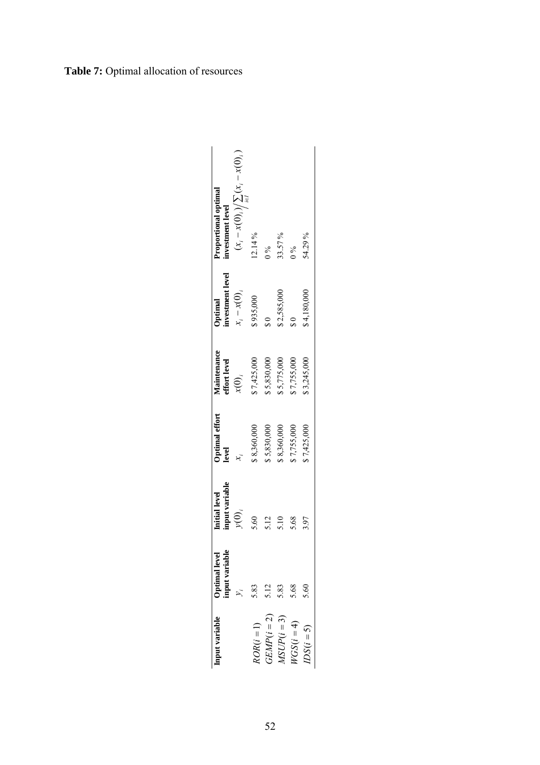**Table 7:** Optimal allocation of resources

| Input variable | Optimal level input variable | Initial level input variable | Optimal effort level | Maintenance effort level | Optimal investment level | Proportional optimal investment level |
|---|---|---|---|---|---|---|
| | $y_i$ | $y(0)_i$ | $x_i$ | $x(0)_i$ | $x_i - x(0)_i$ | $(x_i - x(0)_i) \Big/ \sum_{i \in I} (x_i - x(0)_i)$ |
| $ROR(i=1)$ | 5.83 | 5.60 | \$ 8,360,000 | \$ 7,425,000 | \$ 935,000 | 12.14 % |
| $GEMP(i=2)$ | 5.12 | 5.12 | \$ 5,830,000 | \$ 5,830,000 | \$ 0 | 0 % |
| $MSUP(i=3)$ | 5.83 | 5.10 | \$ 8,360,000 | \$ 5,775,000 | \$ 2,585,000 | 33.57 % |
| $WGS(i=4)$ | 5.68 | 5.68 | \$ 7,755,000 | \$ 7,755,000 | \$ 0 | 0 % |
| $IDS(i=5)$ | 5.60 | 3.97 | \$ 7,425,000 | \$ 3,245,000 | \$ 4,180,000 | 54.29 % |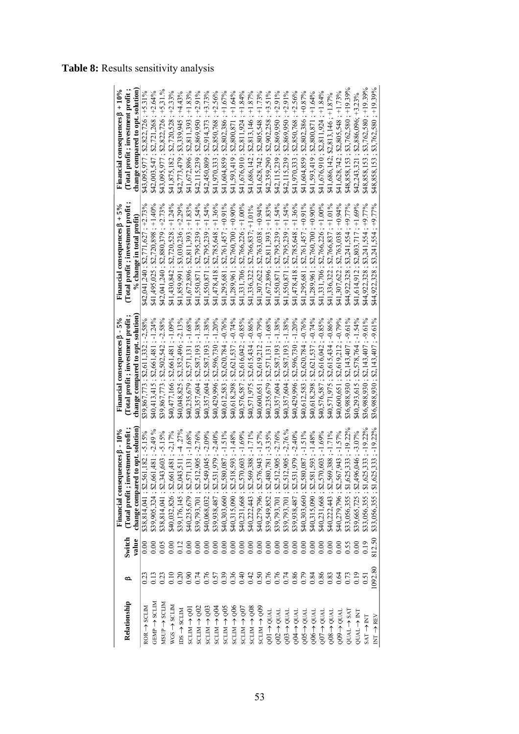**Table 8:** Results sensitivity analysis

| Relationship | β | Switch value | Financial consequences β - 10% (Total profit ; investment profit ; change compared to opt. solution) | Financial consequences β - 5% (Total profit ; investment profit ; change compared to opt. solution) | Financial consequences β + 5% (Total profit ; investment profit ; % change in total profit) | Financial consequences β + 10% (Total profit ; investment profit ; change compared to opt. solution) |
|---|---|---|---|---|---|---|
| ROR → SCLIM | 0.23 | 0.00 | $38,814,041 ; $2,561,182 ; -5.15% | $39,867,773 ; $2,611,332 ; -2.58% | $42,041,240 ; $2,771,627 ; +2.73% | $43,095,977 ; $2,822,726 ; +5.31% |
| GEMP → SCLIM | 0.13 | 0.00 | $39,905,324 ; $2,661,481 ; -2.49 % | $40,413,415 ; $2,661,481 ; -1.24% | $41,495,025 ; $2,720,898 ; +1.40% | $42,003,547 ; $2,721,268 ; +2.64% |
| MSUP → SCLIM | 0.23 | 0.05 | $38,814,041 ; $2,343,603 ; -5.15% | $39,867,773 ; $2,502,542 ; -2.58% | $42,041,240 ; $2,880,379 ; +2.73% | $43,095,977 ; $2,822,726 ; +5.31 % |
| WGS → SCLIM | 0.10 | 0.00 | $40,032,826 ; $2,661,481 ; -2.17% | $40,477,166 ; $2,661,481 ; -1.09% | $41,430,842 ; $2,720,528 ; +1.24% | $41,875,182 ; $2,720,528 ; +2.33% |
| IDS → SCLIM | 0.20 | 0.12 | $39,176,145 ; $2,043,511 ; -4 .27% | $40,048,825 ; $2,352,496 ; -2.13% | $41,859,991 ; $3,030,236 ; +2.29% | $42,773,479 ; $3,339,945 ; +4.43% |
| SCLIM → Q01 | 0.90 | 0.00 | $40,235,679 ; $2,571,131 ; -1.68% | $40,235,679 ; $2,571,131 ; -1.68% | $41,672,896 ; $2,811,393 ; +1.83% | $41,672,896 ; $2,811,393 ; +1.83% |
| SCLIM → Q02 | 0.74 | 0.00 | $39,793,701 ; $2,512,905 ; -2.76% | $40,357,604 ; $2,587,193 ; -1.38% | $41,550,871 ; $2,795,239 ; +1.54% | $42,115,239 ; $2,869,950 ; +2.91% |
| SCLIM → Q03 | 0.76 | 0.00 | $40,068,032 ; $2,549,045 ; -2.09% | $40,357,604 ; $2,587,193 ; -1.38% | $41,550,871 ; $2,795,239 ; +1.54% | $42,450,809 ; $2,914,373 ; +3.73% |
| SCLIM → Q04 | 0.57 | 0.00 | $39,938,487 ; $2,531,979 ; -2.40% | $40,429,996 ; $2,596,730 ; -1.20% | $41,478,418 ; $2,785,648 ; +1.36% | $41,970,333 ; $2,850,768 ; +2.56% |
| SCLIM → Q05 | 0.39 | 0.00 | $40,303,660 ; $2,580,087 ; -1.51% | $40,612,583 ; $2,620,784 ; -0.76% | $41,295,681 ; $2,761,457 ; +0.91% | $41,604,859 ; $2,802,386 ; +1.67% |
| SCLIM → Q06 | 0.36 | 0.00 | $40,315,090 ; $2,518,593 ; -1.48% | $40,618,298 ; $2,621,537 ; -0.74% | $41,289,961 ; $2,760,700 ; +0.90% | $41,593,419 ; $2,800,871 ; +1.64% |
| SCLIM → Q07 | 0.40 | 0.00 | $40,231,668 ; $2,570,603 ; -1.69% | $40,576,587 ; $2,616,042 ; -0.85% | $41,331,706 ; $2,766,226 ; +1.00% | $41,676,910 ; $2,811,924 ; +1.84% |
| SCLIM → Q08 | 0.42 | 0.00 | $40,222,443 ; $2,569,388 ; -1.71% | $40,571,975 ; $2,615,434 ; -0.86% | $41,336,322 ; $2,766,837; +1.01% | $41,686,142 ; $2,813,146 ; +1.87% |
| SCLIM → Q09 | 0.50 | 0.00 | $40,279,796 ; $2,576,943 ; -1.57% | $40,600,651 ; $2,619,212 ; -0.79% | $41,307,622 ; $2,763,038 ; +0.94% | $41,628,742 ; $2,805,548 ; +1.73% |
| Q01 → QUAL | 0.76 | 0.00 | $39,549,852 ; $2,480,781 ; -3.35% | $40,235,679 ; $2,571,131 ; -1.68% | $41,672,896 ; $2,811,393 ; +1.83% | $42,359,290 ; $2,902,258 ; +3.51% |
| Q02 → QUAL | 0.76 | 0.00 | $39,793,701 ; $2,512,905 ; -2.76% | $40,357,604 ; $2,587,193 ; -1.38% | $41,550,871 ; $2,795,239 ; +1.54% | $42,115,239 ; $2,869,950 ; +2.91% |
| Q03 → QUAL | 0.74 | 0.00 | $39,793,701 ; $2,512,905 ; -2.76 % | $40,357,604 ; $2,587,193 ; -1.38% | $41,550,871 ; $2,795,239 ; +1.54% | $42,115,239 ; $2,869,950 ; +2.91% |
| Q04 → QUAL | 0.86 | 0.00 | $39,938,487 ; $2,531,979 ; -2.40% | $40,429,996 ; $2,596,730 ; -1.20% | $41,478,418 ; $2,785,648 ; +1.36% | $41,970,333 ; $2,850,768 ; +2.56% |
| Q05 → QUAL | 0.79 | 0.00 | $40,303,660 ; $2,580,087 ; -1.51% | $40,612,583 ; $2,620,784 ; -0.76% | $41,295,681 ; $2,761,457 ; +0.91% | $41,604,859 ; $2,802,386 ; +0.87% |
| Q06 → QUAL | 0.84 | 0.00 | $40,315,090 ; $2,581,593 ; -1.48% | $40,618,298 ; $2,621,537 ; -0.74% | $41,289,961 ; $2,760,700 ; +0.90% | $41,593,419 ; $2,800,871 ; +1.64% |
| Q07 → QUAL | 0.86 | 0.00 | $40,231,668 ; $2,570,603 ; -1.69% | $40,576,587 ; $2,616,042 ; -0.85% | $41,331,706 ; $2,766,226 ; +1.00% | $41,676,910 ; $2,811,924 ; +1.84% |
| Q08 → QUAL | 0.83 | 0.00 | $40,222,443 ; $2,569,388 ; -1.71% | $40,571,975 ; $2,615,434 ; -0.86% | $41,336,322 ; $2,766,837 ; +1.01% | $41,686,142; $2,813,146 ; +1.87% |
| Q09 → QUAL | 0.64 | 0.00 | $40,279,796 ; $2,567,943 ; -1.57% | $40,600,651 ; $2,619,212 ; -0.79% | $41,307,622 ; $2,763,038 ; +0.94% | $41,628,742 ; $2,805,548 ; +1.73% |
| QUAL → SAT | 0.73 | 0.55 | $33,056,355 ; $1,625,333 ; -19.22% | $36,988,930 ; $2,143,407 ; -9.61% | $44,922,328 ; $3,241,554 ; +9.77% | $48,858,153 ; $3,762,580 ; +19.39% |
| QUAL → INT | 0.19 | 0.00 | $39,665,725 ; $2,496,046 ; -3.07% | $40,293,615 ; $2,578,764 ; -1.54% | $41,614,912 ; $2,803,717 ; +1.69% | $42,243,321 ; $2,886,096; +3.23% |
| SAT → INT | 0.51 | 0.19 | $33,056,355 ; $1,625,333 ; -19.22% | $36,988,930 ; $2,143,407 ; -9.61% | $44,922,328 ; $3,241,554 ; +9.77% | $48,858,153 ; $3,762,580 ; +19.39% |
| INT → REV | 1092.80 | 812.50 | $33,056,355 ; $1,625,333 ; -19.22% | $36,988,930 ; $2,143,407 ; -9.61% | $44,922,328 ; $3,241,554 ; +9.77% | $48,858,153 ; $3,762,580 ; +19.39% |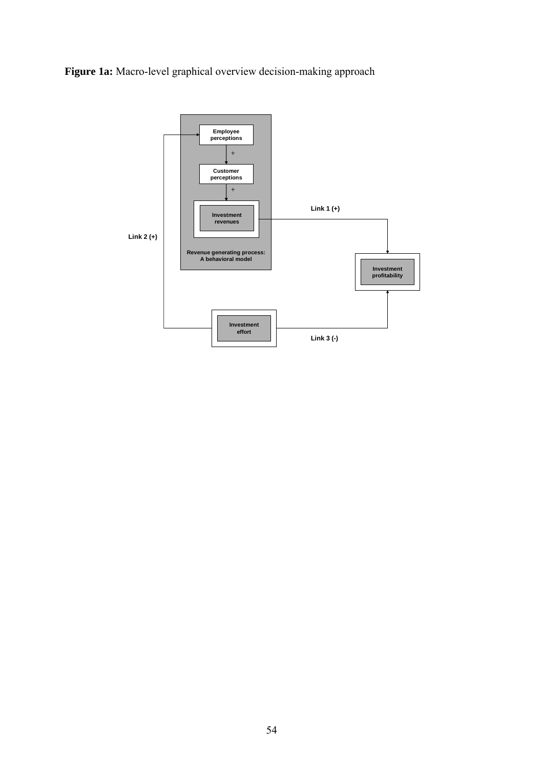**Figure 1a:** Macro-level graphical overview decision-making approach

Employee perceptions

\+

Customer perceptions

\+

Investment revenues

Revenue generating process: A behavioral model

Link 1 (+)

Link 2 (+)

Investment profitability

Investment effort

Link 3 (-)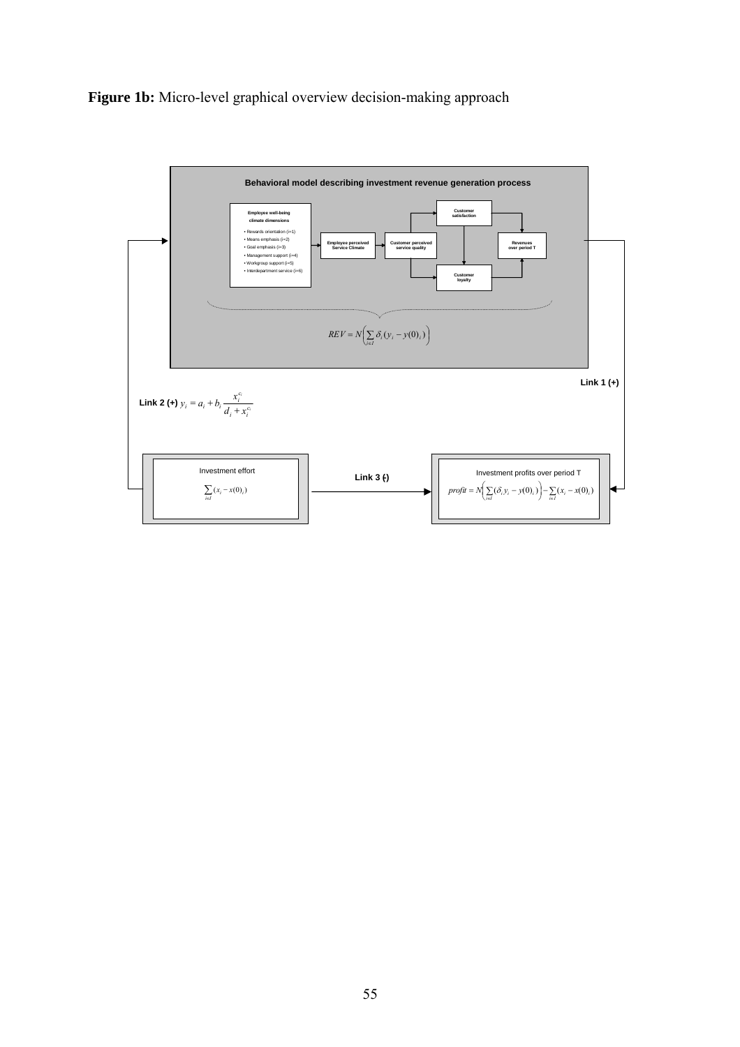**Figure 1b:** Micro-level graphical overview decision-making approach

**Behavioral model describing investment revenue generation process**

**Employee well-being climate dimensions**

- Rewards orientation (i=1)
- Means emphasis (i=2)
- Goal emphasis (i=3)
- Management support (i=4)
- Workgroup support (i=5)
- Interdepartment service (i=6)

**Employee perceived Service Climate**

**Customer perceived service quality**

**Customer satisfaction**

**Customer loyalty**

**Revenues over period T**

$$REV = N\left(\sum_{i \in I} \delta_i (y_i - y(0)_i)\right)$$

**Link 1 (+)**

**Link 2 (+)** $y_i = a_i + b_i \dfrac{x_i^{c_i}}{d_i + x_i^{c_i}}$

Investment effort

$$\sum_{i \in I} (x_i - x(0)_i)$$

**Link 3 (-)**

Investment profits over period T

$$profit = N\left(\sum_{i \in I} (\delta_i y_i - y(0)_i)\right) - \sum_{i \in I} (x_i - x(0)_i)$$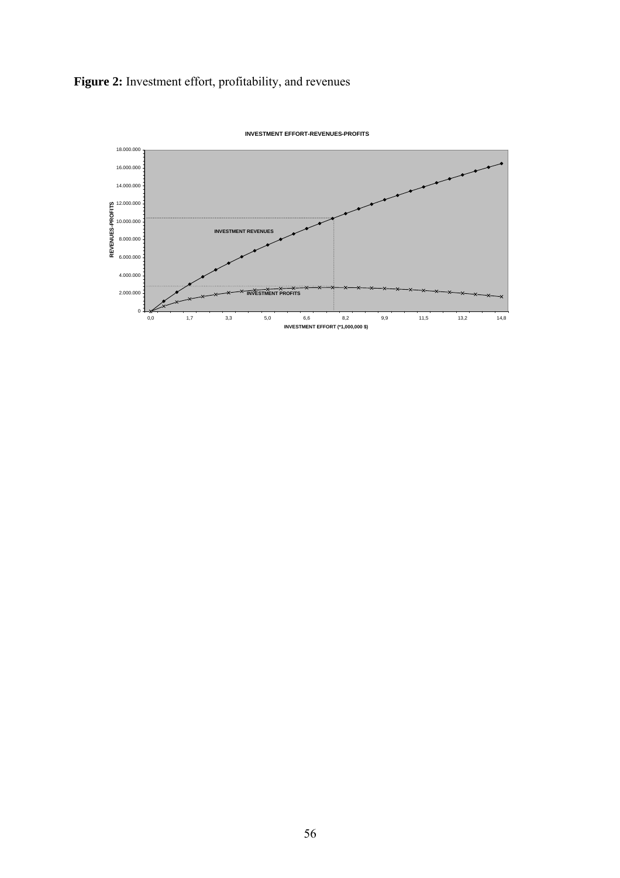**Figure 2:** Investment effort, profitability, and revenues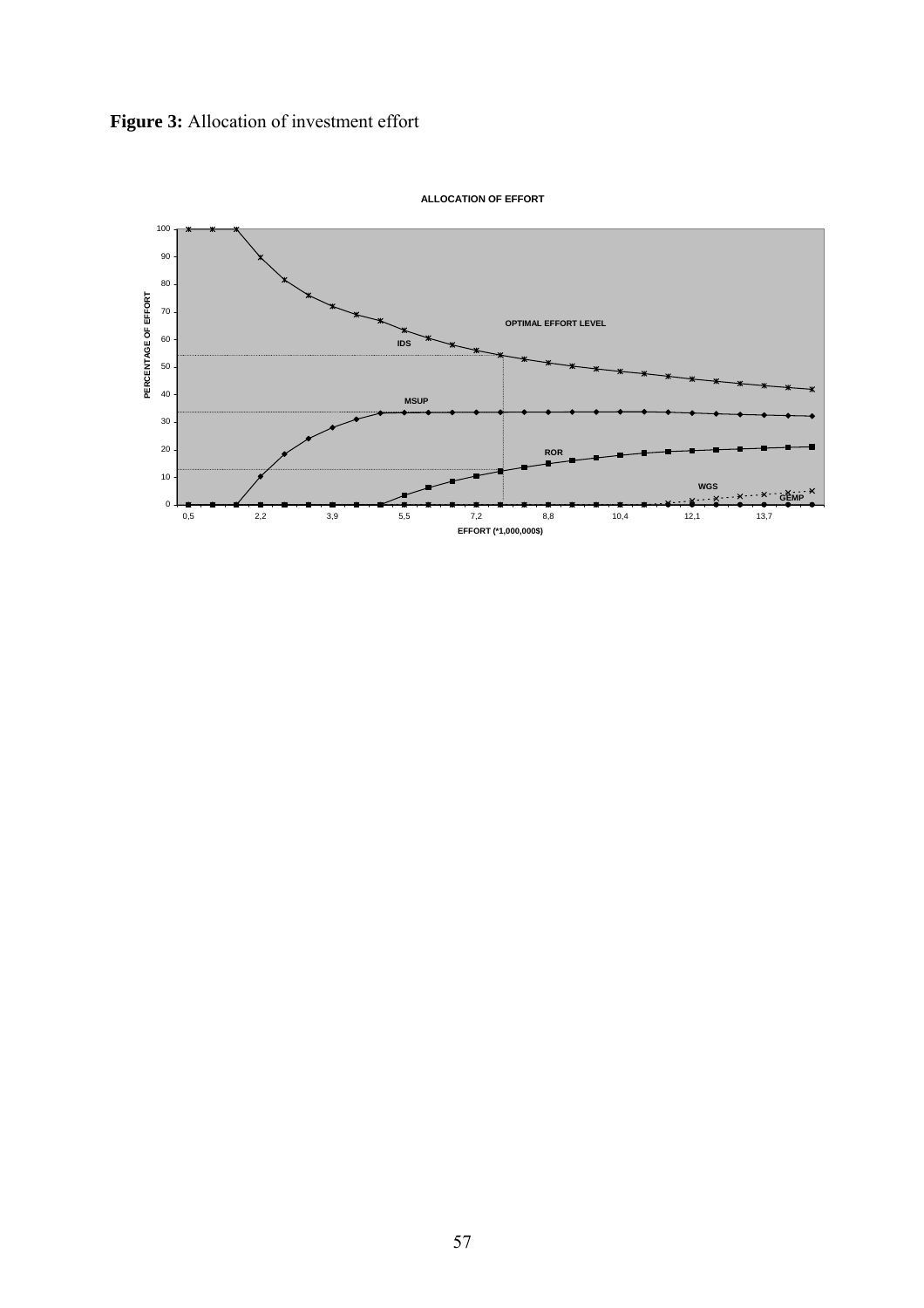**Figure 3:** Allocation of investment effort

ALLOCATION OF EFFORT

PERCENTAGE OF EFFORT

100
90
80
70
60
50
40
30
20
10
0

OPTIMAL EFFORT LEVEL

IDS

MSUP

ROR

WGS

GEMP

0,5
2,2
3,9
5,5
7,2
8,8
10,4
12,1
13,7

EFFORT (*1,000,000$)